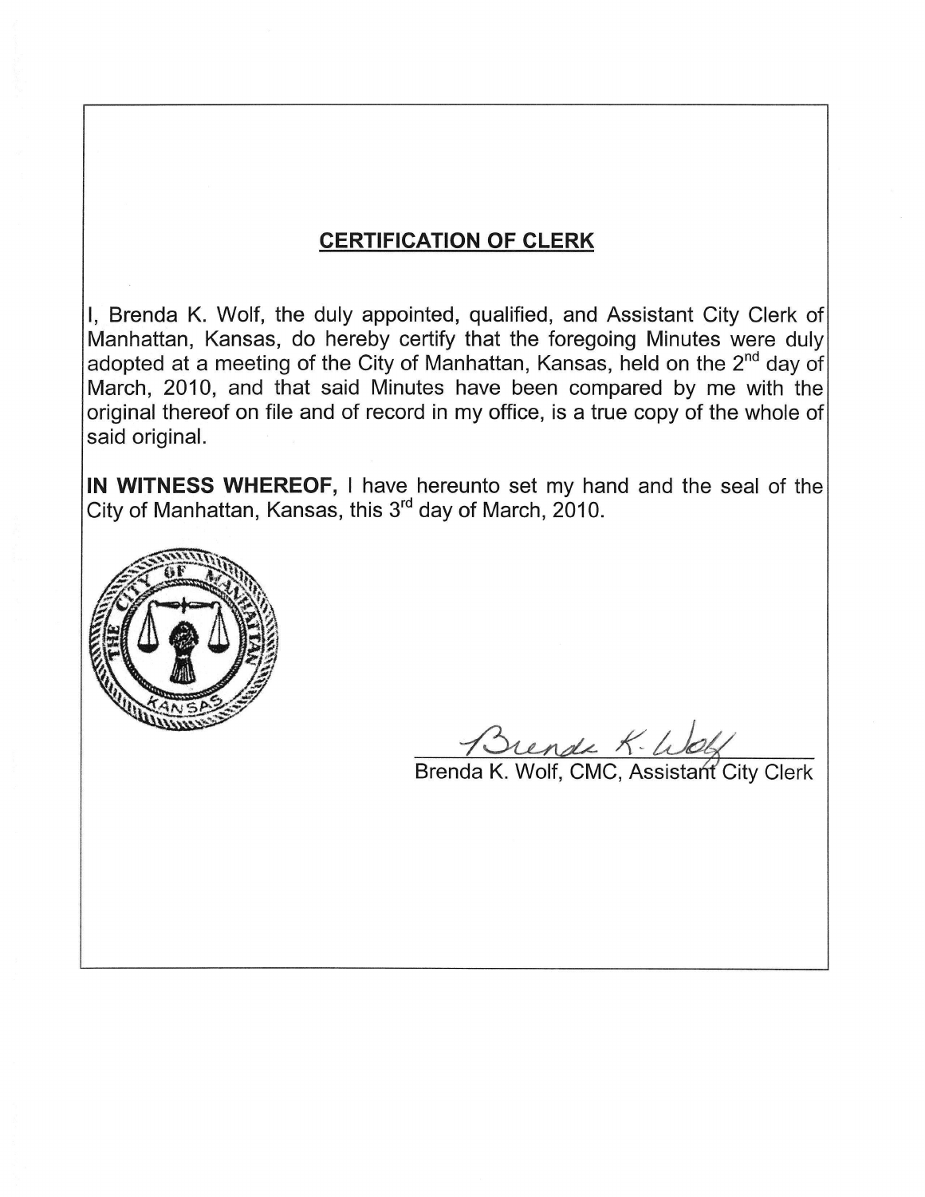## CERTIFICATION OF CLERK

I, Brenda K. Wolf, the duly appointed, qualified, and Assistant City Clerk of Manhattan, Kansas, do hereby certify that the foregoing Minutes were duly adopted at a meeting of the City of Manhattan, Kansas, held on the 2nd day of March, 2010, and that said Minutes have been compared by me with the original thereof on file and of record in my office, is a true copy of the whole of said original.

**IN WITNESS WHEREOF,** I have hereunto set my hand and the seal of the City of Manhattan, Kansas, this 3rd day of March, 2010.

Brenda K. Wolf

Brenda K. Wolf, CMC, Assistant City Clerk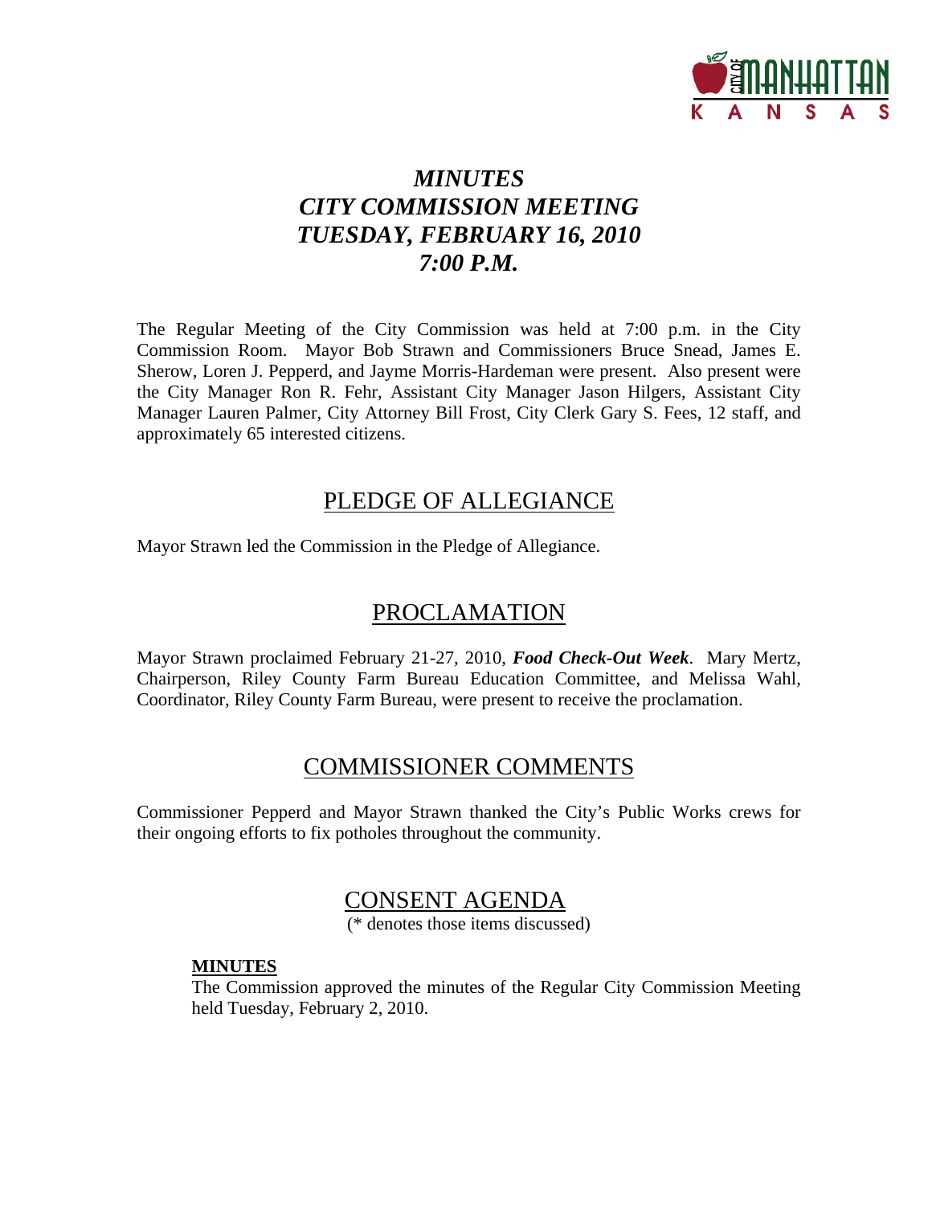# *MINUTES*
# *CITY COMMISSION MEETING*
# *TUESDAY, FEBRUARY 16, 2010*
# *7:00 P.M.*

The Regular Meeting of the City Commission was held at 7:00 p.m. in the City Commission Room. Mayor Bob Strawn and Commissioners Bruce Snead, James E. Sherow, Loren J. Pepperd, and Jayme Morris-Hardeman were present. Also present were the City Manager Ron R. Fehr, Assistant City Manager Jason Hilgers, Assistant City Manager Lauren Palmer, City Attorney Bill Frost, City Clerk Gary S. Fees, 12 staff, and approximately 65 interested citizens.

## PLEDGE OF ALLEGIANCE

Mayor Strawn led the Commission in the Pledge of Allegiance.

## PROCLAMATION

Mayor Strawn proclaimed February 21-27, 2010, ***Food Check-Out Week***. Mary Mertz, Chairperson, Riley County Farm Bureau Education Committee, and Melissa Wahl, Coordinator, Riley County Farm Bureau, were present to receive the proclamation.

## COMMISSIONER COMMENTS

Commissioner Pepperd and Mayor Strawn thanked the City's Public Works crews for their ongoing efforts to fix potholes throughout the community.

## CONSENT AGENDA

(* denotes those items discussed)

**MINUTES**

The Commission approved the minutes of the Regular City Commission Meeting held Tuesday, February 2, 2010.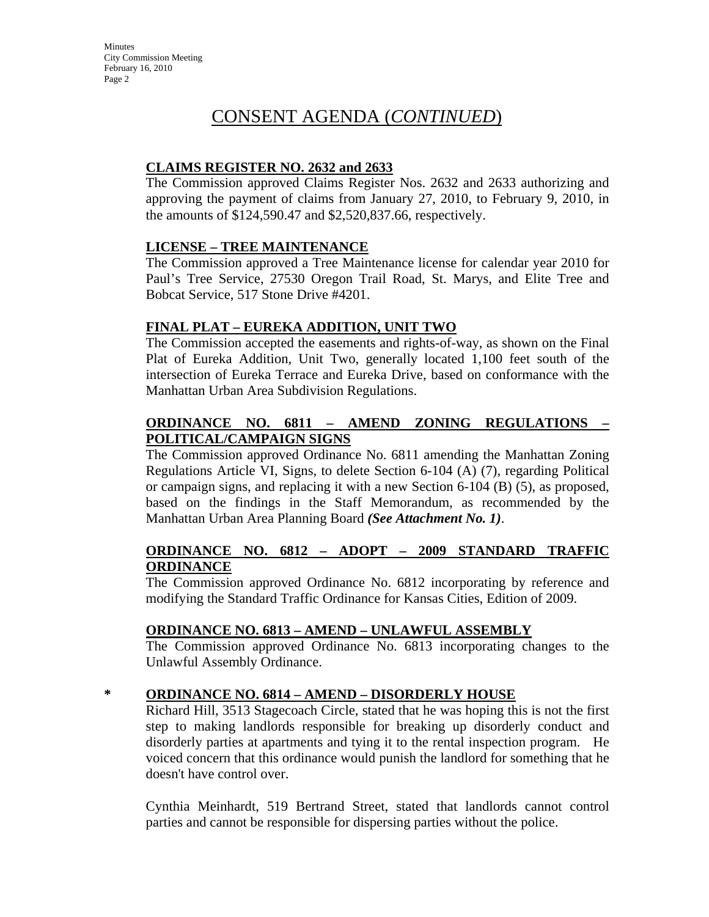# CONSENT AGENDA (*CONTINUED*)

**CLAIMS REGISTER NO. 2632 and 2633**

The Commission approved Claims Register Nos. 2632 and 2633 authorizing and approving the payment of claims from January 27, 2010, to February 9, 2010, in the amounts of $124,590.47 and $2,520,837.66, respectively.

**LICENSE – TREE MAINTENANCE**

The Commission approved a Tree Maintenance license for calendar year 2010 for Paul's Tree Service, 27530 Oregon Trail Road, St. Marys, and Elite Tree and Bobcat Service, 517 Stone Drive #4201.

**FINAL PLAT – EUREKA ADDITION, UNIT TWO**

The Commission accepted the easements and rights-of-way, as shown on the Final Plat of Eureka Addition, Unit Two, generally located 1,100 feet south of the intersection of Eureka Terrace and Eureka Drive, based on conformance with the Manhattan Urban Area Subdivision Regulations.

**ORDINANCE NO. 6811 – AMEND ZONING REGULATIONS – POLITICAL/CAMPAIGN SIGNS**

The Commission approved Ordinance No. 6811 amending the Manhattan Zoning Regulations Article VI, Signs, to delete Section 6-104 (A) (7), regarding Political or campaign signs, and replacing it with a new Section 6-104 (B) (5), as proposed, based on the findings in the Staff Memorandum, as recommended by the Manhattan Urban Area Planning Board ***(See Attachment No. 1)***.

**ORDINANCE NO. 6812 – ADOPT – 2009 STANDARD TRAFFIC ORDINANCE**

The Commission approved Ordinance No. 6812 incorporating by reference and modifying the Standard Traffic Ordinance for Kansas Cities, Edition of 2009.

**ORDINANCE NO. 6813 – AMEND – UNLAWFUL ASSEMBLY**

The Commission approved Ordinance No. 6813 incorporating changes to the Unlawful Assembly Ordinance.

**\* ORDINANCE NO. 6814 – AMEND – DISORDERLY HOUSE**

Richard Hill, 3513 Stagecoach Circle, stated that he was hoping this is not the first step to making landlords responsible for breaking up disorderly conduct and disorderly parties at apartments and tying it to the rental inspection program. He voiced concern that this ordinance would punish the landlord for something that he doesn't have control over.

Cynthia Meinhardt, 519 Bertrand Street, stated that landlords cannot control parties and cannot be responsible for dispersing parties without the police.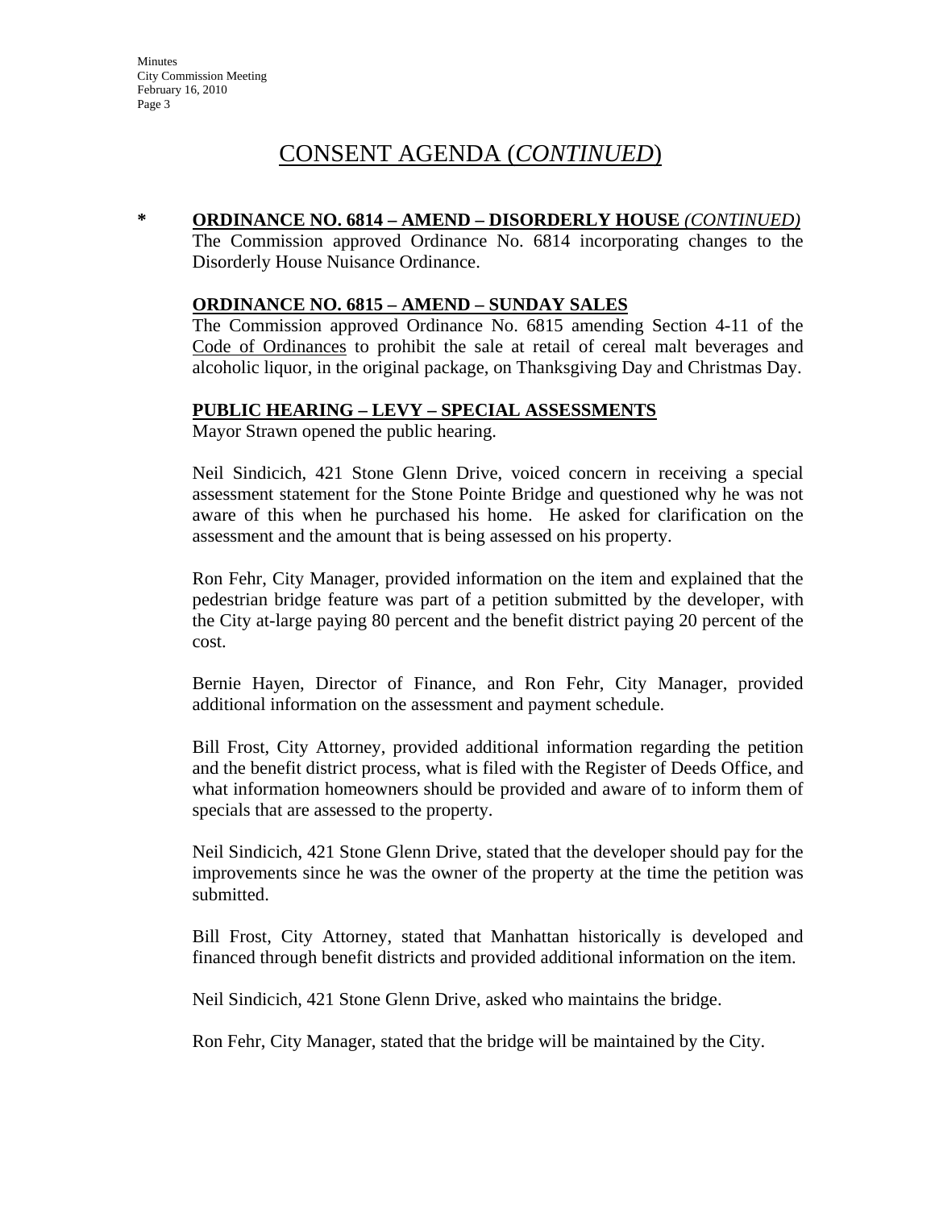# CONSENT AGENDA (*CONTINUED*)

\* **ORDINANCE NO. 6814 – AMEND – DISORDERLY HOUSE** ***(CONTINUED)***

The Commission approved Ordinance No. 6814 incorporating changes to the Disorderly House Nuisance Ordinance.

**ORDINANCE NO. 6815 – AMEND – SUNDAY SALES**

The Commission approved Ordinance No. 6815 amending Section 4-11 of the Code of Ordinances to prohibit the sale at retail of cereal malt beverages and alcoholic liquor, in the original package, on Thanksgiving Day and Christmas Day.

**PUBLIC HEARING – LEVY – SPECIAL ASSESSMENTS**

Mayor Strawn opened the public hearing.

Neil Sindicich, 421 Stone Glenn Drive, voiced concern in receiving a special assessment statement for the Stone Pointe Bridge and questioned why he was not aware of this when he purchased his home. He asked for clarification on the assessment and the amount that is being assessed on his property.

Ron Fehr, City Manager, provided information on the item and explained that the pedestrian bridge feature was part of a petition submitted by the developer, with the City at-large paying 80 percent and the benefit district paying 20 percent of the cost.

Bernie Hayen, Director of Finance, and Ron Fehr, City Manager, provided additional information on the assessment and payment schedule.

Bill Frost, City Attorney, provided additional information regarding the petition and the benefit district process, what is filed with the Register of Deeds Office, and what information homeowners should be provided and aware of to inform them of specials that are assessed to the property.

Neil Sindicich, 421 Stone Glenn Drive, stated that the developer should pay for the improvements since he was the owner of the property at the time the petition was submitted.

Bill Frost, City Attorney, stated that Manhattan historically is developed and financed through benefit districts and provided additional information on the item.

Neil Sindicich, 421 Stone Glenn Drive, asked who maintains the bridge.

Ron Fehr, City Manager, stated that the bridge will be maintained by the City.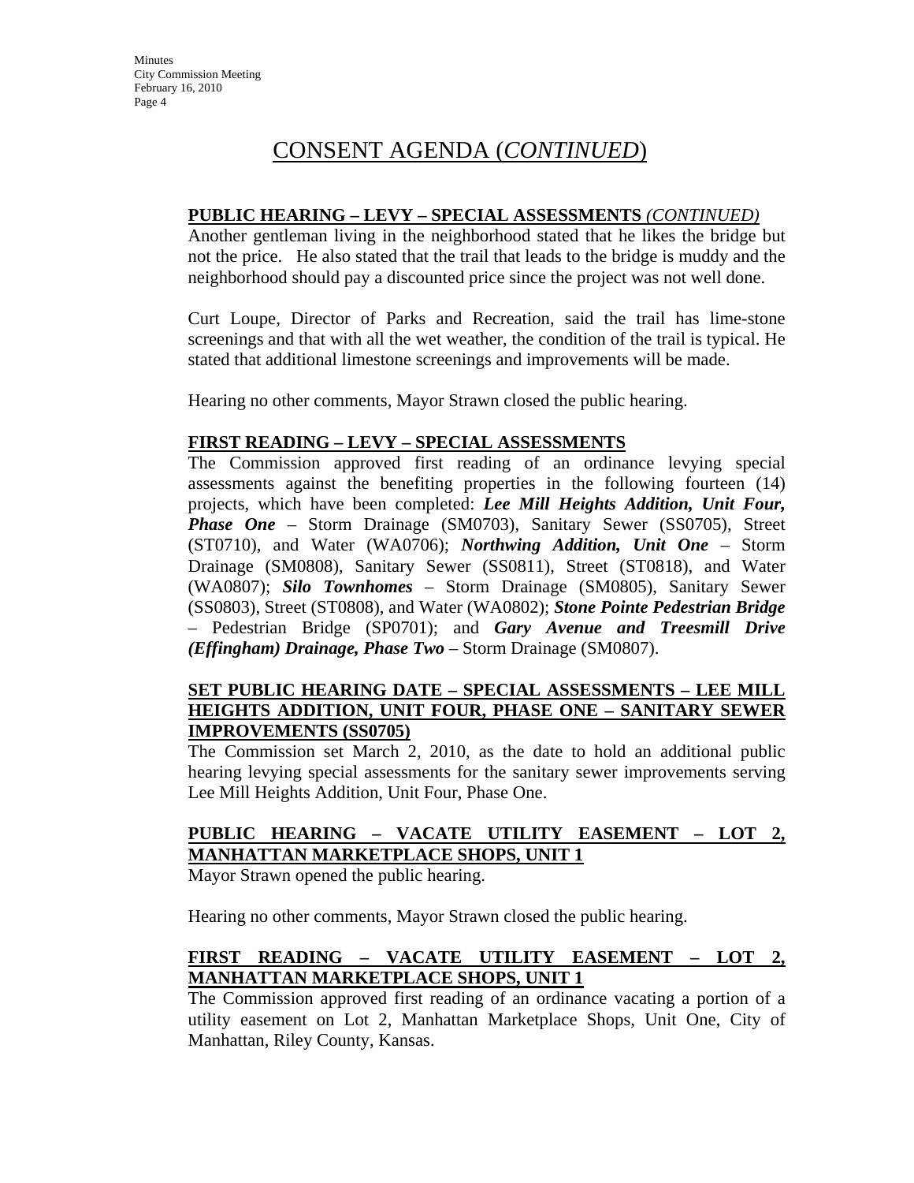# CONSENT AGENDA (*CONTINUED*)

**PUBLIC HEARING – LEVY – SPECIAL ASSESSMENTS** *(CONTINUED)*

Another gentleman living in the neighborhood stated that he likes the bridge but not the price. He also stated that the trail that leads to the bridge is muddy and the neighborhood should pay a discounted price since the project was not well done.

Curt Loupe, Director of Parks and Recreation, said the trail has lime-stone screenings and that with all the wet weather, the condition of the trail is typical. He stated that additional limestone screenings and improvements will be made.

Hearing no other comments, Mayor Strawn closed the public hearing.

**FIRST READING – LEVY – SPECIAL ASSESSMENTS**

The Commission approved first reading of an ordinance levying special assessments against the benefiting properties in the following fourteen (14) projects, which have been completed: ***Lee Mill Heights Addition, Unit Four, Phase One*** – Storm Drainage (SM0703), Sanitary Sewer (SS0705), Street (ST0710), and Water (WA0706); ***Northwing Addition, Unit One*** – Storm Drainage (SM0808), Sanitary Sewer (SS0811), Street (ST0818), and Water (WA0807); ***Silo Townhomes*** – Storm Drainage (SM0805), Sanitary Sewer (SS0803), Street (ST0808), and Water (WA0802); ***Stone Pointe Pedestrian Bridge*** – Pedestrian Bridge (SP0701); and ***Gary Avenue and Treesmill Drive (Effingham) Drainage, Phase Two*** – Storm Drainage (SM0807).

**SET PUBLIC HEARING DATE – SPECIAL ASSESSMENTS – LEE MILL HEIGHTS ADDITION, UNIT FOUR, PHASE ONE – SANITARY SEWER IMPROVEMENTS (SS0705)**

The Commission set March 2, 2010, as the date to hold an additional public hearing levying special assessments for the sanitary sewer improvements serving Lee Mill Heights Addition, Unit Four, Phase One.

**PUBLIC HEARING – VACATE UTILITY EASEMENT – LOT 2, MANHATTAN MARKETPLACE SHOPS, UNIT 1**

Mayor Strawn opened the public hearing.

Hearing no other comments, Mayor Strawn closed the public hearing.

**FIRST READING – VACATE UTILITY EASEMENT – LOT 2, MANHATTAN MARKETPLACE SHOPS, UNIT 1**

The Commission approved first reading of an ordinance vacating a portion of a utility easement on Lot 2, Manhattan Marketplace Shops, Unit One, City of Manhattan, Riley County, Kansas.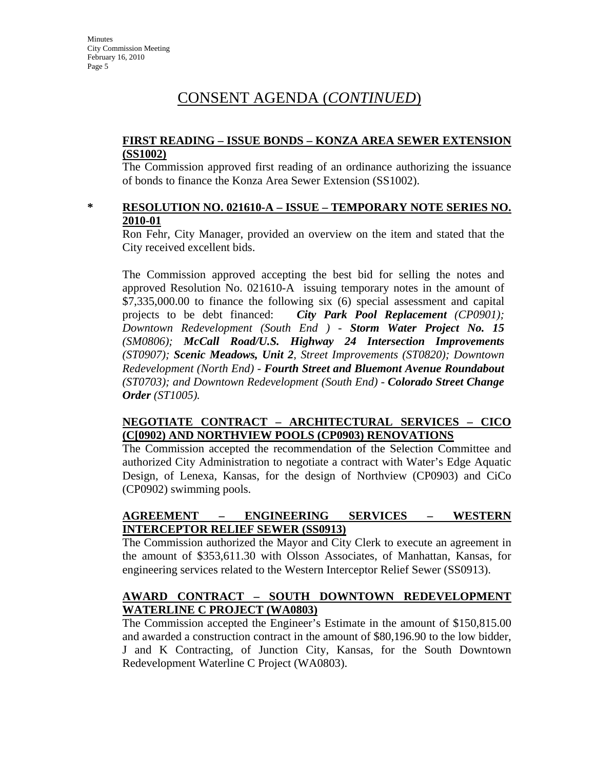# CONSENT AGENDA (*CONTINUED*)

**FIRST READING – ISSUE BONDS – KONZA AREA SEWER EXTENSION (SS1002)**

The Commission approved first reading of an ordinance authorizing the issuance of bonds to finance the Konza Area Sewer Extension (SS1002).

\* **RESOLUTION NO. 021610-A – ISSUE – TEMPORARY NOTE SERIES NO. 2010-01**

Ron Fehr, City Manager, provided an overview on the item and stated that the City received excellent bids.

The Commission approved accepting the best bid for selling the notes and approved Resolution No. 021610-A issuing temporary notes in the amount of $7,335,000.00 to finance the following six (6) special assessment and capital projects to be debt financed: ***City Park Pool Replacement** (CP0901); Downtown Redevelopment (South End ) - **Storm Water Project No. 15** (SM0806); **McCall Road/U.S. Highway 24 Intersection Improvements** (ST0907); **Scenic Meadows, Unit 2**, Street Improvements (ST0820); Downtown Redevelopment (North End) - **Fourth Street and Bluemont Avenue Roundabout** (ST0703); and Downtown Redevelopment (South End) - **Colorado Street Change Order** (ST1005).*

**NEGOTIATE CONTRACT – ARCHITECTURAL SERVICES – CICO (C[0902) AND NORTHVIEW POOLS (CP0903) RENOVATIONS**

The Commission accepted the recommendation of the Selection Committee and authorized City Administration to negotiate a contract with Water's Edge Aquatic Design, of Lenexa, Kansas, for the design of Northview (CP0903) and CiCo (CP0902) swimming pools.

**AGREEMENT – ENGINEERING SERVICES – WESTERN INTERCEPTOR RELIEF SEWER (SS0913)**

The Commission authorized the Mayor and City Clerk to execute an agreement in the amount of $353,611.30 with Olsson Associates, of Manhattan, Kansas, for engineering services related to the Western Interceptor Relief Sewer (SS0913).

**AWARD CONTRACT – SOUTH DOWNTOWN REDEVELOPMENT WATERLINE C PROJECT (WA0803)**

The Commission accepted the Engineer's Estimate in the amount of $150,815.00 and awarded a construction contract in the amount of $80,196.90 to the low bidder, J and K Contracting, of Junction City, Kansas, for the South Downtown Redevelopment Waterline C Project (WA0803).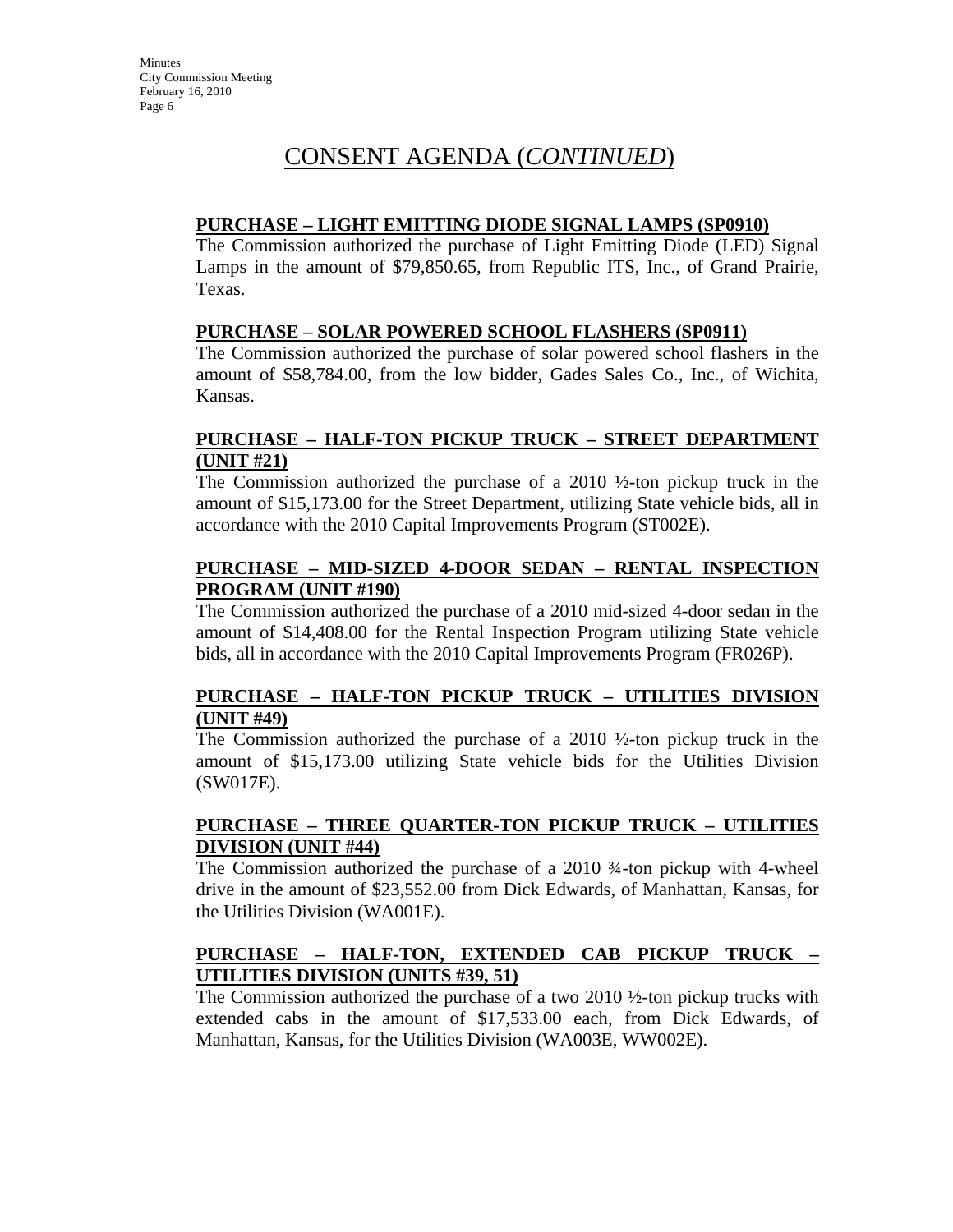# CONSENT AGENDA (*CONTINUED*)

**PURCHASE – LIGHT EMITTING DIODE SIGNAL LAMPS (SP0910)**

The Commission authorized the purchase of Light Emitting Diode (LED) Signal Lamps in the amount of $79,850.65, from Republic ITS, Inc., of Grand Prairie, Texas.

**PURCHASE – SOLAR POWERED SCHOOL FLASHERS (SP0911)**

The Commission authorized the purchase of solar powered school flashers in the amount of $58,784.00, from the low bidder, Gades Sales Co., Inc., of Wichita, Kansas.

**PURCHASE – HALF-TON PICKUP TRUCK – STREET DEPARTMENT (UNIT #21)**

The Commission authorized the purchase of a 2010 ½-ton pickup truck in the amount of $15,173.00 for the Street Department, utilizing State vehicle bids, all in accordance with the 2010 Capital Improvements Program (ST002E).

**PURCHASE – MID-SIZED 4-DOOR SEDAN – RENTAL INSPECTION PROGRAM (UNIT #190)**

The Commission authorized the purchase of a 2010 mid-sized 4-door sedan in the amount of $14,408.00 for the Rental Inspection Program utilizing State vehicle bids, all in accordance with the 2010 Capital Improvements Program (FR026P).

**PURCHASE – HALF-TON PICKUP TRUCK – UTILITIES DIVISION (UNIT #49)**

The Commission authorized the purchase of a 2010 ½-ton pickup truck in the amount of $15,173.00 utilizing State vehicle bids for the Utilities Division (SW017E).

**PURCHASE – THREE QUARTER-TON PICKUP TRUCK – UTILITIES DIVISION (UNIT #44)**

The Commission authorized the purchase of a 2010 ¾-ton pickup with 4-wheel drive in the amount of $23,552.00 from Dick Edwards, of Manhattan, Kansas, for the Utilities Division (WA001E).

**PURCHASE – HALF-TON, EXTENDED CAB PICKUP TRUCK – UTILITIES DIVISION (UNITS #39, 51)**

The Commission authorized the purchase of a two 2010 ½-ton pickup trucks with extended cabs in the amount of $17,533.00 each, from Dick Edwards, of Manhattan, Kansas, for the Utilities Division (WA003E, WW002E).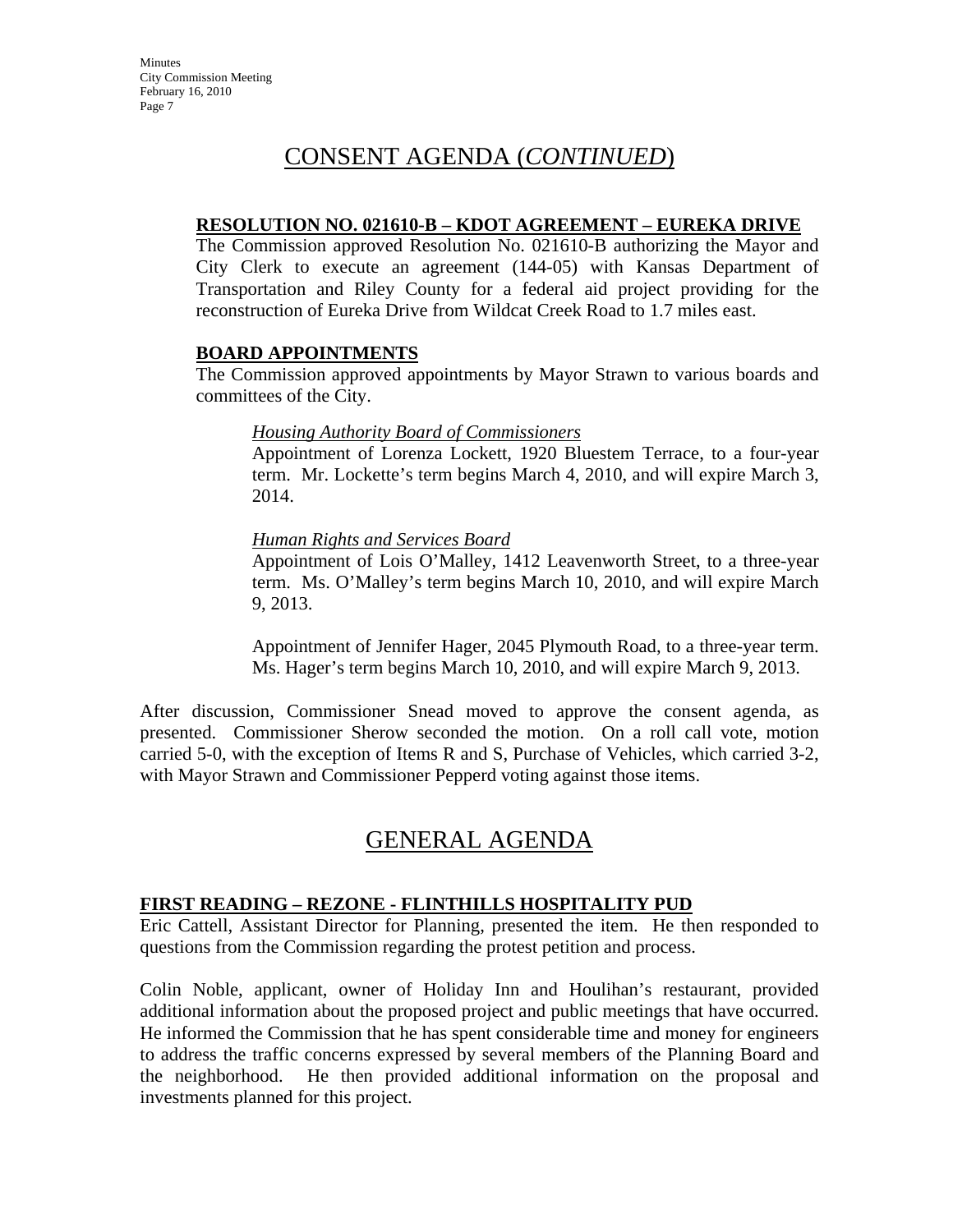# CONSENT AGENDA (*CONTINUED*)

**RESOLUTION NO. 021610-B – KDOT AGREEMENT – EUREKA DRIVE**

The Commission approved Resolution No. 021610-B authorizing the Mayor and City Clerk to execute an agreement (144-05) with Kansas Department of Transportation and Riley County for a federal aid project providing for the reconstruction of Eureka Drive from Wildcat Creek Road to 1.7 miles east.

**BOARD APPOINTMENTS**

The Commission approved appointments by Mayor Strawn to various boards and committees of the City.

*Housing Authority Board of Commissioners*

Appointment of Lorenza Lockett, 1920 Bluestem Terrace, to a four-year term. Mr. Lockette's term begins March 4, 2010, and will expire March 3, 2014.

*Human Rights and Services Board*

Appointment of Lois O'Malley, 1412 Leavenworth Street, to a three-year term. Ms. O'Malley's term begins March 10, 2010, and will expire March 9, 2013.

Appointment of Jennifer Hager, 2045 Plymouth Road, to a three-year term. Ms. Hager's term begins March 10, 2010, and will expire March 9, 2013.

After discussion, Commissioner Snead moved to approve the consent agenda, as presented. Commissioner Sherow seconded the motion. On a roll call vote, motion carried 5-0, with the exception of Items R and S, Purchase of Vehicles, which carried 3-2, with Mayor Strawn and Commissioner Pepperd voting against those items.

# GENERAL AGENDA

**FIRST READING – REZONE - FLINTHILLS HOSPITALITY PUD**

Eric Cattell, Assistant Director for Planning, presented the item. He then responded to questions from the Commission regarding the protest petition and process.

Colin Noble, applicant, owner of Holiday Inn and Houlihan's restaurant, provided additional information about the proposed project and public meetings that have occurred. He informed the Commission that he has spent considerable time and money for engineers to address the traffic concerns expressed by several members of the Planning Board and the neighborhood. He then provided additional information on the proposal and investments planned for this project.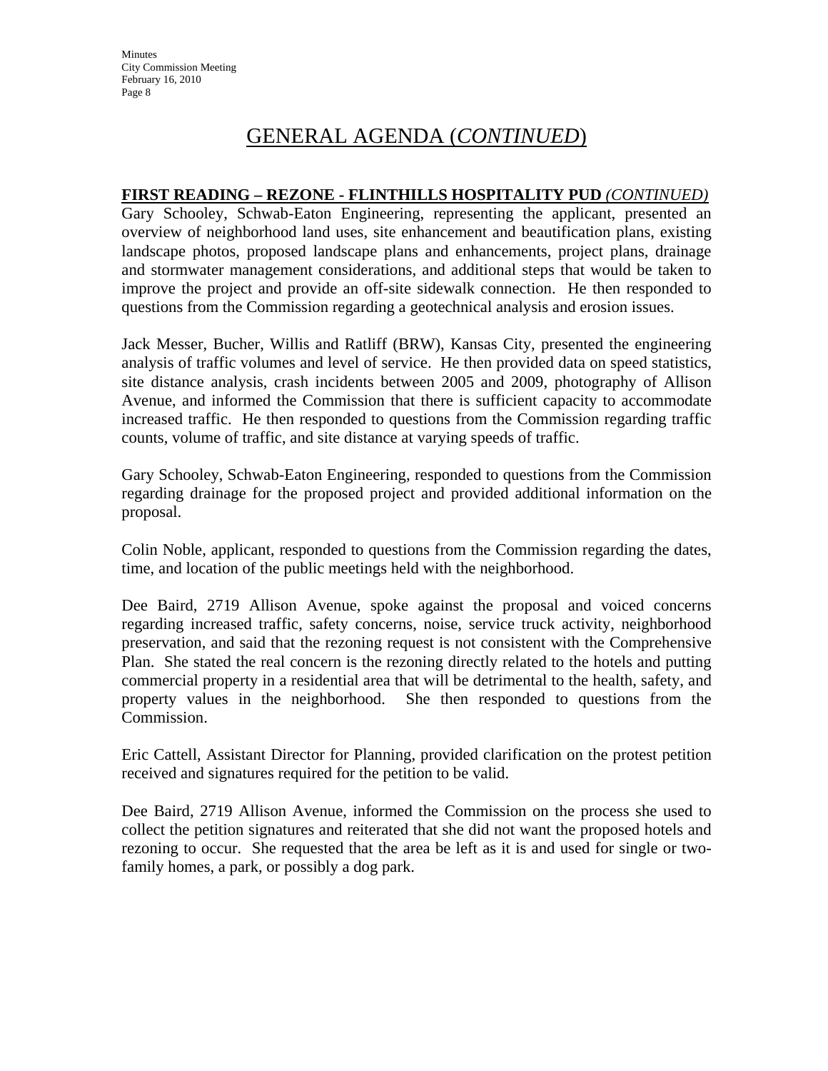# GENERAL AGENDA (*CONTINUED*)

**FIRST READING – REZONE - FLINTHILLS HOSPITALITY PUD** ***(CONTINUED)***

Gary Schooley, Schwab-Eaton Engineering, representing the applicant, presented an overview of neighborhood land uses, site enhancement and beautification plans, existing landscape photos, proposed landscape plans and enhancements, project plans, drainage and stormwater management considerations, and additional steps that would be taken to improve the project and provide an off-site sidewalk connection. He then responded to questions from the Commission regarding a geotechnical analysis and erosion issues.

Jack Messer, Bucher, Willis and Ratliff (BRW), Kansas City, presented the engineering analysis of traffic volumes and level of service. He then provided data on speed statistics, site distance analysis, crash incidents between 2005 and 2009, photography of Allison Avenue, and informed the Commission that there is sufficient capacity to accommodate increased traffic. He then responded to questions from the Commission regarding traffic counts, volume of traffic, and site distance at varying speeds of traffic.

Gary Schooley, Schwab-Eaton Engineering, responded to questions from the Commission regarding drainage for the proposed project and provided additional information on the proposal.

Colin Noble, applicant, responded to questions from the Commission regarding the dates, time, and location of the public meetings held with the neighborhood.

Dee Baird, 2719 Allison Avenue, spoke against the proposal and voiced concerns regarding increased traffic, safety concerns, noise, service truck activity, neighborhood preservation, and said that the rezoning request is not consistent with the Comprehensive Plan. She stated the real concern is the rezoning directly related to the hotels and putting commercial property in a residential area that will be detrimental to the health, safety, and property values in the neighborhood. She then responded to questions from the Commission.

Eric Cattell, Assistant Director for Planning, provided clarification on the protest petition received and signatures required for the petition to be valid.

Dee Baird, 2719 Allison Avenue, informed the Commission on the process she used to collect the petition signatures and reiterated that she did not want the proposed hotels and rezoning to occur. She requested that the area be left as it is and used for single or two-family homes, a park, or possibly a dog park.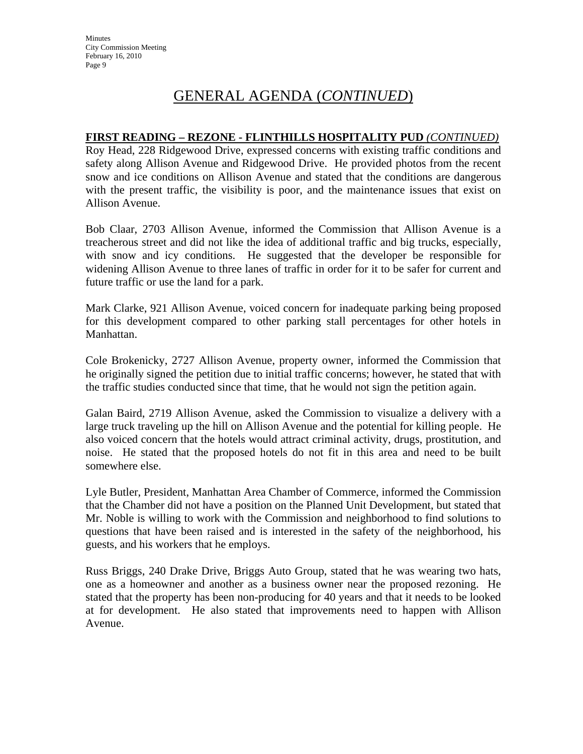# GENERAL AGENDA (*CONTINUED*)

**FIRST READING – REZONE - FLINTHILLS HOSPITALITY PUD** ***(CONTINUED)***

Roy Head, 228 Ridgewood Drive, expressed concerns with existing traffic conditions and safety along Allison Avenue and Ridgewood Drive. He provided photos from the recent snow and ice conditions on Allison Avenue and stated that the conditions are dangerous with the present traffic, the visibility is poor, and the maintenance issues that exist on Allison Avenue.

Bob Claar, 2703 Allison Avenue, informed the Commission that Allison Avenue is a treacherous street and did not like the idea of additional traffic and big trucks, especially, with snow and icy conditions. He suggested that the developer be responsible for widening Allison Avenue to three lanes of traffic in order for it to be safer for current and future traffic or use the land for a park.

Mark Clarke, 921 Allison Avenue, voiced concern for inadequate parking being proposed for this development compared to other parking stall percentages for other hotels in Manhattan.

Cole Brokenicky, 2727 Allison Avenue, property owner, informed the Commission that he originally signed the petition due to initial traffic concerns; however, he stated that with the traffic studies conducted since that time, that he would not sign the petition again.

Galan Baird, 2719 Allison Avenue, asked the Commission to visualize a delivery with a large truck traveling up the hill on Allison Avenue and the potential for killing people. He also voiced concern that the hotels would attract criminal activity, drugs, prostitution, and noise. He stated that the proposed hotels do not fit in this area and need to be built somewhere else.

Lyle Butler, President, Manhattan Area Chamber of Commerce, informed the Commission that the Chamber did not have a position on the Planned Unit Development, but stated that Mr. Noble is willing to work with the Commission and neighborhood to find solutions to questions that have been raised and is interested in the safety of the neighborhood, his guests, and his workers that he employs.

Russ Briggs, 240 Drake Drive, Briggs Auto Group, stated that he was wearing two hats, one as a homeowner and another as a business owner near the proposed rezoning. He stated that the property has been non-producing for 40 years and that it needs to be looked at for development. He also stated that improvements need to happen with Allison Avenue.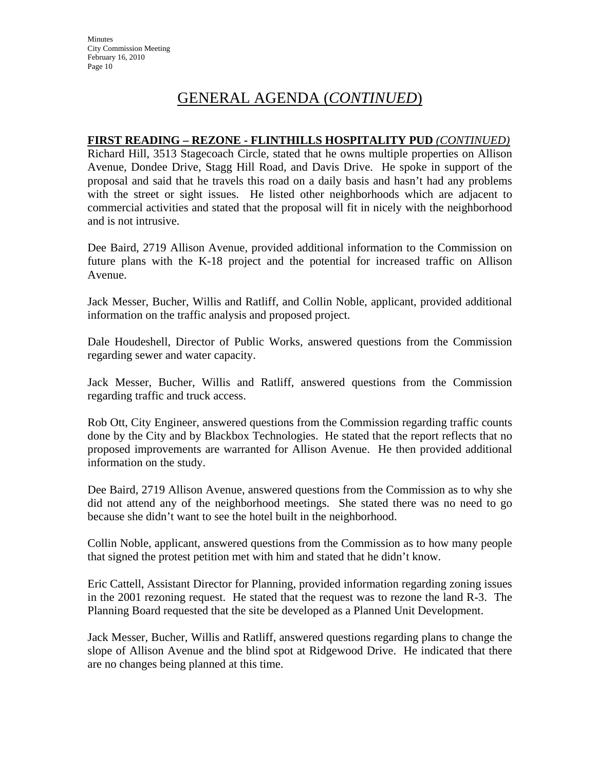# GENERAL AGENDA (*CONTINUED*)

**FIRST READING – REZONE - FLINTHILLS HOSPITALITY PUD** ***(CONTINUED)***

Richard Hill, 3513 Stagecoach Circle, stated that he owns multiple properties on Allison Avenue, Dondee Drive, Stagg Hill Road, and Davis Drive. He spoke in support of the proposal and said that he travels this road on a daily basis and hasn't had any problems with the street or sight issues. He listed other neighborhoods which are adjacent to commercial activities and stated that the proposal will fit in nicely with the neighborhood and is not intrusive.

Dee Baird, 2719 Allison Avenue, provided additional information to the Commission on future plans with the K-18 project and the potential for increased traffic on Allison Avenue.

Jack Messer, Bucher, Willis and Ratliff, and Collin Noble, applicant, provided additional information on the traffic analysis and proposed project.

Dale Houdeshell, Director of Public Works, answered questions from the Commission regarding sewer and water capacity.

Jack Messer, Bucher, Willis and Ratliff, answered questions from the Commission regarding traffic and truck access.

Rob Ott, City Engineer, answered questions from the Commission regarding traffic counts done by the City and by Blackbox Technologies. He stated that the report reflects that no proposed improvements are warranted for Allison Avenue. He then provided additional information on the study.

Dee Baird, 2719 Allison Avenue, answered questions from the Commission as to why she did not attend any of the neighborhood meetings. She stated there was no need to go because she didn't want to see the hotel built in the neighborhood.

Collin Noble, applicant, answered questions from the Commission as to how many people that signed the protest petition met with him and stated that he didn't know.

Eric Cattell, Assistant Director for Planning, provided information regarding zoning issues in the 2001 rezoning request. He stated that the request was to rezone the land R-3. The Planning Board requested that the site be developed as a Planned Unit Development.

Jack Messer, Bucher, Willis and Ratliff, answered questions regarding plans to change the slope of Allison Avenue and the blind spot at Ridgewood Drive. He indicated that there are no changes being planned at this time.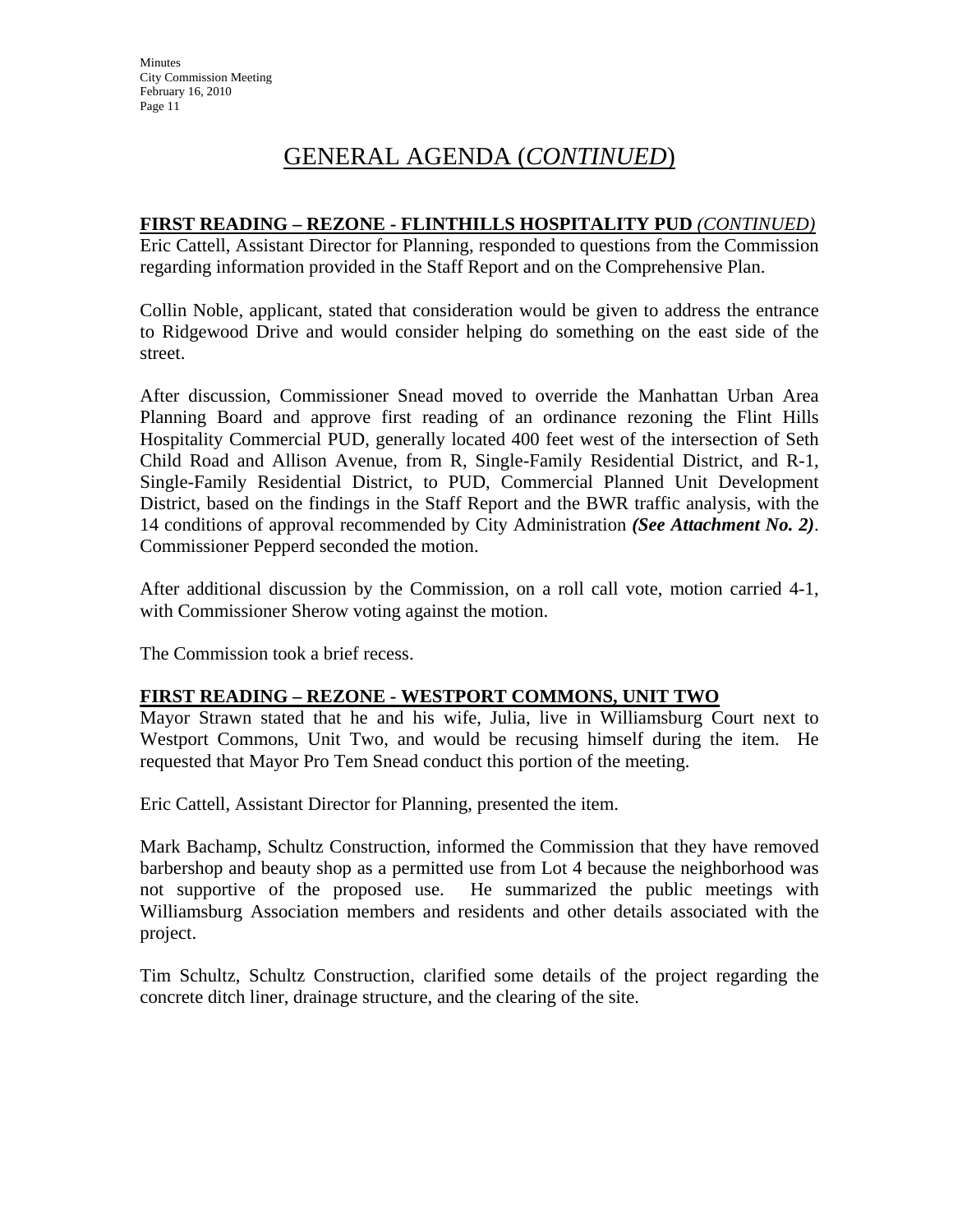# GENERAL AGENDA (*CONTINUED*)

**FIRST READING – REZONE - FLINTHILLS HOSPITALITY PUD *(CONTINUED)***

Eric Cattell, Assistant Director for Planning, responded to questions from the Commission regarding information provided in the Staff Report and on the Comprehensive Plan.

Collin Noble, applicant, stated that consideration would be given to address the entrance to Ridgewood Drive and would consider helping do something on the east side of the street.

After discussion, Commissioner Snead moved to override the Manhattan Urban Area Planning Board and approve first reading of an ordinance rezoning the Flint Hills Hospitality Commercial PUD, generally located 400 feet west of the intersection of Seth Child Road and Allison Avenue, from R, Single-Family Residential District, and R-1, Single-Family Residential District, to PUD, Commercial Planned Unit Development District, based on the findings in the Staff Report and the BWR traffic analysis, with the 14 conditions of approval recommended by City Administration ***(See Attachment No. 2)***. Commissioner Pepperd seconded the motion.

After additional discussion by the Commission, on a roll call vote, motion carried 4-1, with Commissioner Sherow voting against the motion.

The Commission took a brief recess.

**FIRST READING – REZONE - WESTPORT COMMONS, UNIT TWO**

Mayor Strawn stated that he and his wife, Julia, live in Williamsburg Court next to Westport Commons, Unit Two, and would be recusing himself during the item. He requested that Mayor Pro Tem Snead conduct this portion of the meeting.

Eric Cattell, Assistant Director for Planning, presented the item.

Mark Bachamp, Schultz Construction, informed the Commission that they have removed barbershop and beauty shop as a permitted use from Lot 4 because the neighborhood was not supportive of the proposed use. He summarized the public meetings with Williamsburg Association members and residents and other details associated with the project.

Tim Schultz, Schultz Construction, clarified some details of the project regarding the concrete ditch liner, drainage structure, and the clearing of the site.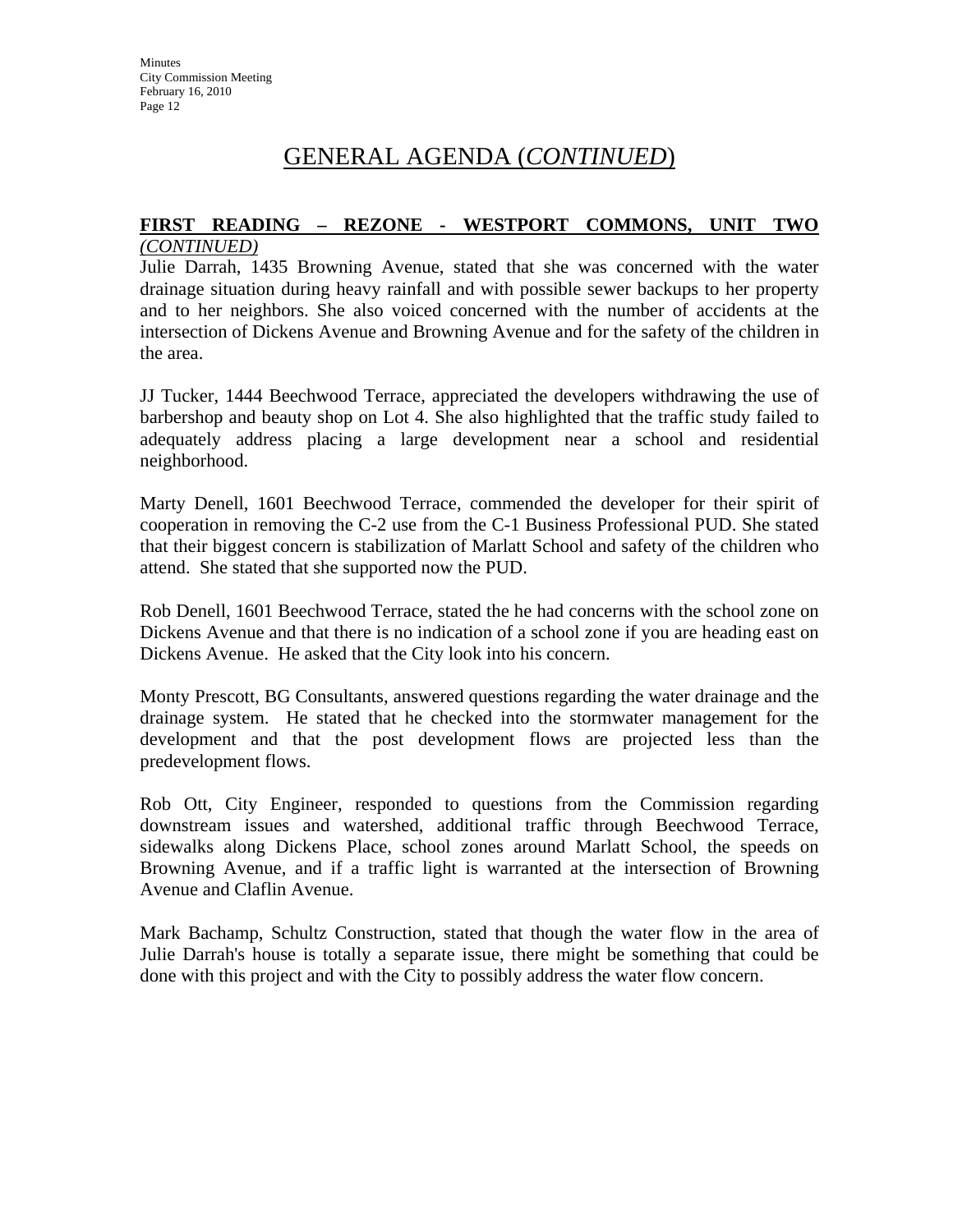## GENERAL AGENDA (*CONTINUED*)

**FIRST READING – REZONE - WESTPORT COMMONS, UNIT TWO** *(CONTINUED)*

Julie Darrah, 1435 Browning Avenue, stated that she was concerned with the water drainage situation during heavy rainfall and with possible sewer backups to her property and to her neighbors. She also voiced concerned with the number of accidents at the intersection of Dickens Avenue and Browning Avenue and for the safety of the children in the area.

JJ Tucker, 1444 Beechwood Terrace, appreciated the developers withdrawing the use of barbershop and beauty shop on Lot 4. She also highlighted that the traffic study failed to adequately address placing a large development near a school and residential neighborhood.

Marty Denell, 1601 Beechwood Terrace, commended the developer for their spirit of cooperation in removing the C-2 use from the C-1 Business Professional PUD. She stated that their biggest concern is stabilization of Marlatt School and safety of the children who attend. She stated that she supported now the PUD.

Rob Denell, 1601 Beechwood Terrace, stated the he had concerns with the school zone on Dickens Avenue and that there is no indication of a school zone if you are heading east on Dickens Avenue. He asked that the City look into his concern.

Monty Prescott, BG Consultants, answered questions regarding the water drainage and the drainage system. He stated that he checked into the stormwater management for the development and that the post development flows are projected less than the predevelopment flows.

Rob Ott, City Engineer, responded to questions from the Commission regarding downstream issues and watershed, additional traffic through Beechwood Terrace, sidewalks along Dickens Place, school zones around Marlatt School, the speeds on Browning Avenue, and if a traffic light is warranted at the intersection of Browning Avenue and Claflin Avenue.

Mark Bachamp, Schultz Construction, stated that though the water flow in the area of Julie Darrah's house is totally a separate issue, there might be something that could be done with this project and with the City to possibly address the water flow concern.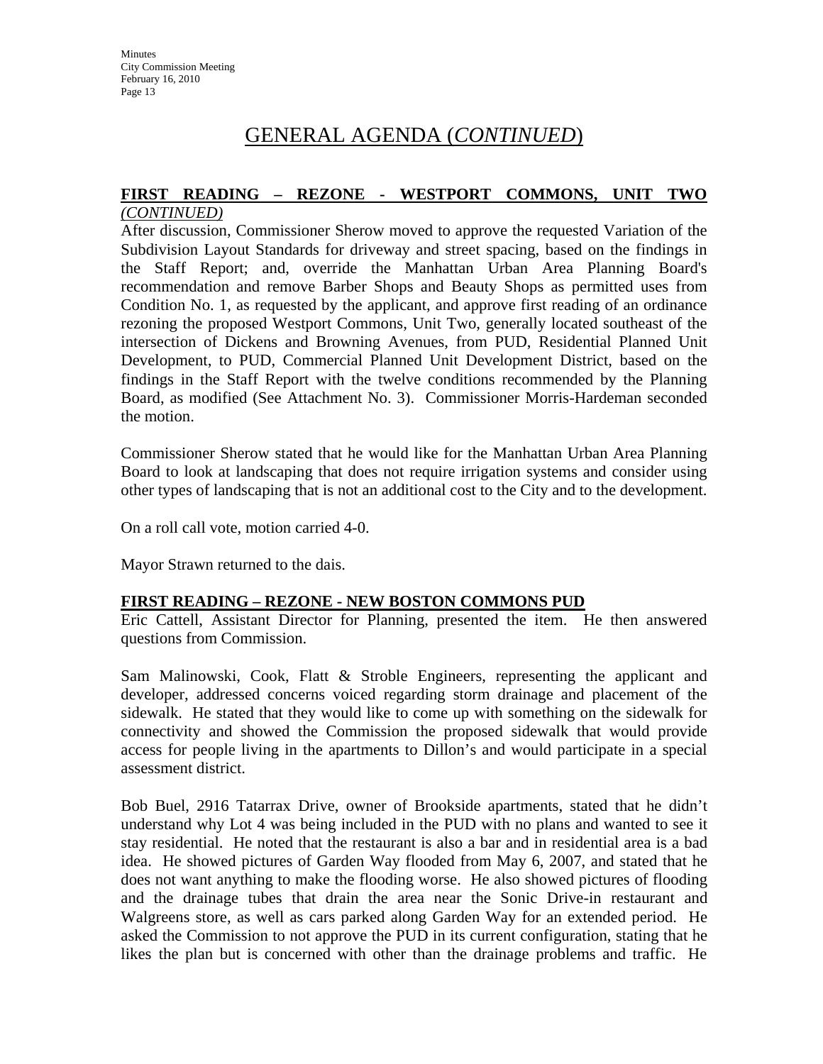# GENERAL AGENDA (*CONTINUED*)

**FIRST READING – REZONE - WESTPORT COMMONS, UNIT TWO** ***(CONTINUED)***

After discussion, Commissioner Sherow moved to approve the requested Variation of the Subdivision Layout Standards for driveway and street spacing, based on the findings in the Staff Report; and, override the Manhattan Urban Area Planning Board's recommendation and remove Barber Shops and Beauty Shops as permitted uses from Condition No. 1, as requested by the applicant, and approve first reading of an ordinance rezoning the proposed Westport Commons, Unit Two, generally located southeast of the intersection of Dickens and Browning Avenues, from PUD, Residential Planned Unit Development, to PUD, Commercial Planned Unit Development District, based on the findings in the Staff Report with the twelve conditions recommended by the Planning Board, as modified (See Attachment No. 3). Commissioner Morris-Hardeman seconded the motion.

Commissioner Sherow stated that he would like for the Manhattan Urban Area Planning Board to look at landscaping that does not require irrigation systems and consider using other types of landscaping that is not an additional cost to the City and to the development.

On a roll call vote, motion carried 4-0.

Mayor Strawn returned to the dais.

**FIRST READING – REZONE - NEW BOSTON COMMONS PUD**

Eric Cattell, Assistant Director for Planning, presented the item. He then answered questions from Commission.

Sam Malinowski, Cook, Flatt & Stroble Engineers, representing the applicant and developer, addressed concerns voiced regarding storm drainage and placement of the sidewalk. He stated that they would like to come up with something on the sidewalk for connectivity and showed the Commission the proposed sidewalk that would provide access for people living in the apartments to Dillon's and would participate in a special assessment district.

Bob Buel, 2916 Tatarrax Drive, owner of Brookside apartments, stated that he didn't understand why Lot 4 was being included in the PUD with no plans and wanted to see it stay residential. He noted that the restaurant is also a bar and in residential area is a bad idea. He showed pictures of Garden Way flooded from May 6, 2007, and stated that he does not want anything to make the flooding worse. He also showed pictures of flooding and the drainage tubes that drain the area near the Sonic Drive-in restaurant and Walgreens store, as well as cars parked along Garden Way for an extended period. He asked the Commission to not approve the PUD in its current configuration, stating that he likes the plan but is concerned with other than the drainage problems and traffic. He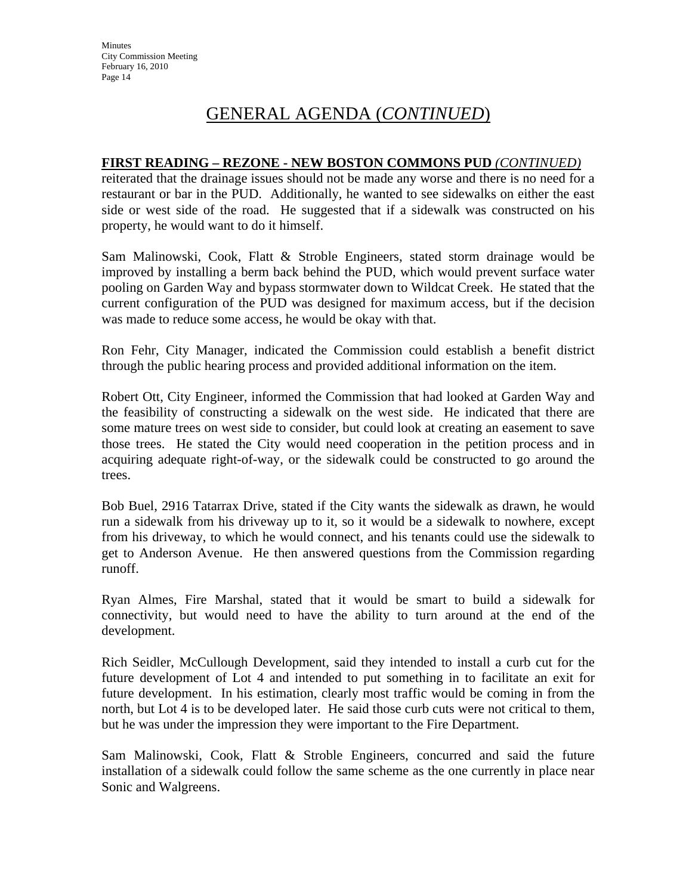# GENERAL AGENDA (*CONTINUED*)

**FIRST READING – REZONE - NEW BOSTON COMMONS PUD** ***(CONTINUED)***

reiterated that the drainage issues should not be made any worse and there is no need for a restaurant or bar in the PUD. Additionally, he wanted to see sidewalks on either the east side or west side of the road. He suggested that if a sidewalk was constructed on his property, he would want to do it himself.

Sam Malinowski, Cook, Flatt & Stroble Engineers, stated storm drainage would be improved by installing a berm back behind the PUD, which would prevent surface water pooling on Garden Way and bypass stormwater down to Wildcat Creek. He stated that the current configuration of the PUD was designed for maximum access, but if the decision was made to reduce some access, he would be okay with that.

Ron Fehr, City Manager, indicated the Commission could establish a benefit district through the public hearing process and provided additional information on the item.

Robert Ott, City Engineer, informed the Commission that had looked at Garden Way and the feasibility of constructing a sidewalk on the west side. He indicated that there are some mature trees on west side to consider, but could look at creating an easement to save those trees. He stated the City would need cooperation in the petition process and in acquiring adequate right-of-way, or the sidewalk could be constructed to go around the trees.

Bob Buel, 2916 Tatarrax Drive, stated if the City wants the sidewalk as drawn, he would run a sidewalk from his driveway up to it, so it would be a sidewalk to nowhere, except from his driveway, to which he would connect, and his tenants could use the sidewalk to get to Anderson Avenue. He then answered questions from the Commission regarding runoff.

Ryan Almes, Fire Marshal, stated that it would be smart to build a sidewalk for connectivity, but would need to have the ability to turn around at the end of the development.

Rich Seidler, McCullough Development, said they intended to install a curb cut for the future development of Lot 4 and intended to put something in to facilitate an exit for future development. In his estimation, clearly most traffic would be coming in from the north, but Lot 4 is to be developed later. He said those curb cuts were not critical to them, but he was under the impression they were important to the Fire Department.

Sam Malinowski, Cook, Flatt & Stroble Engineers, concurred and said the future installation of a sidewalk could follow the same scheme as the one currently in place near Sonic and Walgreens.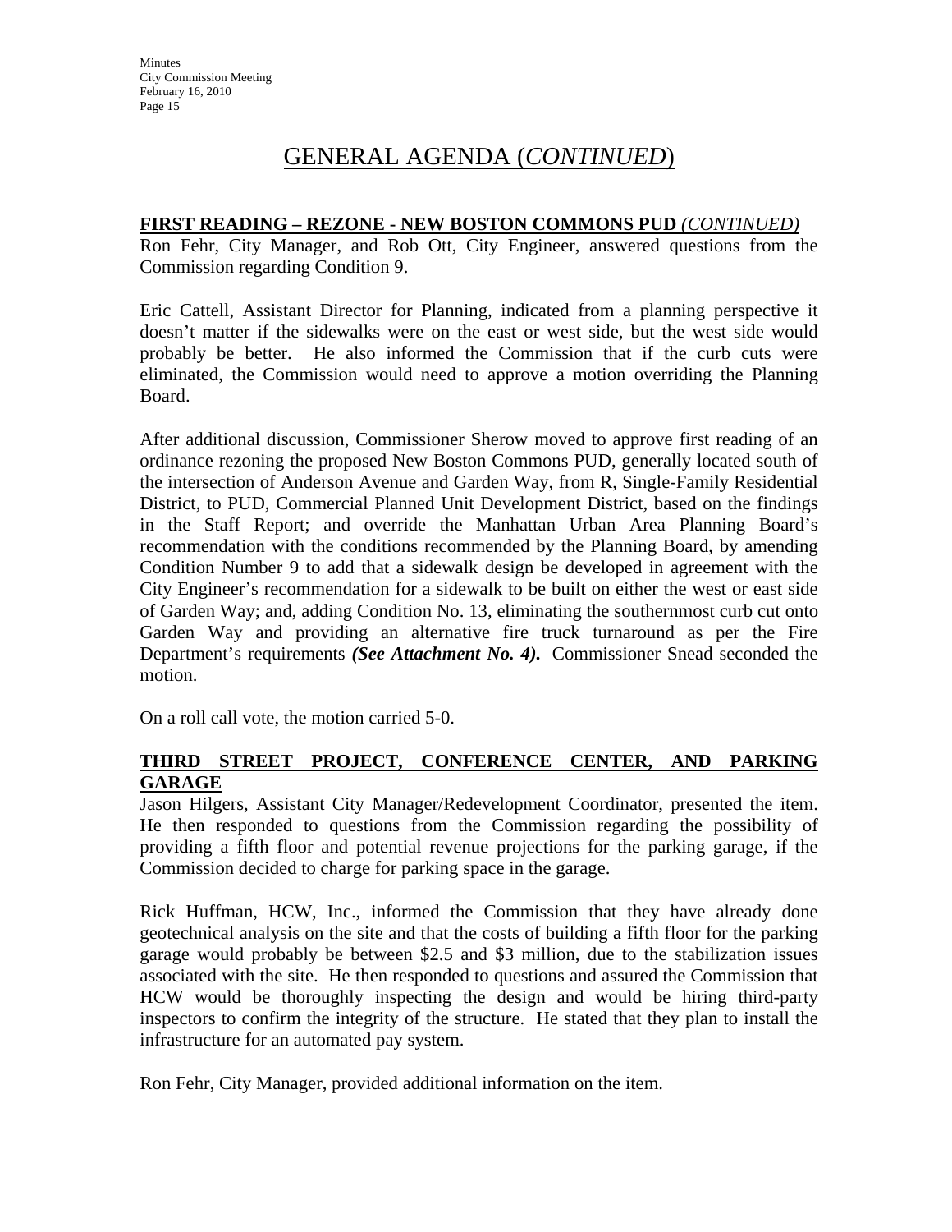# GENERAL AGENDA (*CONTINUED*)

**FIRST READING – REZONE - NEW BOSTON COMMONS PUD** ***(CONTINUED)***

Ron Fehr, City Manager, and Rob Ott, City Engineer, answered questions from the Commission regarding Condition 9.

Eric Cattell, Assistant Director for Planning, indicated from a planning perspective it doesn't matter if the sidewalks were on the east or west side, but the west side would probably be better. He also informed the Commission that if the curb cuts were eliminated, the Commission would need to approve a motion overriding the Planning Board.

After additional discussion, Commissioner Sherow moved to approve first reading of an ordinance rezoning the proposed New Boston Commons PUD, generally located south of the intersection of Anderson Avenue and Garden Way, from R, Single-Family Residential District, to PUD, Commercial Planned Unit Development District, based on the findings in the Staff Report; and override the Manhattan Urban Area Planning Board's recommendation with the conditions recommended by the Planning Board, by amending Condition Number 9 to add that a sidewalk design be developed in agreement with the City Engineer's recommendation for a sidewalk to be built on either the west or east side of Garden Way; and, adding Condition No. 13, eliminating the southernmost curb cut onto Garden Way and providing an alternative fire truck turnaround as per the Fire Department's requirements ***(See Attachment No. 4).*** Commissioner Snead seconded the motion.

On a roll call vote, the motion carried 5-0.

**THIRD STREET PROJECT, CONFERENCE CENTER, AND PARKING GARAGE**

Jason Hilgers, Assistant City Manager/Redevelopment Coordinator, presented the item. He then responded to questions from the Commission regarding the possibility of providing a fifth floor and potential revenue projections for the parking garage, if the Commission decided to charge for parking space in the garage.

Rick Huffman, HCW, Inc., informed the Commission that they have already done geotechnical analysis on the site and that the costs of building a fifth floor for the parking garage would probably be between $2.5 and $3 million, due to the stabilization issues associated with the site. He then responded to questions and assured the Commission that HCW would be thoroughly inspecting the design and would be hiring third-party inspectors to confirm the integrity of the structure. He stated that they plan to install the infrastructure for an automated pay system.

Ron Fehr, City Manager, provided additional information on the item.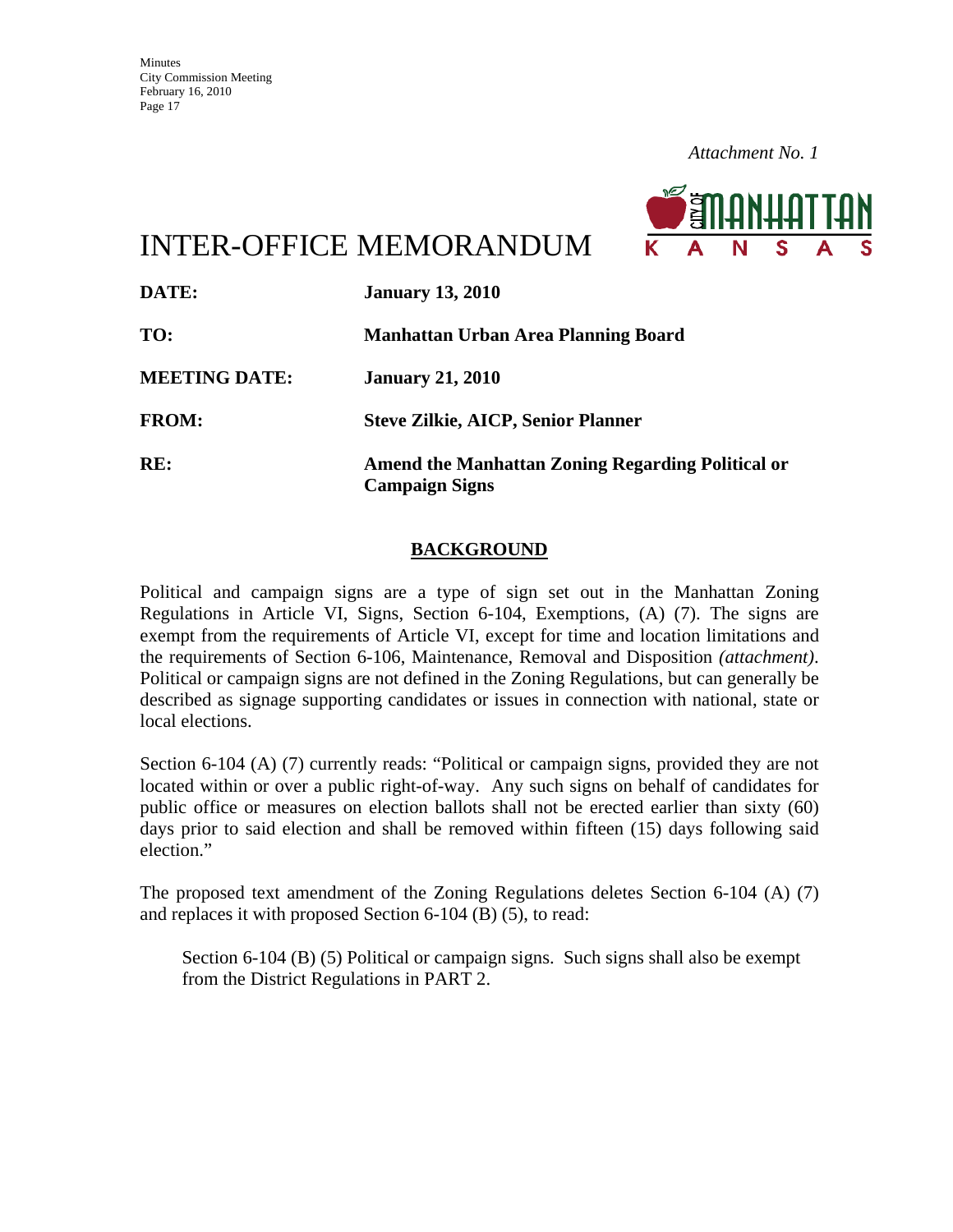*Attachment No. 1*

# INTER-OFFICE MEMORANDUM

**DATE:** **January 13, 2010**

**TO:** **Manhattan Urban Area Planning Board**

**MEETING DATE:** **January 21, 2010**

**FROM:** **Steve Zilkie, AICP, Senior Planner**

**RE:** **Amend the Manhattan Zoning Regarding Political or Campaign Signs**

## BACKGROUND

Political and campaign signs are a type of sign set out in the Manhattan Zoning Regulations in Article VI, Signs, Section 6-104, Exemptions, (A) (7). The signs are exempt from the requirements of Article VI, except for time and location limitations and the requirements of Section 6-106, Maintenance, Removal and Disposition *(attachment)*. Political or campaign signs are not defined in the Zoning Regulations, but can generally be described as signage supporting candidates or issues in connection with national, state or local elections.

Section 6-104 (A) (7) currently reads: "Political or campaign signs, provided they are not located within or over a public right-of-way. Any such signs on behalf of candidates for public office or measures on election ballots shall not be erected earlier than sixty (60) days prior to said election and shall be removed within fifteen (15) days following said election."

The proposed text amendment of the Zoning Regulations deletes Section 6-104 (A) (7) and replaces it with proposed Section 6-104 (B) (5), to read:

> Section 6-104 (B) (5) Political or campaign signs. Such signs shall also be exempt from the District Regulations in PART 2.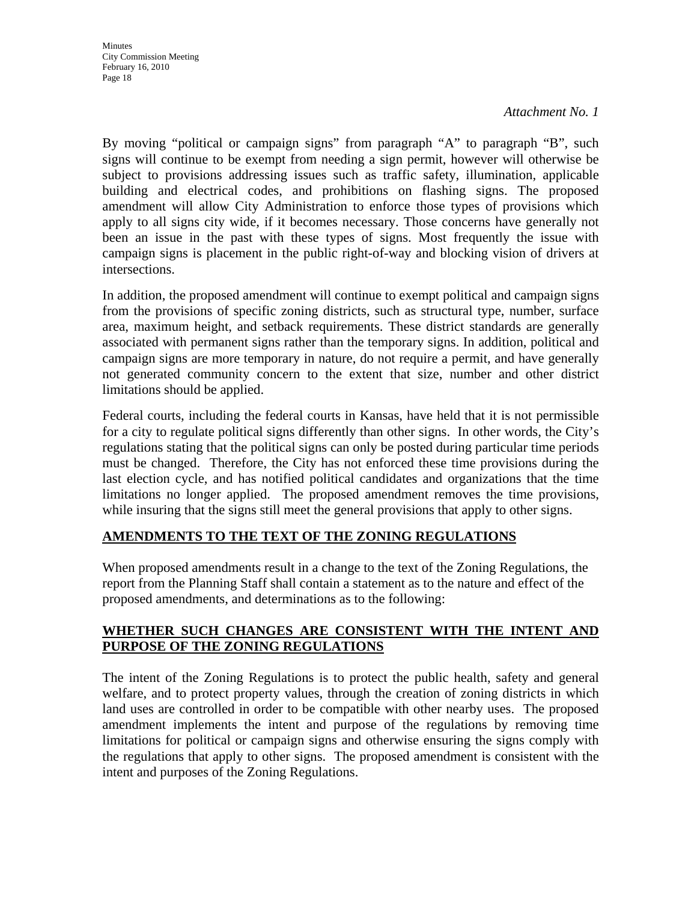*Attachment No. 1*

By moving "political or campaign signs" from paragraph "A" to paragraph "B", such signs will continue to be exempt from needing a sign permit, however will otherwise be subject to provisions addressing issues such as traffic safety, illumination, applicable building and electrical codes, and prohibitions on flashing signs. The proposed amendment will allow City Administration to enforce those types of provisions which apply to all signs city wide, if it becomes necessary. Those concerns have generally not been an issue in the past with these types of signs. Most frequently the issue with campaign signs is placement in the public right-of-way and blocking vision of drivers at intersections.

In addition, the proposed amendment will continue to exempt political and campaign signs from the provisions of specific zoning districts, such as structural type, number, surface area, maximum height, and setback requirements. These district standards are generally associated with permanent signs rather than the temporary signs. In addition, political and campaign signs are more temporary in nature, do not require a permit, and have generally not generated community concern to the extent that size, number and other district limitations should be applied.

Federal courts, including the federal courts in Kansas, have held that it is not permissible for a city to regulate political signs differently than other signs. In other words, the City's regulations stating that the political signs can only be posted during particular time periods must be changed. Therefore, the City has not enforced these time provisions during the last election cycle, and has notified political candidates and organizations that the time limitations no longer applied. The proposed amendment removes the time provisions, while insuring that the signs still meet the general provisions that apply to other signs.

**AMENDMENTS TO THE TEXT OF THE ZONING REGULATIONS**

When proposed amendments result in a change to the text of the Zoning Regulations, the report from the Planning Staff shall contain a statement as to the nature and effect of the proposed amendments, and determinations as to the following:

**WHETHER SUCH CHANGES ARE CONSISTENT WITH THE INTENT AND PURPOSE OF THE ZONING REGULATIONS**

The intent of the Zoning Regulations is to protect the public health, safety and general welfare, and to protect property values, through the creation of zoning districts in which land uses are controlled in order to be compatible with other nearby uses. The proposed amendment implements the intent and purpose of the regulations by removing time limitations for political or campaign signs and otherwise ensuring the signs comply with the regulations that apply to other signs. The proposed amendment is consistent with the intent and purposes of the Zoning Regulations.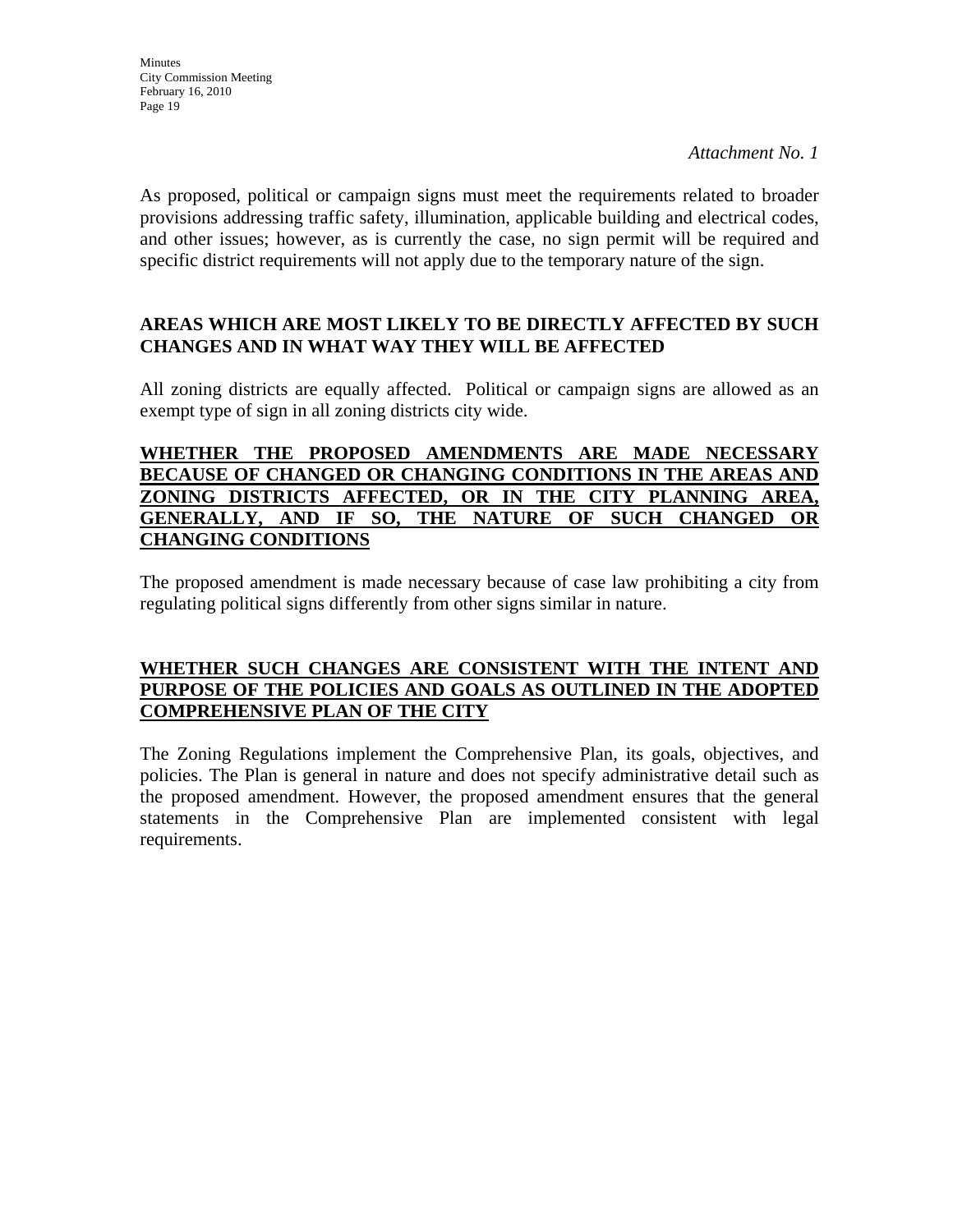*Attachment No. 1*

As proposed, political or campaign signs must meet the requirements related to broader provisions addressing traffic safety, illumination, applicable building and electrical codes, and other issues; however, as is currently the case, no sign permit will be required and specific district requirements will not apply due to the temporary nature of the sign.

**AREAS WHICH ARE MOST LIKELY TO BE DIRECTLY AFFECTED BY SUCH CHANGES AND IN WHAT WAY THEY WILL BE AFFECTED**

All zoning districts are equally affected. Political or campaign signs are allowed as an exempt type of sign in all zoning districts city wide.

**WHETHER THE PROPOSED AMENDMENTS ARE MADE NECESSARY BECAUSE OF CHANGED OR CHANGING CONDITIONS IN THE AREAS AND ZONING DISTRICTS AFFECTED, OR IN THE CITY PLANNING AREA, GENERALLY, AND IF SO, THE NATURE OF SUCH CHANGED OR CHANGING CONDITIONS**

The proposed amendment is made necessary because of case law prohibiting a city from regulating political signs differently from other signs similar in nature.

**WHETHER SUCH CHANGES ARE CONSISTENT WITH THE INTENT AND PURPOSE OF THE POLICIES AND GOALS AS OUTLINED IN THE ADOPTED COMPREHENSIVE PLAN OF THE CITY**

The Zoning Regulations implement the Comprehensive Plan, its goals, objectives, and policies. The Plan is general in nature and does not specify administrative detail such as the proposed amendment. However, the proposed amendment ensures that the general statements in the Comprehensive Plan are implemented consistent with legal requirements.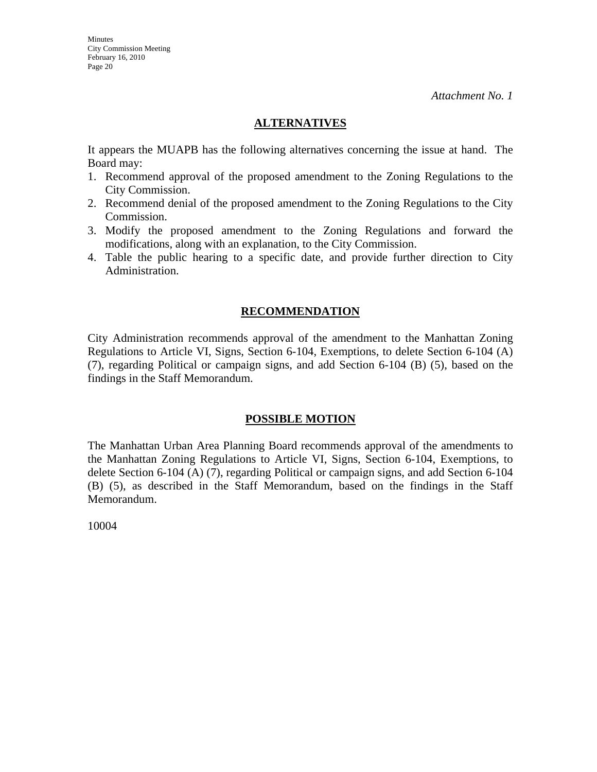*Attachment No. 1*

## ALTERNATIVES

It appears the MUAPB has the following alternatives concerning the issue at hand. The Board may:

1. Recommend approval of the proposed amendment to the Zoning Regulations to the City Commission.
2. Recommend denial of the proposed amendment to the Zoning Regulations to the City Commission.
3. Modify the proposed amendment to the Zoning Regulations and forward the modifications, along with an explanation, to the City Commission.
4. Table the public hearing to a specific date, and provide further direction to City Administration.

## RECOMMENDATION

City Administration recommends approval of the amendment to the Manhattan Zoning Regulations to Article VI, Signs, Section 6-104, Exemptions, to delete Section 6-104 (A) (7), regarding Political or campaign signs, and add Section 6-104 (B) (5), based on the findings in the Staff Memorandum.

## POSSIBLE MOTION

The Manhattan Urban Area Planning Board recommends approval of the amendments to the Manhattan Zoning Regulations to Article VI, Signs, Section 6-104, Exemptions, to delete Section 6-104 (A) (7), regarding Political or campaign signs, and add Section 6-104 (B) (5), as described in the Staff Memorandum, based on the findings in the Staff Memorandum.

10004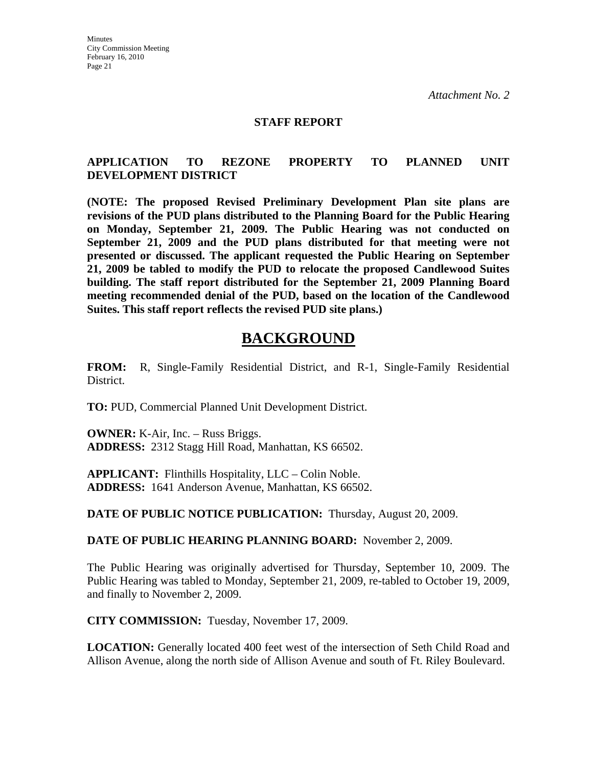*Attachment No. 2*

**STAFF REPORT**

**APPLICATION TO REZONE PROPERTY TO PLANNED UNIT DEVELOPMENT DISTRICT**

**(NOTE: The proposed Revised Preliminary Development Plan site plans are revisions of the PUD plans distributed to the Planning Board for the Public Hearing on Monday, September 21, 2009. The Public Hearing was not conducted on September 21, 2009 and the PUD plans distributed for that meeting were not presented or discussed. The applicant requested the Public Hearing on September 21, 2009 be tabled to modify the PUD to relocate the proposed Candlewood Suites building. The staff report distributed for the September 21, 2009 Planning Board meeting recommended denial of the PUD, based on the location of the Candlewood Suites. This staff report reflects the revised PUD site plans.)**

# BACKGROUND

**FROM:** R, Single-Family Residential District, and R-1, Single-Family Residential District.

**TO:** PUD, Commercial Planned Unit Development District.

**OWNER:** K-Air, Inc. – Russ Briggs.
**ADDRESS:** 2312 Stagg Hill Road, Manhattan, KS 66502.

**APPLICANT:** Flinthills Hospitality, LLC – Colin Noble.
**ADDRESS:** 1641 Anderson Avenue, Manhattan, KS 66502.

**DATE OF PUBLIC NOTICE PUBLICATION:** Thursday, August 20, 2009.

**DATE OF PUBLIC HEARING PLANNING BOARD:** November 2, 2009.

The Public Hearing was originally advertised for Thursday, September 10, 2009. The Public Hearing was tabled to Monday, September 21, 2009, re-tabled to October 19, 2009, and finally to November 2, 2009.

**CITY COMMISSION:** Tuesday, November 17, 2009.

**LOCATION:** Generally located 400 feet west of the intersection of Seth Child Road and Allison Avenue, along the north side of Allison Avenue and south of Ft. Riley Boulevard.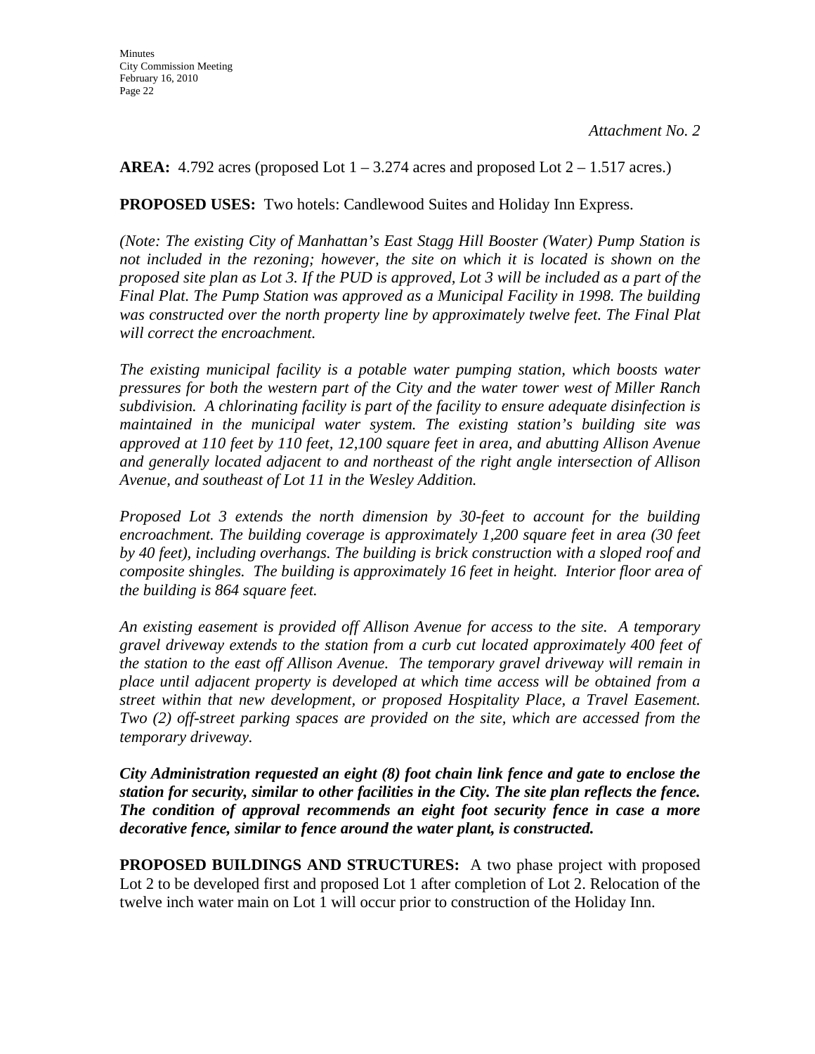*Attachment No. 2*

**AREA:** 4.792 acres (proposed Lot 1 – 3.274 acres and proposed Lot 2 – 1.517 acres.)

**PROPOSED USES:** Two hotels: Candlewood Suites and Holiday Inn Express.

*(Note: The existing City of Manhattan's East Stagg Hill Booster (Water) Pump Station is not included in the rezoning; however, the site on which it is located is shown on the proposed site plan as Lot 3. If the PUD is approved, Lot 3 will be included as a part of the Final Plat. The Pump Station was approved as a Municipal Facility in 1998. The building was constructed over the north property line by approximately twelve feet. The Final Plat will correct the encroachment.*

*The existing municipal facility is a potable water pumping station, which boosts water pressures for both the western part of the City and the water tower west of Miller Ranch subdivision. A chlorinating facility is part of the facility to ensure adequate disinfection is maintained in the municipal water system. The existing station's building site was approved at 110 feet by 110 feet, 12,100 square feet in area, and abutting Allison Avenue and generally located adjacent to and northeast of the right angle intersection of Allison Avenue, and southeast of Lot 11 in the Wesley Addition.*

*Proposed Lot 3 extends the north dimension by 30-feet to account for the building encroachment. The building coverage is approximately 1,200 square feet in area (30 feet by 40 feet), including overhangs. The building is brick construction with a sloped roof and composite shingles. The building is approximately 16 feet in height. Interior floor area of the building is 864 square feet.*

*An existing easement is provided off Allison Avenue for access to the site. A temporary gravel driveway extends to the station from a curb cut located approximately 400 feet of the station to the east off Allison Avenue. The temporary gravel driveway will remain in place until adjacent property is developed at which time access will be obtained from a street within that new development, or proposed Hospitality Place, a Travel Easement. Two (2) off-street parking spaces are provided on the site, which are accessed from the temporary driveway.*

***City Administration requested an eight (8) foot chain link fence and gate to enclose the station for security, similar to other facilities in the City. The site plan reflects the fence. The condition of approval recommends an eight foot security fence in case a more decorative fence, similar to fence around the water plant, is constructed.***

**PROPOSED BUILDINGS AND STRUCTURES:** A two phase project with proposed Lot 2 to be developed first and proposed Lot 1 after completion of Lot 2. Relocation of the twelve inch water main on Lot 1 will occur prior to construction of the Holiday Inn.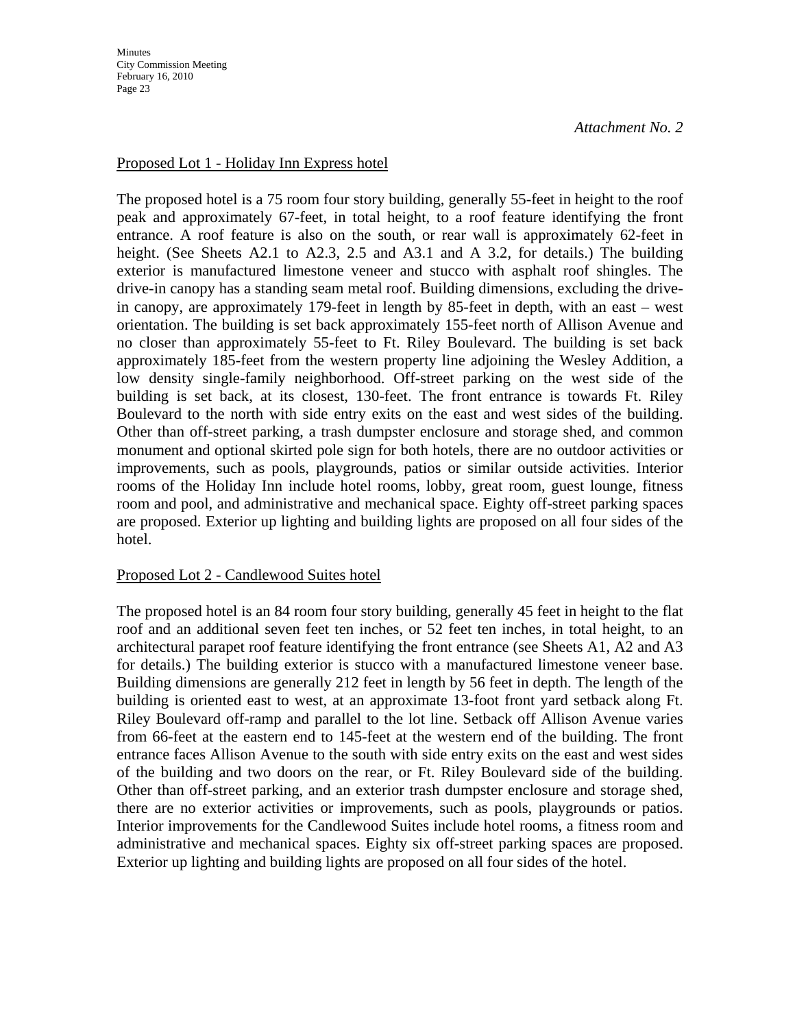*Attachment No. 2*

Proposed Lot 1 - Holiday Inn Express hotel

The proposed hotel is a 75 room four story building, generally 55-feet in height to the roof peak and approximately 67-feet, in total height, to a roof feature identifying the front entrance. A roof feature is also on the south, or rear wall is approximately 62-feet in height. (See Sheets A2.1 to A2.3, 2.5 and A3.1 and A 3.2, for details.) The building exterior is manufactured limestone veneer and stucco with asphalt roof shingles. The drive-in canopy has a standing seam metal roof. Building dimensions, excluding the drive-in canopy, are approximately 179-feet in length by 85-feet in depth, with an east – west orientation. The building is set back approximately 155-feet north of Allison Avenue and no closer than approximately 55-feet to Ft. Riley Boulevard. The building is set back approximately 185-feet from the western property line adjoining the Wesley Addition, a low density single-family neighborhood. Off-street parking on the west side of the building is set back, at its closest, 130-feet. The front entrance is towards Ft. Riley Boulevard to the north with side entry exits on the east and west sides of the building. Other than off-street parking, a trash dumpster enclosure and storage shed, and common monument and optional skirted pole sign for both hotels, there are no outdoor activities or improvements, such as pools, playgrounds, patios or similar outside activities. Interior rooms of the Holiday Inn include hotel rooms, lobby, great room, guest lounge, fitness room and pool, and administrative and mechanical space. Eighty off-street parking spaces are proposed. Exterior up lighting and building lights are proposed on all four sides of the hotel.

Proposed Lot 2 - Candlewood Suites hotel

The proposed hotel is an 84 room four story building, generally 45 feet in height to the flat roof and an additional seven feet ten inches, or 52 feet ten inches, in total height, to an architectural parapet roof feature identifying the front entrance (see Sheets A1, A2 and A3 for details.) The building exterior is stucco with a manufactured limestone veneer base. Building dimensions are generally 212 feet in length by 56 feet in depth. The length of the building is oriented east to west, at an approximate 13-foot front yard setback along Ft. Riley Boulevard off-ramp and parallel to the lot line. Setback off Allison Avenue varies from 66-feet at the eastern end to 145-feet at the western end of the building. The front entrance faces Allison Avenue to the south with side entry exits on the east and west sides of the building and two doors on the rear, or Ft. Riley Boulevard side of the building. Other than off-street parking, and an exterior trash dumpster enclosure and storage shed, there are no exterior activities or improvements, such as pools, playgrounds or patios. Interior improvements for the Candlewood Suites include hotel rooms, a fitness room and administrative and mechanical spaces. Eighty six off-street parking spaces are proposed. Exterior up lighting and building lights are proposed on all four sides of the hotel.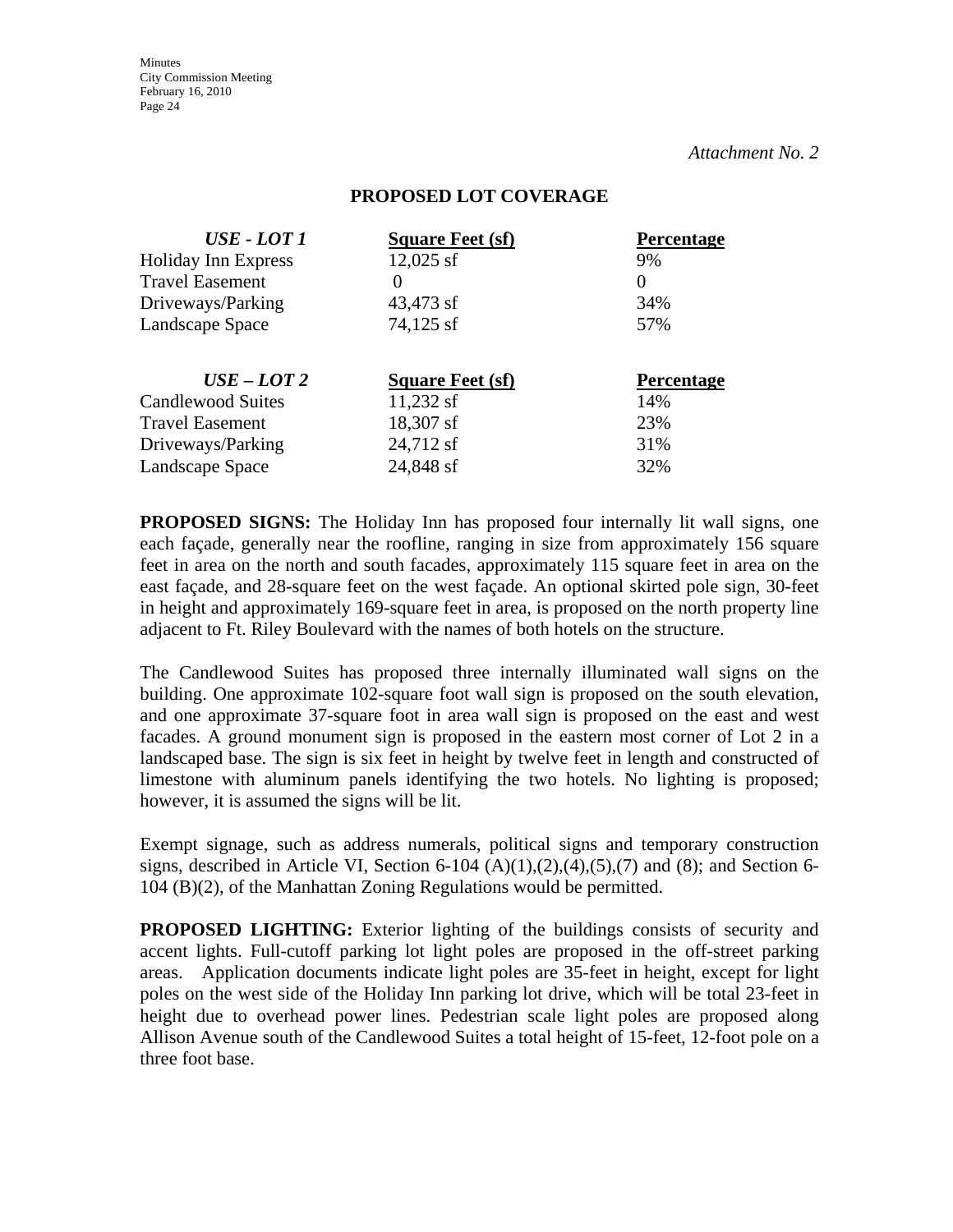*Attachment No. 2*

## PROPOSED LOT COVERAGE

| *USE - LOT 1* | Square Feet (sf) | Percentage |
|---|---|---|
| Holiday Inn Express | 12,025 sf | 9% |
| Travel Easement | 0 | 0 |
| Driveways/Parking | 43,473 sf | 34% |
| Landscape Space | 74,125 sf | 57% |

| *USE – LOT 2* | Square Feet (sf) | Percentage |
|---|---|---|
| Candlewood Suites | 11,232 sf | 14% |
| Travel Easement | 18,307 sf | 23% |
| Driveways/Parking | 24,712 sf | 31% |
| Landscape Space | 24,848 sf | 32% |

**PROPOSED SIGNS:** The Holiday Inn has proposed four internally lit wall signs, one each façade, generally near the roofline, ranging in size from approximately 156 square feet in area on the north and south facades, approximately 115 square feet in area on the east façade, and 28-square feet on the west façade. An optional skirted pole sign, 30-feet in height and approximately 169-square feet in area, is proposed on the north property line adjacent to Ft. Riley Boulevard with the names of both hotels on the structure.

The Candlewood Suites has proposed three internally illuminated wall signs on the building. One approximate 102-square foot wall sign is proposed on the south elevation, and one approximate 37-square foot in area wall sign is proposed on the east and west facades. A ground monument sign is proposed in the eastern most corner of Lot 2 in a landscaped base. The sign is six feet in height by twelve feet in length and constructed of limestone with aluminum panels identifying the two hotels. No lighting is proposed; however, it is assumed the signs will be lit.

Exempt signage, such as address numerals, political signs and temporary construction signs, described in Article VI, Section 6-104 (A)(1),(2),(4),(5),(7) and (8); and Section 6-104 (B)(2), of the Manhattan Zoning Regulations would be permitted.

**PROPOSED LIGHTING:** Exterior lighting of the buildings consists of security and accent lights. Full-cutoff parking lot light poles are proposed in the off-street parking areas. Application documents indicate light poles are 35-feet in height, except for light poles on the west side of the Holiday Inn parking lot drive, which will be total 23-feet in height due to overhead power lines. Pedestrian scale light poles are proposed along Allison Avenue south of the Candlewood Suites a total height of 15-feet, 12-foot pole on a three foot base.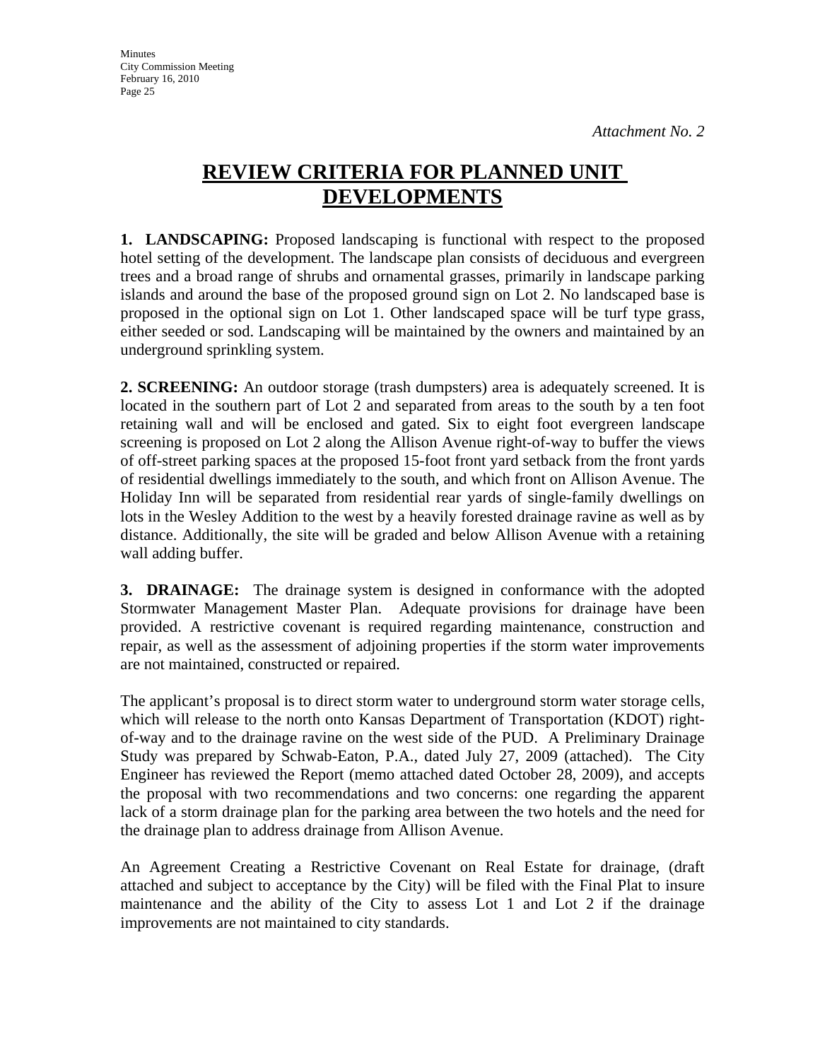*Attachment No. 2*

# REVIEW CRITERIA FOR PLANNED UNIT DEVELOPMENTS

**1. LANDSCAPING:** Proposed landscaping is functional with respect to the proposed hotel setting of the development. The landscape plan consists of deciduous and evergreen trees and a broad range of shrubs and ornamental grasses, primarily in landscape parking islands and around the base of the proposed ground sign on Lot 2. No landscaped base is proposed in the optional sign on Lot 1. Other landscaped space will be turf type grass, either seeded or sod. Landscaping will be maintained by the owners and maintained by an underground sprinkling system.

**2. SCREENING:** An outdoor storage (trash dumpsters) area is adequately screened. It is located in the southern part of Lot 2 and separated from areas to the south by a ten foot retaining wall and will be enclosed and gated. Six to eight foot evergreen landscape screening is proposed on Lot 2 along the Allison Avenue right-of-way to buffer the views of off-street parking spaces at the proposed 15-foot front yard setback from the front yards of residential dwellings immediately to the south, and which front on Allison Avenue. The Holiday Inn will be separated from residential rear yards of single-family dwellings on lots in the Wesley Addition to the west by a heavily forested drainage ravine as well as by distance. Additionally, the site will be graded and below Allison Avenue with a retaining wall adding buffer.

**3. DRAINAGE:** The drainage system is designed in conformance with the adopted Stormwater Management Master Plan. Adequate provisions for drainage have been provided. A restrictive covenant is required regarding maintenance, construction and repair, as well as the assessment of adjoining properties if the storm water improvements are not maintained, constructed or repaired.

The applicant's proposal is to direct storm water to underground storm water storage cells, which will release to the north onto Kansas Department of Transportation (KDOT) right-of-way and to the drainage ravine on the west side of the PUD. A Preliminary Drainage Study was prepared by Schwab-Eaton, P.A., dated July 27, 2009 (attached). The City Engineer has reviewed the Report (memo attached dated October 28, 2009), and accepts the proposal with two recommendations and two concerns: one regarding the apparent lack of a storm drainage plan for the parking area between the two hotels and the need for the drainage plan to address drainage from Allison Avenue.

An Agreement Creating a Restrictive Covenant on Real Estate for drainage, (draft attached and subject to acceptance by the City) will be filed with the Final Plat to insure maintenance and the ability of the City to assess Lot 1 and Lot 2 if the drainage improvements are not maintained to city standards.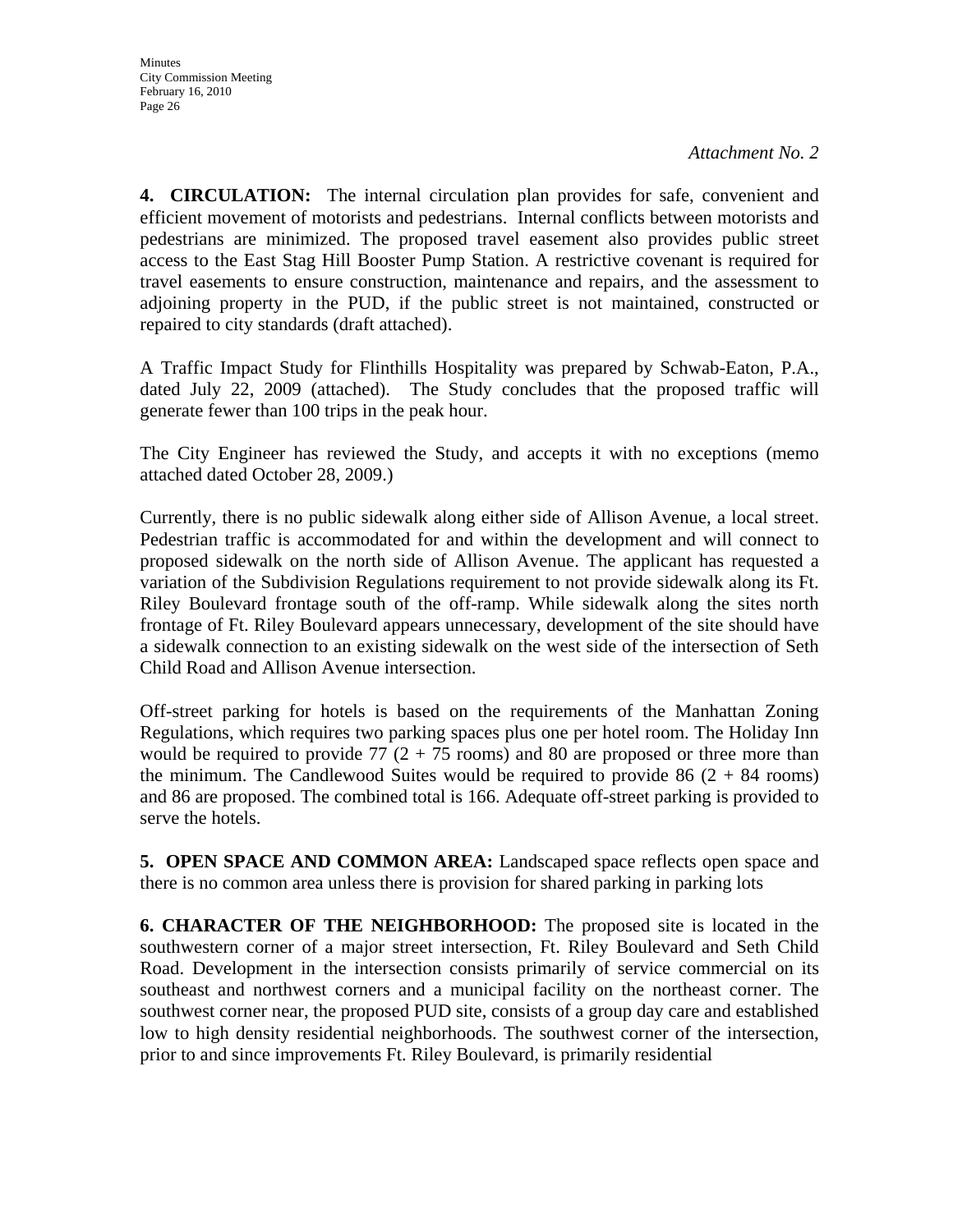*Attachment No. 2*

**4. CIRCULATION:** The internal circulation plan provides for safe, convenient and efficient movement of motorists and pedestrians. Internal conflicts between motorists and pedestrians are minimized. The proposed travel easement also provides public street access to the East Stag Hill Booster Pump Station. A restrictive covenant is required for travel easements to ensure construction, maintenance and repairs, and the assessment to adjoining property in the PUD, if the public street is not maintained, constructed or repaired to city standards (draft attached).

A Traffic Impact Study for Flinthills Hospitality was prepared by Schwab-Eaton, P.A., dated July 22, 2009 (attached). The Study concludes that the proposed traffic will generate fewer than 100 trips in the peak hour.

The City Engineer has reviewed the Study, and accepts it with no exceptions (memo attached dated October 28, 2009.)

Currently, there is no public sidewalk along either side of Allison Avenue, a local street. Pedestrian traffic is accommodated for and within the development and will connect to proposed sidewalk on the north side of Allison Avenue. The applicant has requested a variation of the Subdivision Regulations requirement to not provide sidewalk along its Ft. Riley Boulevard frontage south of the off-ramp. While sidewalk along the sites north frontage of Ft. Riley Boulevard appears unnecessary, development of the site should have a sidewalk connection to an existing sidewalk on the west side of the intersection of Seth Child Road and Allison Avenue intersection.

Off-street parking for hotels is based on the requirements of the Manhattan Zoning Regulations, which requires two parking spaces plus one per hotel room. The Holiday Inn would be required to provide 77 (2 + 75 rooms) and 80 are proposed or three more than the minimum. The Candlewood Suites would be required to provide 86 (2 + 84 rooms) and 86 are proposed. The combined total is 166. Adequate off-street parking is provided to serve the hotels.

**5. OPEN SPACE AND COMMON AREA:** Landscaped space reflects open space and there is no common area unless there is provision for shared parking in parking lots

**6. CHARACTER OF THE NEIGHBORHOOD:** The proposed site is located in the southwestern corner of a major street intersection, Ft. Riley Boulevard and Seth Child Road. Development in the intersection consists primarily of service commercial on its southeast and northwest corners and a municipal facility on the northeast corner. The southwest corner near, the proposed PUD site, consists of a group day care and established low to high density residential neighborhoods. The southwest corner of the intersection, prior to and since improvements Ft. Riley Boulevard, is primarily residential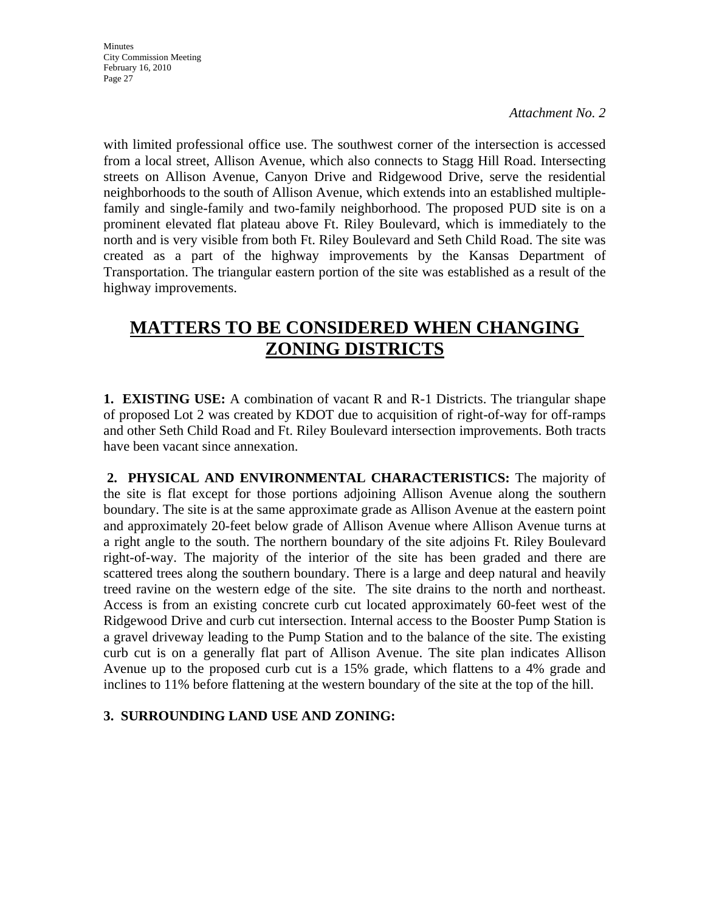*Attachment No. 2*

with limited professional office use. The southwest corner of the intersection is accessed from a local street, Allison Avenue, which also connects to Stagg Hill Road. Intersecting streets on Allison Avenue, Canyon Drive and Ridgewood Drive, serve the residential neighborhoods to the south of Allison Avenue, which extends into an established multiple-family and single-family and two-family neighborhood. The proposed PUD site is on a prominent elevated flat plateau above Ft. Riley Boulevard, which is immediately to the north and is very visible from both Ft. Riley Boulevard and Seth Child Road. The site was created as a part of the highway improvements by the Kansas Department of Transportation. The triangular eastern portion of the site was established as a result of the highway improvements.

# MATTERS TO BE CONSIDERED WHEN CHANGING ZONING DISTRICTS

**1. EXISTING USE:** A combination of vacant R and R-1 Districts. The triangular shape of proposed Lot 2 was created by KDOT due to acquisition of right-of-way for off-ramps and other Seth Child Road and Ft. Riley Boulevard intersection improvements. Both tracts have been vacant since annexation.

**2. PHYSICAL AND ENVIRONMENTAL CHARACTERISTICS:** The majority of the site is flat except for those portions adjoining Allison Avenue along the southern boundary. The site is at the same approximate grade as Allison Avenue at the eastern point and approximately 20-feet below grade of Allison Avenue where Allison Avenue turns at a right angle to the south. The northern boundary of the site adjoins Ft. Riley Boulevard right-of-way. The majority of the interior of the site has been graded and there are scattered trees along the southern boundary. There is a large and deep natural and heavily treed ravine on the western edge of the site. The site drains to the north and northeast. Access is from an existing concrete curb cut located approximately 60-feet west of the Ridgewood Drive and curb cut intersection. Internal access to the Booster Pump Station is a gravel driveway leading to the Pump Station and to the balance of the site. The existing curb cut is on a generally flat part of Allison Avenue. The site plan indicates Allison Avenue up to the proposed curb cut is a 15% grade, which flattens to a 4% grade and inclines to 11% before flattening at the western boundary of the site at the top of the hill.

**3. SURROUNDING LAND USE AND ZONING:**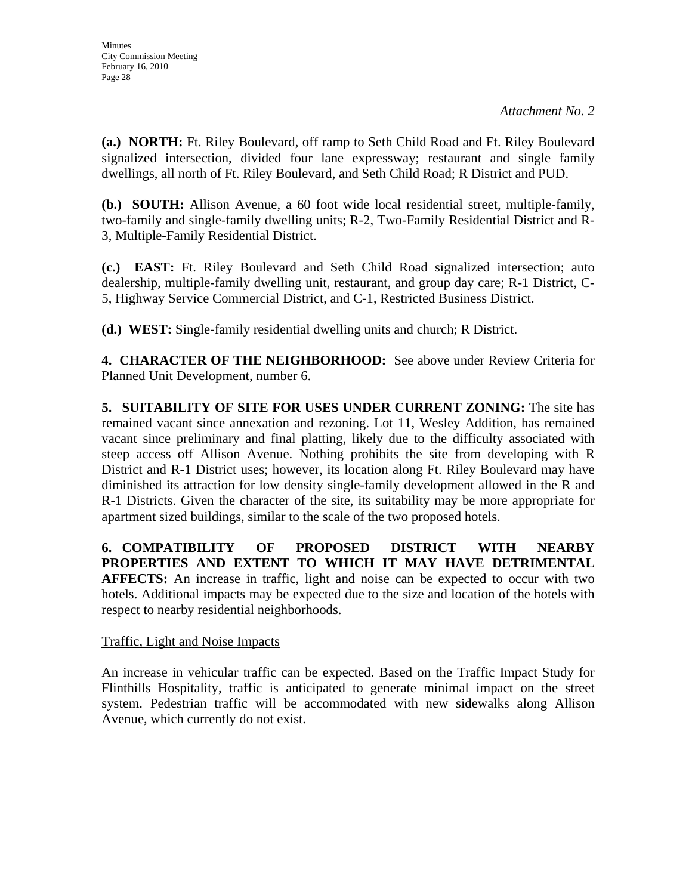*Attachment No. 2*

**(a.) NORTH:** Ft. Riley Boulevard, off ramp to Seth Child Road and Ft. Riley Boulevard signalized intersection, divided four lane expressway; restaurant and single family dwellings, all north of Ft. Riley Boulevard, and Seth Child Road; R District and PUD.

**(b.) SOUTH:** Allison Avenue, a 60 foot wide local residential street, multiple-family, two-family and single-family dwelling units; R-2, Two-Family Residential District and R-3, Multiple-Family Residential District.

**(c.) EAST:** Ft. Riley Boulevard and Seth Child Road signalized intersection; auto dealership, multiple-family dwelling unit, restaurant, and group day care; R-1 District, C-5, Highway Service Commercial District, and C-1, Restricted Business District.

**(d.) WEST:** Single-family residential dwelling units and church; R District.

**4. CHARACTER OF THE NEIGHBORHOOD:** See above under Review Criteria for Planned Unit Development, number 6.

**5. SUITABILITY OF SITE FOR USES UNDER CURRENT ZONING:** The site has remained vacant since annexation and rezoning. Lot 11, Wesley Addition, has remained vacant since preliminary and final platting, likely due to the difficulty associated with steep access off Allison Avenue. Nothing prohibits the site from developing with R District and R-1 District uses; however, its location along Ft. Riley Boulevard may have diminished its attraction for low density single-family development allowed in the R and R-1 Districts. Given the character of the site, its suitability may be more appropriate for apartment sized buildings, similar to the scale of the two proposed hotels.

**6. COMPATIBILITY OF PROPOSED DISTRICT WITH NEARBY PROPERTIES AND EXTENT TO WHICH IT MAY HAVE DETRIMENTAL AFFECTS:** An increase in traffic, light and noise can be expected to occur with two hotels. Additional impacts may be expected due to the size and location of the hotels with respect to nearby residential neighborhoods.

Traffic, Light and Noise Impacts

An increase in vehicular traffic can be expected. Based on the Traffic Impact Study for Flinthills Hospitality, traffic is anticipated to generate minimal impact on the street system. Pedestrian traffic will be accommodated with new sidewalks along Allison Avenue, which currently do not exist.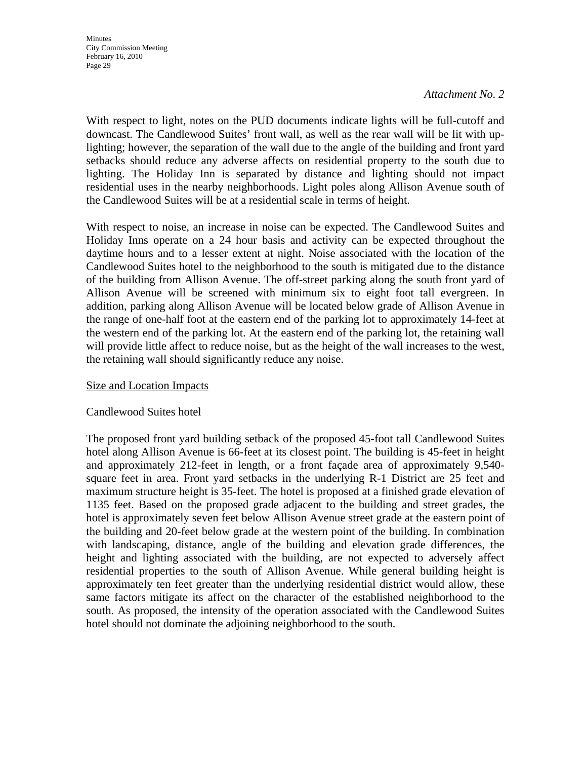*Attachment No. 2*

With respect to light, notes on the PUD documents indicate lights will be full-cutoff and downcast. The Candlewood Suites' front wall, as well as the rear wall will be lit with up-lighting; however, the separation of the wall due to the angle of the building and front yard setbacks should reduce any adverse affects on residential property to the south due to lighting. The Holiday Inn is separated by distance and lighting should not impact residential uses in the nearby neighborhoods. Light poles along Allison Avenue south of the Candlewood Suites will be at a residential scale in terms of height.

With respect to noise, an increase in noise can be expected. The Candlewood Suites and Holiday Inns operate on a 24 hour basis and activity can be expected throughout the daytime hours and to a lesser extent at night. Noise associated with the location of the Candlewood Suites hotel to the neighborhood to the south is mitigated due to the distance of the building from Allison Avenue. The off-street parking along the south front yard of Allison Avenue will be screened with minimum six to eight foot tall evergreen. In addition, parking along Allison Avenue will be located below grade of Allison Avenue in the range of one-half foot at the eastern end of the parking lot to approximately 14-feet at the western end of the parking lot. At the eastern end of the parking lot, the retaining wall will provide little affect to reduce noise, but as the height of the wall increases to the west, the retaining wall should significantly reduce any noise.

<u>Size and Location Impacts</u>

Candlewood Suites hotel

The proposed front yard building setback of the proposed 45-foot tall Candlewood Suites hotel along Allison Avenue is 66-feet at its closest point. The building is 45-feet in height and approximately 212-feet in length, or a front façade area of approximately 9,540-square feet in area. Front yard setbacks in the underlying R-1 District are 25 feet and maximum structure height is 35-feet. The hotel is proposed at a finished grade elevation of 1135 feet. Based on the proposed grade adjacent to the building and street grades, the hotel is approximately seven feet below Allison Avenue street grade at the eastern point of the building and 20-feet below grade at the western point of the building. In combination with landscaping, distance, angle of the building and elevation grade differences, the height and lighting associated with the building, are not expected to adversely affect residential properties to the south of Allison Avenue. While general building height is approximately ten feet greater than the underlying residential district would allow, these same factors mitigate its affect on the character of the established neighborhood to the south. As proposed, the intensity of the operation associated with the Candlewood Suites hotel should not dominate the adjoining neighborhood to the south.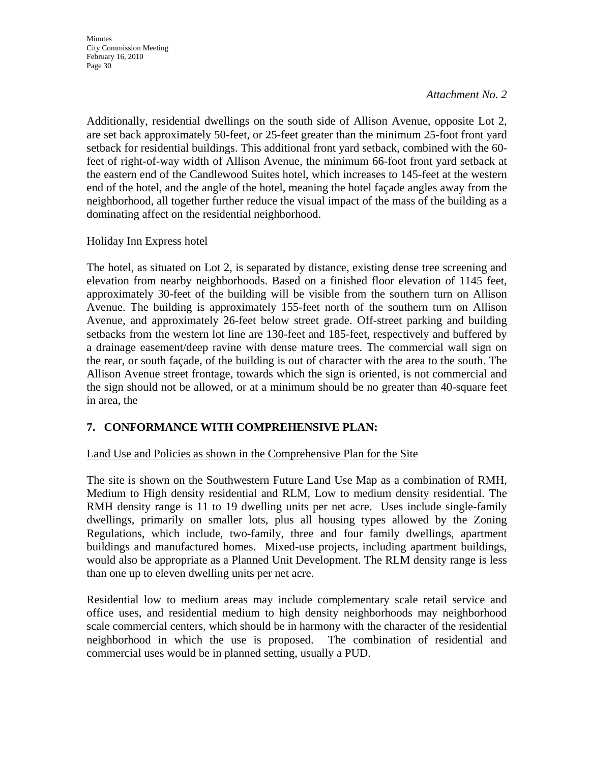*Attachment No. 2*

Additionally, residential dwellings on the south side of Allison Avenue, opposite Lot 2, are set back approximately 50-feet, or 25-feet greater than the minimum 25-foot front yard setback for residential buildings. This additional front yard setback, combined with the 60-feet of right-of-way width of Allison Avenue, the minimum 66-foot front yard setback at the eastern end of the Candlewood Suites hotel, which increases to 145-feet at the western end of the hotel, and the angle of the hotel, meaning the hotel façade angles away from the neighborhood, all together further reduce the visual impact of the mass of the building as a dominating affect on the residential neighborhood.

Holiday Inn Express hotel

The hotel, as situated on Lot 2, is separated by distance, existing dense tree screening and elevation from nearby neighborhoods. Based on a finished floor elevation of 1145 feet, approximately 30-feet of the building will be visible from the southern turn on Allison Avenue. The building is approximately 155-feet north of the southern turn on Allison Avenue, and approximately 26-feet below street grade. Off-street parking and building setbacks from the western lot line are 130-feet and 185-feet, respectively and buffered by a drainage easement/deep ravine with dense mature trees. The commercial wall sign on the rear, or south façade, of the building is out of character with the area to the south. The Allison Avenue street frontage, towards which the sign is oriented, is not commercial and the sign should not be allowed, or at a minimum should be no greater than 40-square feet in area, the

## 7. CONFORMANCE WITH COMPREHENSIVE PLAN:

Land Use and Policies as shown in the Comprehensive Plan for the Site

The site is shown on the Southwestern Future Land Use Map as a combination of RMH, Medium to High density residential and RLM, Low to medium density residential. The RMH density range is 11 to 19 dwelling units per net acre. Uses include single-family dwellings, primarily on smaller lots, plus all housing types allowed by the Zoning Regulations, which include, two-family, three and four family dwellings, apartment buildings and manufactured homes. Mixed-use projects, including apartment buildings, would also be appropriate as a Planned Unit Development. The RLM density range is less than one up to eleven dwelling units per net acre.

Residential low to medium areas may include complementary scale retail service and office uses, and residential medium to high density neighborhoods may neighborhood scale commercial centers, which should be in harmony with the character of the residential neighborhood in which the use is proposed. The combination of residential and commercial uses would be in planned setting, usually a PUD.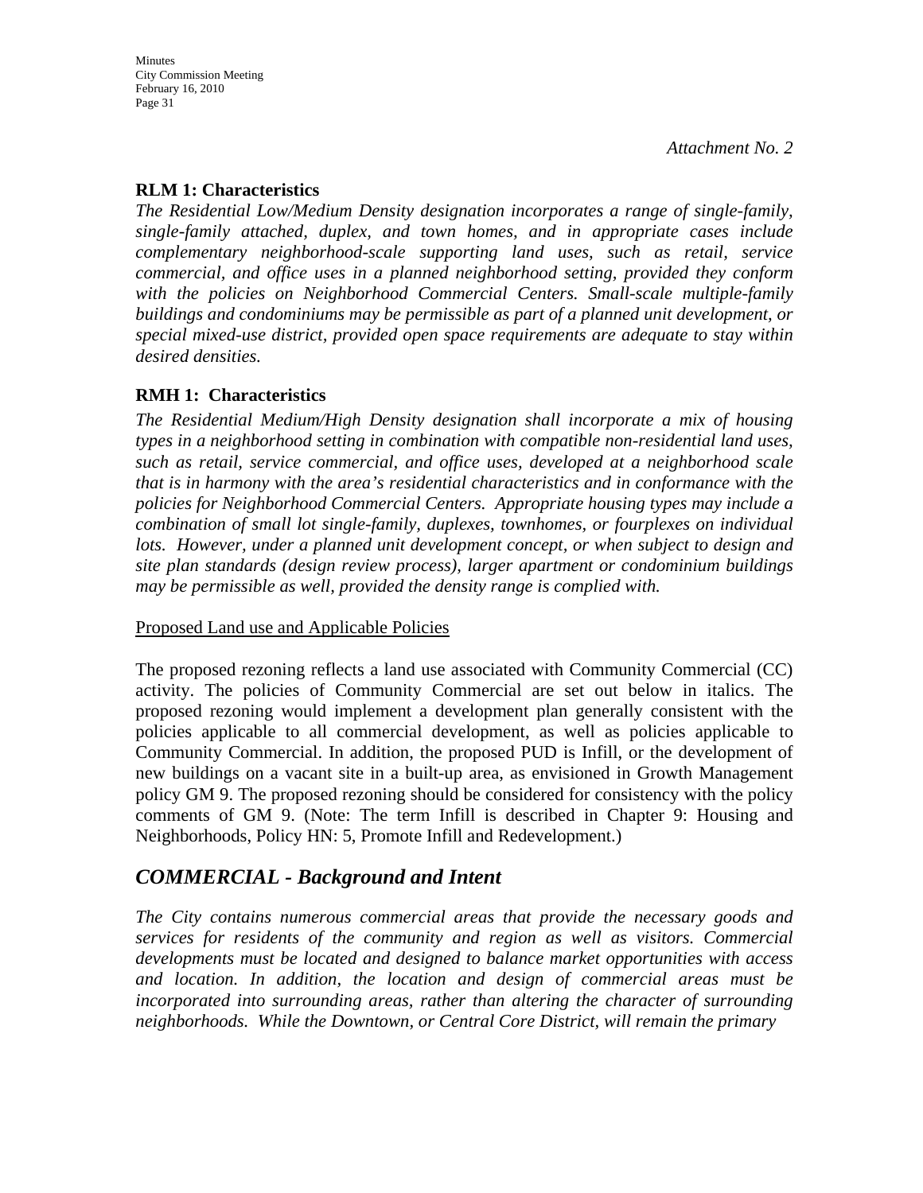*Attachment No. 2*

**RLM 1: Characteristics**

***The Residential Low/Medium Density designation incorporates a range of single-family, single-family attached, duplex, and town homes, and in appropriate cases include complementary neighborhood-scale supporting land uses, such as retail, service commercial, and office uses in a planned neighborhood setting, provided they conform with the policies on Neighborhood Commercial Centers. Small-scale multiple-family buildings and condominiums may be permissible as part of a planned unit development, or special mixed-use district, provided open space requirements are adequate to stay within desired densities.***

**RMH 1: Characteristics**

*The Residential Medium/High Density designation shall incorporate a mix of housing types in a neighborhood setting in combination with compatible non-residential land uses, such as retail, service commercial, and office uses, developed at a neighborhood scale that is in harmony with the area's residential characteristics and in conformance with the policies for Neighborhood Commercial Centers. Appropriate housing types may include a combination of small lot single-family, duplexes, townhomes, or fourplexes on individual lots. However, under a planned unit development concept, or when subject to design and site plan standards (design review process), larger apartment or condominium buildings may be permissible as well, provided the density range is complied with.*

<u>Proposed Land use and Applicable Policies</u>

The proposed rezoning reflects a land use associated with Community Commercial (CC) activity. The policies of Community Commercial are set out below in italics. The proposed rezoning would implement a development plan generally consistent with the policies applicable to all commercial development, as well as policies applicable to Community Commercial. In addition, the proposed PUD is Infill, or the development of new buildings on a vacant site in a built-up area, as envisioned in Growth Management policy GM 9. The proposed rezoning should be considered for consistency with the policy comments of GM 9. (Note: The term Infill is described in Chapter 9: Housing and Neighborhoods, Policy HN: 5, Promote Infill and Redevelopment.)

## *COMMERCIAL - Background and Intent*

*The City contains numerous commercial areas that provide the necessary goods and services for residents of the community and region as well as visitors. Commercial developments must be located and designed to balance market opportunities with access and location. In addition, the location and design of commercial areas must be incorporated into surrounding areas, rather than altering the character of surrounding neighborhoods. While the Downtown, or Central Core District, will remain the primary*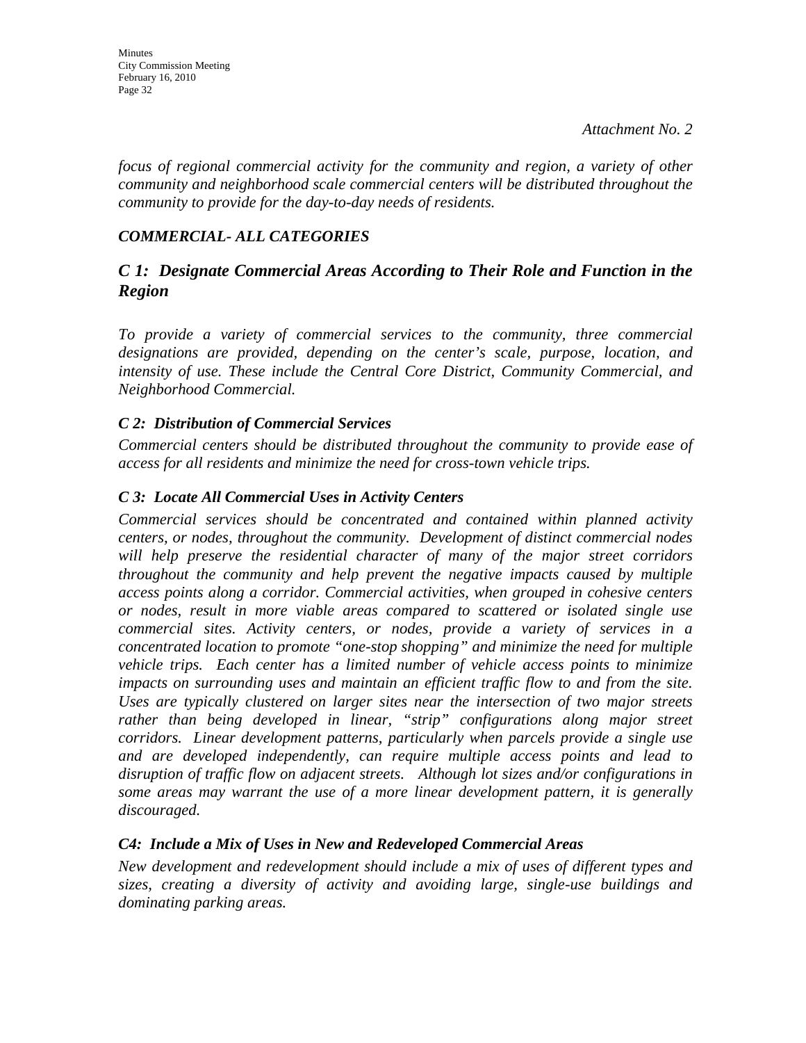*Attachment No. 2*

*focus of regional commercial activity for the community and region, a variety of other community and neighborhood scale commercial centers will be distributed throughout the community to provide for the day-to-day needs of residents.*

### *COMMERCIAL- ALL CATEGORIES*

## *C 1: Designate Commercial Areas According to Their Role and Function in the Region*

*To provide a variety of commercial services to the community, three commercial designations are provided, depending on the center's scale, purpose, location, and intensity of use. These include the Central Core District, Community Commercial, and Neighborhood Commercial.*

### *C 2: Distribution of Commercial Services*

*Commercial centers should be distributed throughout the community to provide ease of access for all residents and minimize the need for cross-town vehicle trips.*

### *C 3: Locate All Commercial Uses in Activity Centers*

*Commercial services should be concentrated and contained within planned activity centers, or nodes, throughout the community. Development of distinct commercial nodes will help preserve the residential character of many of the major street corridors throughout the community and help prevent the negative impacts caused by multiple access points along a corridor. Commercial activities, when grouped in cohesive centers or nodes, result in more viable areas compared to scattered or isolated single use commercial sites. Activity centers, or nodes, provide a variety of services in a concentrated location to promote "one-stop shopping" and minimize the need for multiple vehicle trips. Each center has a limited number of vehicle access points to minimize impacts on surrounding uses and maintain an efficient traffic flow to and from the site. Uses are typically clustered on larger sites near the intersection of two major streets rather than being developed in linear, "strip" configurations along major street corridors. Linear development patterns, particularly when parcels provide a single use and are developed independently, can require multiple access points and lead to disruption of traffic flow on adjacent streets. Although lot sizes and/or configurations in some areas may warrant the use of a more linear development pattern, it is generally discouraged.*

### *C4: Include a Mix of Uses in New and Redeveloped Commercial Areas*

*New development and redevelopment should include a mix of uses of different types and sizes, creating a diversity of activity and avoiding large, single-use buildings and dominating parking areas.*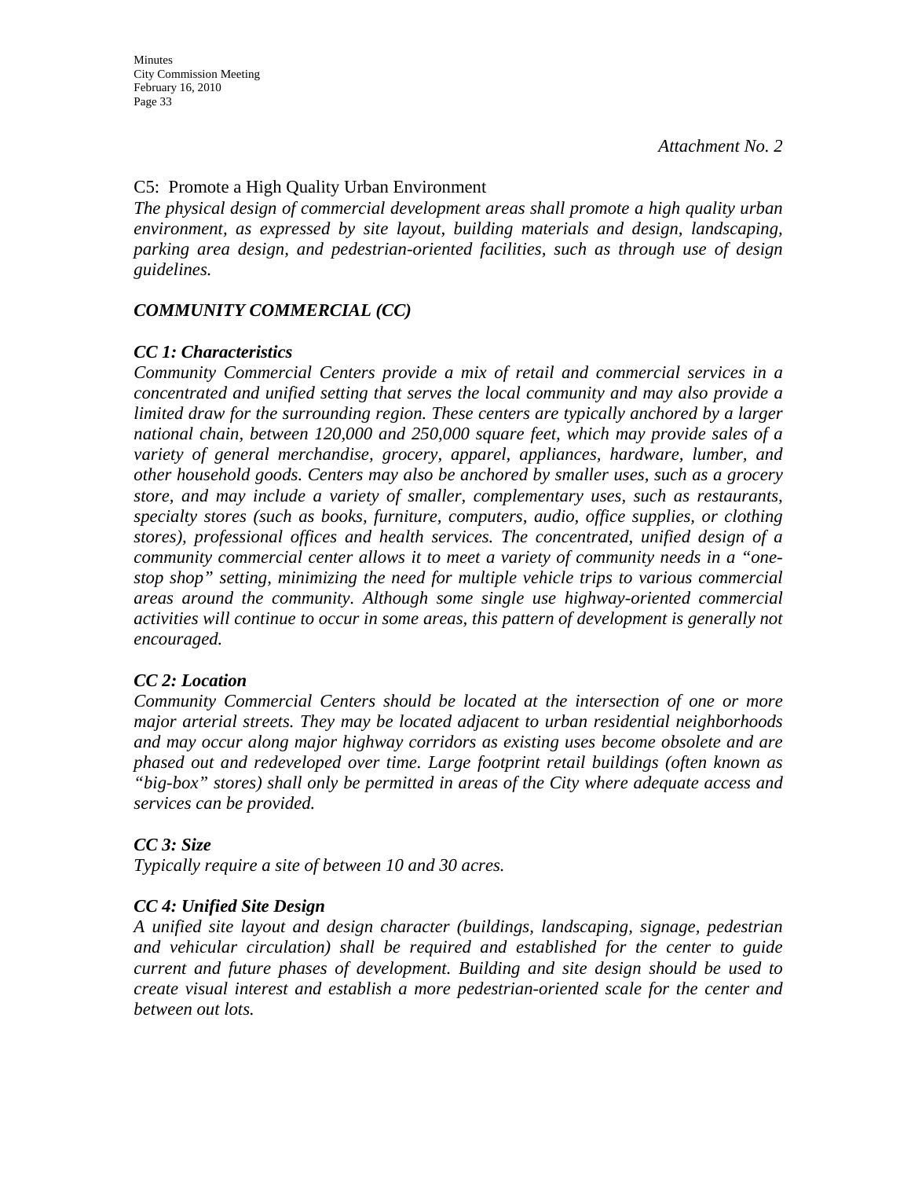*Attachment No. 2*

C5: Promote a High Quality Urban Environment

*The physical design of commercial development areas shall promote a high quality urban environment, as expressed by site layout, building materials and design, landscaping, parking area design, and pedestrian-oriented facilities, such as through use of design guidelines.*

***COMMUNITY COMMERCIAL (CC)***

***CC 1: Characteristics***

*Community Commercial Centers provide a mix of retail and commercial services in a concentrated and unified setting that serves the local community and may also provide a limited draw for the surrounding region. These centers are typically anchored by a larger national chain, between 120,000 and 250,000 square feet, which may provide sales of a variety of general merchandise, grocery, apparel, appliances, hardware, lumber, and other household goods. Centers may also be anchored by smaller uses, such as a grocery store, and may include a variety of smaller, complementary uses, such as restaurants, specialty stores (such as books, furniture, computers, audio, office supplies, or clothing stores), professional offices and health services. The concentrated, unified design of a community commercial center allows it to meet a variety of community needs in a "one-stop shop" setting, minimizing the need for multiple vehicle trips to various commercial areas around the community. Although some single use highway-oriented commercial activities will continue to occur in some areas, this pattern of development is generally not encouraged.*

***CC 2: Location***

*Community Commercial Centers should be located at the intersection of one or more major arterial streets. They may be located adjacent to urban residential neighborhoods and may occur along major highway corridors as existing uses become obsolete and are phased out and redeveloped over time. Large footprint retail buildings (often known as "big-box" stores) shall only be permitted in areas of the City where adequate access and services can be provided.*

***CC 3: Size***

*Typically require a site of between 10 and 30 acres.*

***CC 4: Unified Site Design***

*A unified site layout and design character (buildings, landscaping, signage, pedestrian and vehicular circulation) shall be required and established for the center to guide current and future phases of development. Building and site design should be used to create visual interest and establish a more pedestrian-oriented scale for the center and between out lots.*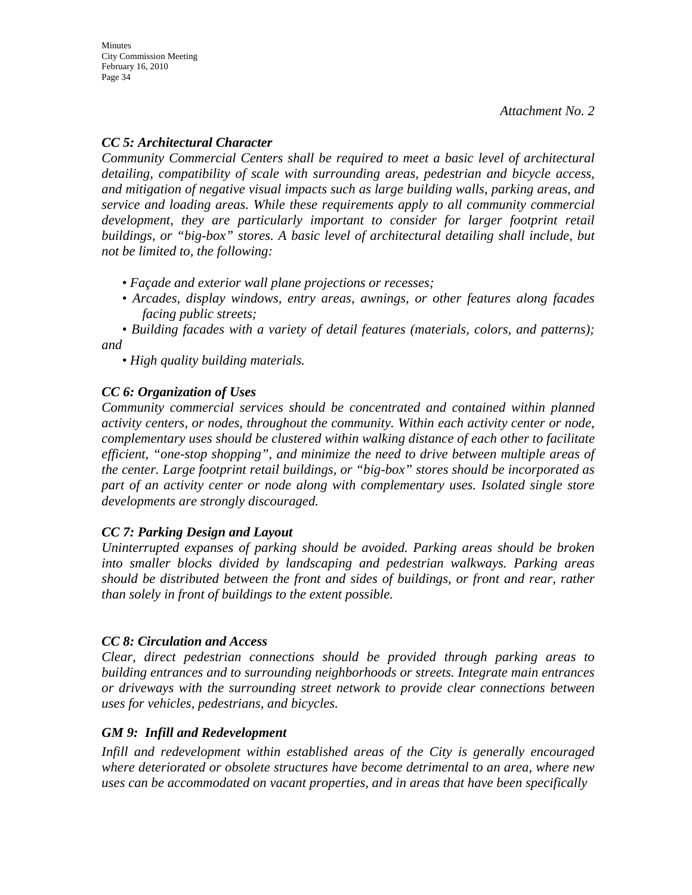*Attachment No. 2*

***CC 5: Architectural Character***

*Community Commercial Centers shall be required to meet a basic level of architectural detailing, compatibility of scale with surrounding areas, pedestrian and bicycle access, and mitigation of negative visual impacts such as large building walls, parking areas, and service and loading areas. While these requirements apply to all community commercial development, they are particularly important to consider for larger footprint retail buildings, or "big-box" stores. A basic level of architectural detailing shall include, but not be limited to, the following:*

- *Façade and exterior wall plane projections or recesses;*
- *Arcades, display windows, entry areas, awnings, or other features along facades facing public streets;*
- *Building facades with a variety of detail features (materials, colors, and patterns); and*
- *High quality building materials.*

***CC 6: Organization of Uses***

*Community commercial services should be concentrated and contained within planned activity centers, or nodes, throughout the community. Within each activity center or node, complementary uses should be clustered within walking distance of each other to facilitate efficient, "one-stop shopping", and minimize the need to drive between multiple areas of the center. Large footprint retail buildings, or "big-box" stores should be incorporated as part of an activity center or node along with complementary uses. Isolated single store developments are strongly discouraged.*

***CC 7: Parking Design and Layout***

*Uninterrupted expanses of parking should be avoided. Parking areas should be broken into smaller blocks divided by landscaping and pedestrian walkways. Parking areas should be distributed between the front and sides of buildings, or front and rear, rather than solely in front of buildings to the extent possible.*

***CC 8: Circulation and Access***

*Clear, direct pedestrian connections should be provided through parking areas to building entrances and to surrounding neighborhoods or streets. Integrate main entrances or driveways with the surrounding street network to provide clear connections between uses for vehicles, pedestrians, and bicycles.*

***GM 9: Infill and Redevelopment***

*Infill and redevelopment within established areas of the City is generally encouraged where deteriorated or obsolete structures have become detrimental to an area, where new uses can be accommodated on vacant properties, and in areas that have been specifically*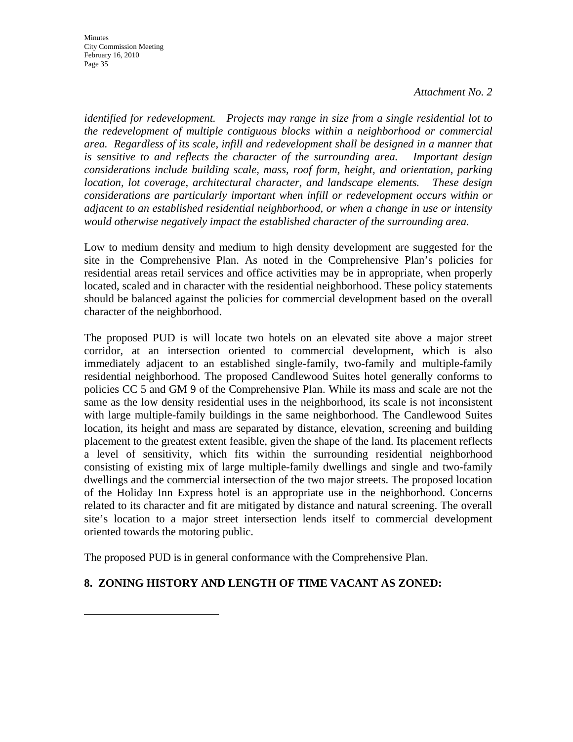*Attachment No. 2*

*identified for redevelopment. Projects may range in size from a single residential lot to the redevelopment of multiple contiguous blocks within a neighborhood or commercial area. Regardless of its scale, infill and redevelopment shall be designed in a manner that is sensitive to and reflects the character of the surrounding area. Important design considerations include building scale, mass, roof form, height, and orientation, parking location, lot coverage, architectural character, and landscape elements. These design considerations are particularly important when infill or redevelopment occurs within or adjacent to an established residential neighborhood, or when a change in use or intensity would otherwise negatively impact the established character of the surrounding area.*

Low to medium density and medium to high density development are suggested for the site in the Comprehensive Plan. As noted in the Comprehensive Plan's policies for residential areas retail services and office activities may be in appropriate, when properly located, scaled and in character with the residential neighborhood. These policy statements should be balanced against the policies for commercial development based on the overall character of the neighborhood.

The proposed PUD is will locate two hotels on an elevated site above a major street corridor, at an intersection oriented to commercial development, which is also immediately adjacent to an established single-family, two-family and multiple-family residential neighborhood. The proposed Candlewood Suites hotel generally conforms to policies CC 5 and GM 9 of the Comprehensive Plan. While its mass and scale are not the same as the low density residential uses in the neighborhood, its scale is not inconsistent with large multiple-family buildings in the same neighborhood. The Candlewood Suites location, its height and mass are separated by distance, elevation, screening and building placement to the greatest extent feasible, given the shape of the land. Its placement reflects a level of sensitivity, which fits within the surrounding residential neighborhood consisting of existing mix of large multiple-family dwellings and single and two-family dwellings and the commercial intersection of the two major streets. The proposed location of the Holiday Inn Express hotel is an appropriate use in the neighborhood. Concerns related to its character and fit are mitigated by distance and natural screening. The overall site's location to a major street intersection lends itself to commercial development oriented towards the motoring public.

The proposed PUD is in general conformance with the Comprehensive Plan.

## 8. ZONING HISTORY AND LENGTH OF TIME VACANT AS ZONED: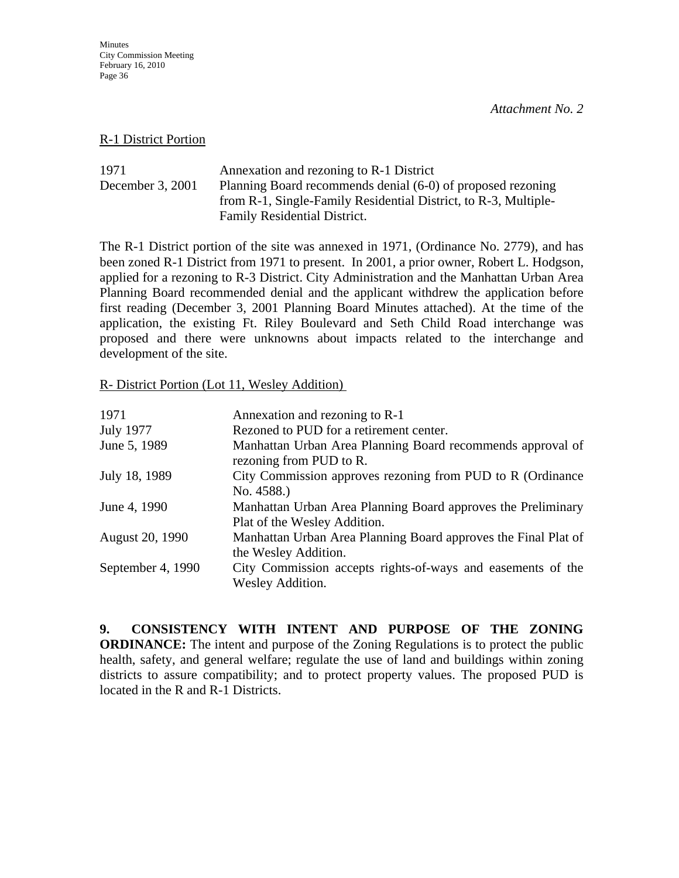*Attachment No. 2*

<u>R-1 District Portion</u>

| | |
|---|---|
| 1971 | Annexation and rezoning to R-1 District |
| December 3, 2001 | Planning Board recommends denial (6-0) of proposed rezoning from R-1, Single-Family Residential District, to R-3, Multiple-Family Residential District. |

The R-1 District portion of the site was annexed in 1971, (Ordinance No. 2779), and has been zoned R-1 District from 1971 to present. In 2001, a prior owner, Robert L. Hodgson, applied for a rezoning to R-3 District. City Administration and the Manhattan Urban Area Planning Board recommended denial and the applicant withdrew the application before first reading (December 3, 2001 Planning Board Minutes attached). At the time of the application, the existing Ft. Riley Boulevard and Seth Child Road interchange was proposed and there were unknowns about impacts related to the interchange and development of the site.

<u>R- District Portion (Lot 11, Wesley Addition)</u>

| | |
|---|---|
| 1971 | Annexation and rezoning to R-1 |
| July 1977 | Rezoned to PUD for a retirement center. |
| June 5, 1989 | Manhattan Urban Area Planning Board recommends approval of rezoning from PUD to R. |
| July 18, 1989 | City Commission approves rezoning from PUD to R (Ordinance No. 4588.) |
| June 4, 1990 | Manhattan Urban Area Planning Board approves the Preliminary Plat of the Wesley Addition. |
| August 20, 1990 | Manhattan Urban Area Planning Board approves the Final Plat of the Wesley Addition. |
| September 4, 1990 | City Commission accepts rights-of-ways and easements of the Wesley Addition. |

**9. CONSISTENCY WITH INTENT AND PURPOSE OF THE ZONING ORDINANCE:** The intent and purpose of the Zoning Regulations is to protect the public health, safety, and general welfare; regulate the use of land and buildings within zoning districts to assure compatibility; and to protect property values. The proposed PUD is located in the R and R-1 Districts.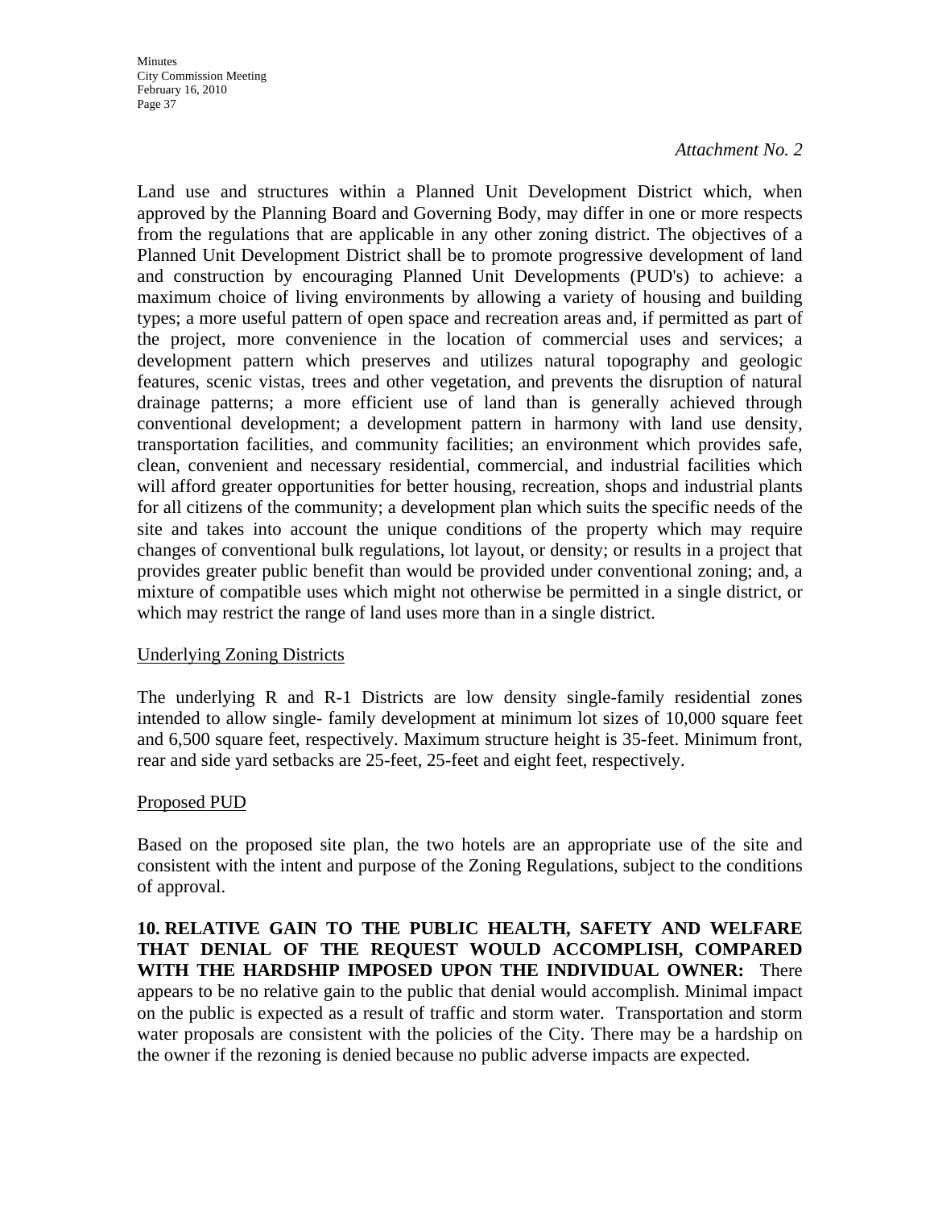*Attachment No. 2*

Land use and structures within a Planned Unit Development District which, when approved by the Planning Board and Governing Body, may differ in one or more respects from the regulations that are applicable in any other zoning district. The objectives of a Planned Unit Development District shall be to promote progressive development of land and construction by encouraging Planned Unit Developments (PUD's) to achieve: a maximum choice of living environments by allowing a variety of housing and building types; a more useful pattern of open space and recreation areas and, if permitted as part of the project, more convenience in the location of commercial uses and services; a development pattern which preserves and utilizes natural topography and geologic features, scenic vistas, trees and other vegetation, and prevents the disruption of natural drainage patterns; a more efficient use of land than is generally achieved through conventional development; a development pattern in harmony with land use density, transportation facilities, and community facilities; an environment which provides safe, clean, convenient and necessary residential, commercial, and industrial facilities which will afford greater opportunities for better housing, recreation, shops and industrial plants for all citizens of the community; a development plan which suits the specific needs of the site and takes into account the unique conditions of the property which may require changes of conventional bulk regulations, lot layout, or density; or results in a project that provides greater public benefit than would be provided under conventional zoning; and, a mixture of compatible uses which might not otherwise be permitted in a single district, or which may restrict the range of land uses more than in a single district.

Underlying Zoning Districts

The underlying R and R-1 Districts are low density single-family residential zones intended to allow single- family development at minimum lot sizes of 10,000 square feet and 6,500 square feet, respectively. Maximum structure height is 35-feet. Minimum front, rear and side yard setbacks are 25-feet, 25-feet and eight feet, respectively.

Proposed PUD

Based on the proposed site plan, the two hotels are an appropriate use of the site and consistent with the intent and purpose of the Zoning Regulations, subject to the conditions of approval.

**10. RELATIVE GAIN TO THE PUBLIC HEALTH, SAFETY AND WELFARE THAT DENIAL OF THE REQUEST WOULD ACCOMPLISH, COMPARED WITH THE HARDSHIP IMPOSED UPON THE INDIVIDUAL OWNER:** There appears to be no relative gain to the public that denial would accomplish. Minimal impact on the public is expected as a result of traffic and storm water. Transportation and storm water proposals are consistent with the policies of the City. There may be a hardship on the owner if the rezoning is denied because no public adverse impacts are expected.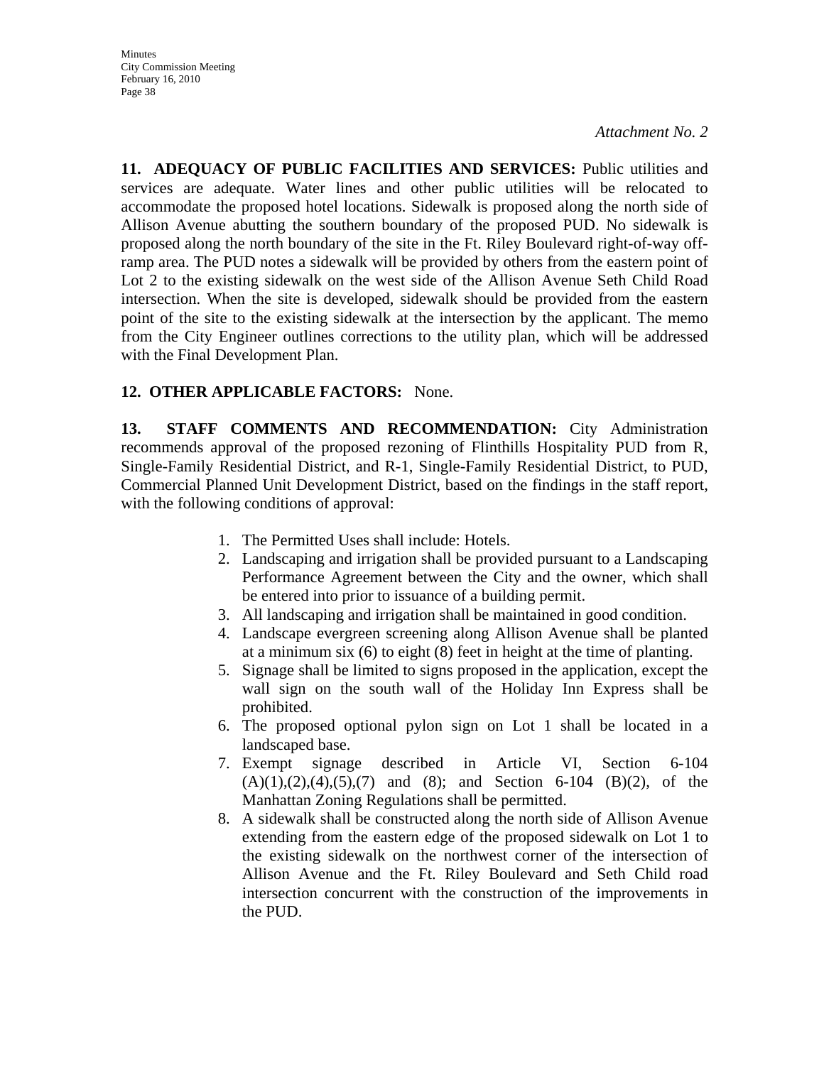*Attachment No. 2*

**11. ADEQUACY OF PUBLIC FACILITIES AND SERVICES:** Public utilities and services are adequate. Water lines and other public utilities will be relocated to accommodate the proposed hotel locations. Sidewalk is proposed along the north side of Allison Avenue abutting the southern boundary of the proposed PUD. No sidewalk is proposed along the north boundary of the site in the Ft. Riley Boulevard right-of-way off-ramp area. The PUD notes a sidewalk will be provided by others from the eastern point of Lot 2 to the existing sidewalk on the west side of the Allison Avenue Seth Child Road intersection. When the site is developed, sidewalk should be provided from the eastern point of the site to the existing sidewalk at the intersection by the applicant. The memo from the City Engineer outlines corrections to the utility plan, which will be addressed with the Final Development Plan.

**12. OTHER APPLICABLE FACTORS:** None.

**13. STAFF COMMENTS AND RECOMMENDATION:** City Administration recommends approval of the proposed rezoning of Flinthills Hospitality PUD from R, Single-Family Residential District, and R-1, Single-Family Residential District, to PUD, Commercial Planned Unit Development District, based on the findings in the staff report, with the following conditions of approval:

1. The Permitted Uses shall include: Hotels.
2. Landscaping and irrigation shall be provided pursuant to a Landscaping Performance Agreement between the City and the owner, which shall be entered into prior to issuance of a building permit.
3. All landscaping and irrigation shall be maintained in good condition.
4. Landscape evergreen screening along Allison Avenue shall be planted at a minimum six (6) to eight (8) feet in height at the time of planting.
5. Signage shall be limited to signs proposed in the application, except the wall sign on the south wall of the Holiday Inn Express shall be prohibited.
6. The proposed optional pylon sign on Lot 1 shall be located in a landscaped base.
7. Exempt signage described in Article VI, Section 6-104 (A)(1),(2),(4),(5),(7) and (8); and Section 6-104 (B)(2), of the Manhattan Zoning Regulations shall be permitted.
8. A sidewalk shall be constructed along the north side of Allison Avenue extending from the eastern edge of the proposed sidewalk on Lot 1 to the existing sidewalk on the northwest corner of the intersection of Allison Avenue and the Ft. Riley Boulevard and Seth Child road intersection concurrent with the construction of the improvements in the PUD.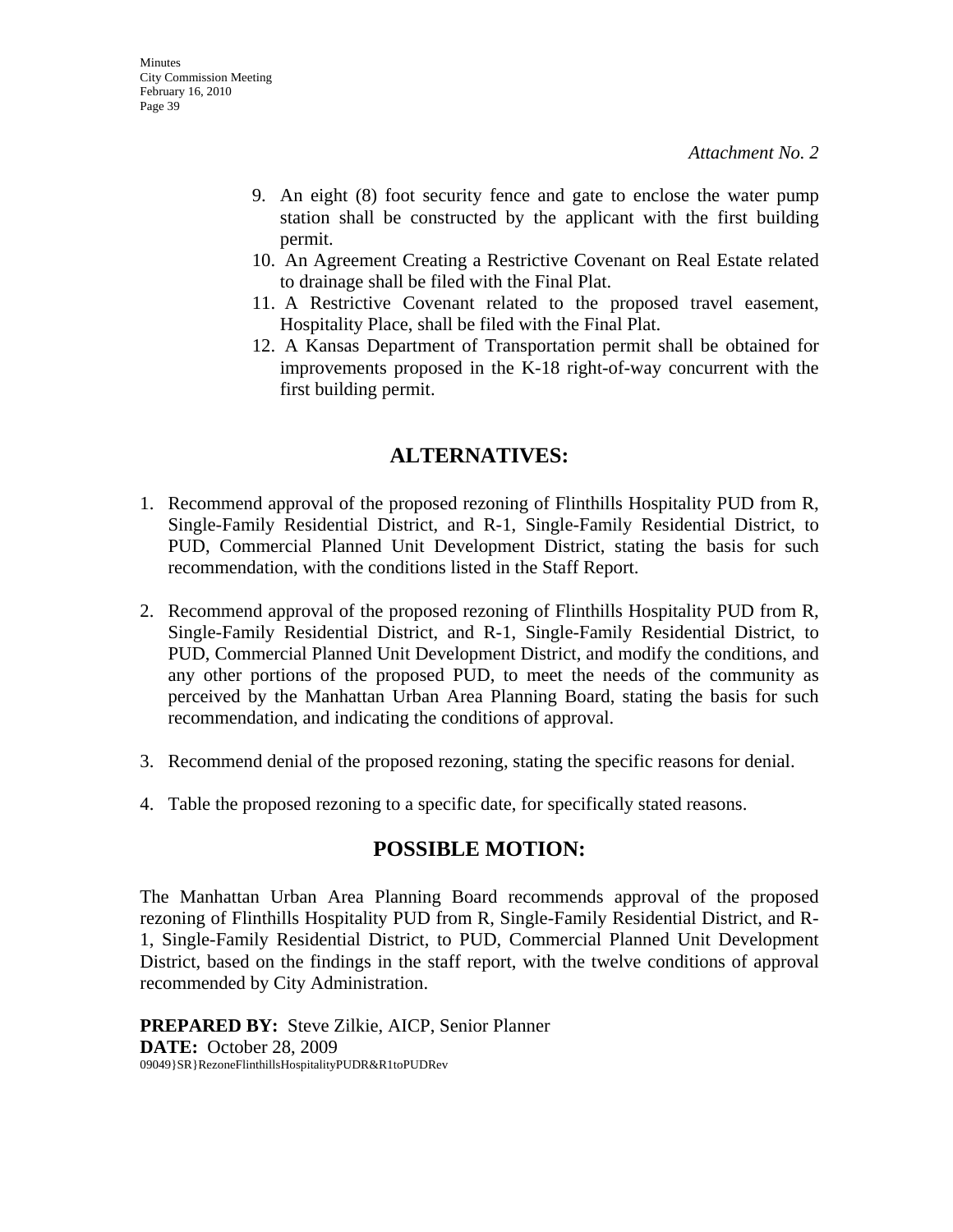*Attachment No. 2*

9. An eight (8) foot security fence and gate to enclose the water pump station shall be constructed by the applicant with the first building permit.
10. An Agreement Creating a Restrictive Covenant on Real Estate related to drainage shall be filed with the Final Plat.
11. A Restrictive Covenant related to the proposed travel easement, Hospitality Place, shall be filed with the Final Plat.
12. A Kansas Department of Transportation permit shall be obtained for improvements proposed in the K-18 right-of-way concurrent with the first building permit.

## ALTERNATIVES:

1. Recommend approval of the proposed rezoning of Flinthills Hospitality PUD from R, Single-Family Residential District, and R-1, Single-Family Residential District, to PUD, Commercial Planned Unit Development District, stating the basis for such recommendation, with the conditions listed in the Staff Report.

2. Recommend approval of the proposed rezoning of Flinthills Hospitality PUD from R, Single-Family Residential District, and R-1, Single-Family Residential District, to PUD, Commercial Planned Unit Development District, and modify the conditions, and any other portions of the proposed PUD, to meet the needs of the community as perceived by the Manhattan Urban Area Planning Board, stating the basis for such recommendation, and indicating the conditions of approval.

3. Recommend denial of the proposed rezoning, stating the specific reasons for denial.

4. Table the proposed rezoning to a specific date, for specifically stated reasons.

## POSSIBLE MOTION:

The Manhattan Urban Area Planning Board recommends approval of the proposed rezoning of Flinthills Hospitality PUD from R, Single-Family Residential District, and R-1, Single-Family Residential District, to PUD, Commercial Planned Unit Development District, based on the findings in the staff report, with the twelve conditions of approval recommended by City Administration.

**PREPARED BY:** Steve Zilkie, AICP, Senior Planner
**DATE:** October 28, 2009
09049}SR}RezoneFlinthillsHospitalityPUDR&R1toPUDRev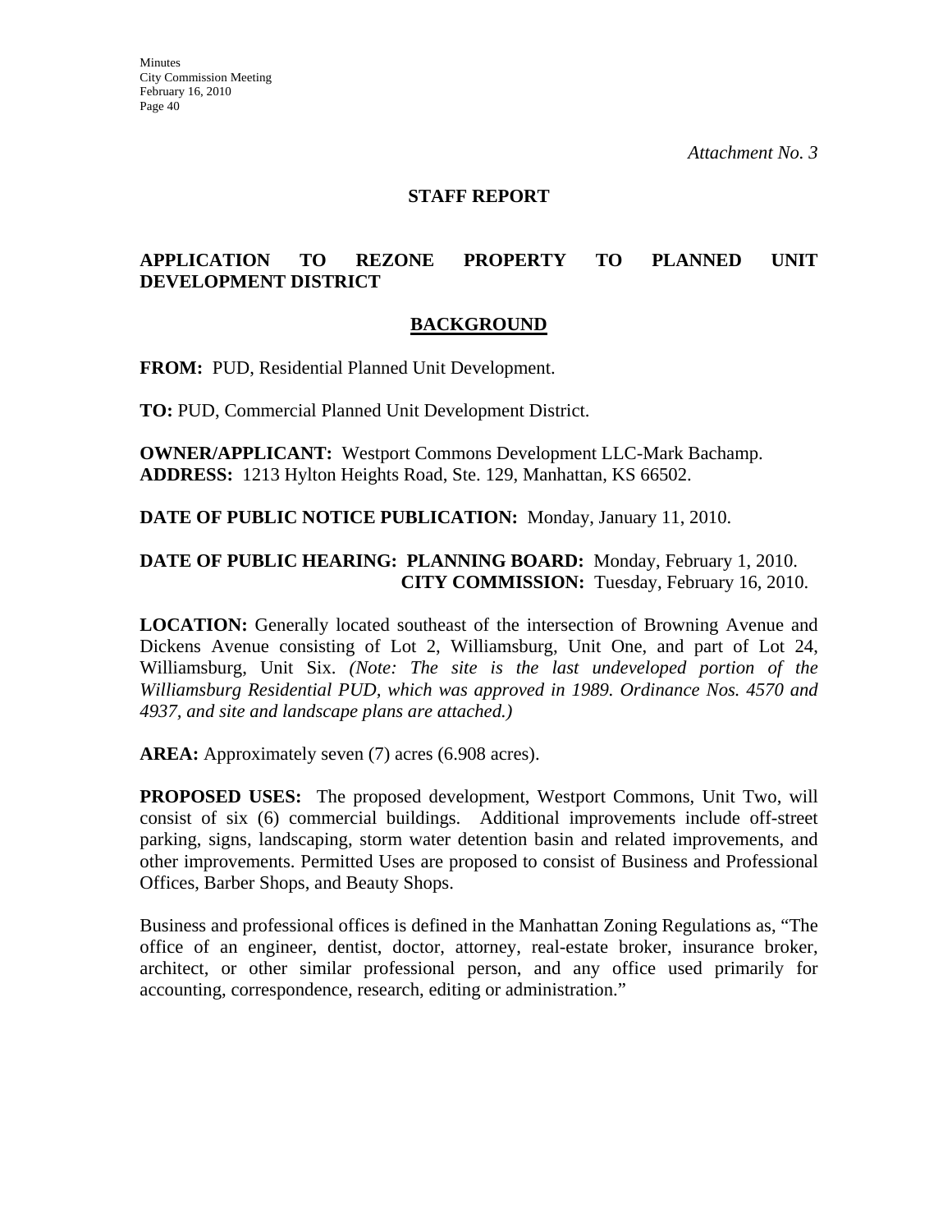*Attachment No. 3*

## STAFF REPORT

## APPLICATION TO REZONE PROPERTY TO PLANNED UNIT DEVELOPMENT DISTRICT

### BACKGROUND

**FROM:** PUD, Residential Planned Unit Development.

**TO:** PUD, Commercial Planned Unit Development District.

**OWNER/APPLICANT:** Westport Commons Development LLC-Mark Bachamp.
**ADDRESS:** 1213 Hylton Heights Road, Ste. 129, Manhattan, KS 66502.

**DATE OF PUBLIC NOTICE PUBLICATION:** Monday, January 11, 2010.

**DATE OF PUBLIC HEARING: PLANNING BOARD:** Monday, February 1, 2010.
**CITY COMMISSION:** Tuesday, February 16, 2010.

**LOCATION:** Generally located southeast of the intersection of Browning Avenue and Dickens Avenue consisting of Lot 2, Williamsburg, Unit One, and part of Lot 24, Williamsburg, Unit Six. *(Note: The site is the last undeveloped portion of the Williamsburg Residential PUD, which was approved in 1989. Ordinance Nos. 4570 and 4937, and site and landscape plans are attached.)*

**AREA:** Approximately seven (7) acres (6.908 acres).

**PROPOSED USES:** The proposed development, Westport Commons, Unit Two, will consist of six (6) commercial buildings. Additional improvements include off-street parking, signs, landscaping, storm water detention basin and related improvements, and other improvements. Permitted Uses are proposed to consist of Business and Professional Offices, Barber Shops, and Beauty Shops.

Business and professional offices is defined in the Manhattan Zoning Regulations as, "The office of an engineer, dentist, doctor, attorney, real-estate broker, insurance broker, architect, or other similar professional person, and any office used primarily for accounting, correspondence, research, editing or administration."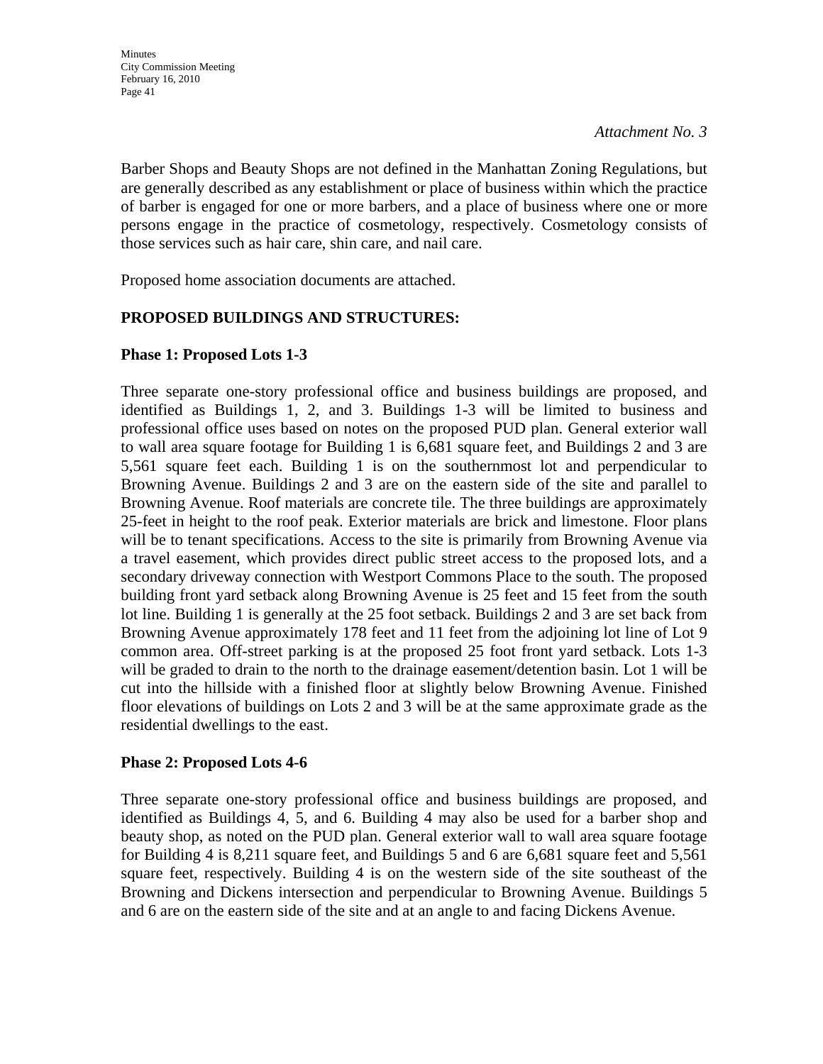*Attachment No. 3*

Barber Shops and Beauty Shops are not defined in the Manhattan Zoning Regulations, but are generally described as any establishment or place of business within which the practice of barber is engaged for one or more barbers, and a place of business where one or more persons engage in the practice of cosmetology, respectively. Cosmetology consists of those services such as hair care, shin care, and nail care.

Proposed home association documents are attached.

**PROPOSED BUILDINGS AND STRUCTURES:**

**Phase 1: Proposed Lots 1-3**

Three separate one-story professional office and business buildings are proposed, and identified as Buildings 1, 2, and 3. Buildings 1-3 will be limited to business and professional office uses based on notes on the proposed PUD plan. General exterior wall to wall area square footage for Building 1 is 6,681 square feet, and Buildings 2 and 3 are 5,561 square feet each. Building 1 is on the southernmost lot and perpendicular to Browning Avenue. Buildings 2 and 3 are on the eastern side of the site and parallel to Browning Avenue. Roof materials are concrete tile. The three buildings are approximately 25-feet in height to the roof peak. Exterior materials are brick and limestone. Floor plans will be to tenant specifications. Access to the site is primarily from Browning Avenue via a travel easement, which provides direct public street access to the proposed lots, and a secondary driveway connection with Westport Commons Place to the south. The proposed building front yard setback along Browning Avenue is 25 feet and 15 feet from the south lot line. Building 1 is generally at the 25 foot setback. Buildings 2 and 3 are set back from Browning Avenue approximately 178 feet and 11 feet from the adjoining lot line of Lot 9 common area. Off-street parking is at the proposed 25 foot front yard setback. Lots 1-3 will be graded to drain to the north to the drainage easement/detention basin. Lot 1 will be cut into the hillside with a finished floor at slightly below Browning Avenue. Finished floor elevations of buildings on Lots 2 and 3 will be at the same approximate grade as the residential dwellings to the east.

**Phase 2: Proposed Lots 4-6**

Three separate one-story professional office and business buildings are proposed, and identified as Buildings 4, 5, and 6. Building 4 may also be used for a barber shop and beauty shop, as noted on the PUD plan. General exterior wall to wall area square footage for Building 4 is 8,211 square feet, and Buildings 5 and 6 are 6,681 square feet and 5,561 square feet, respectively. Building 4 is on the western side of the site southeast of the Browning and Dickens intersection and perpendicular to Browning Avenue. Buildings 5 and 6 are on the eastern side of the site and at an angle to and facing Dickens Avenue.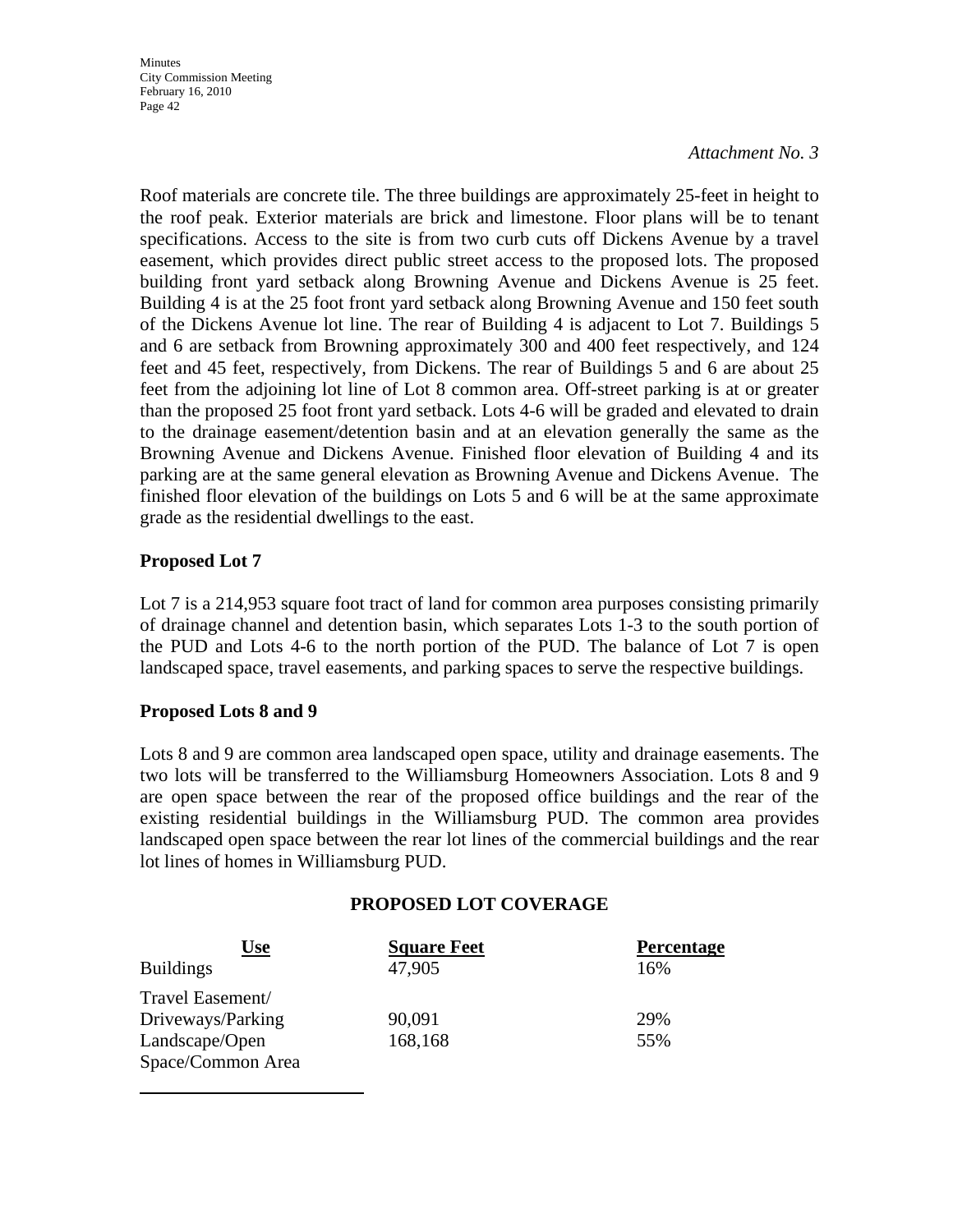*Attachment No. 3*

Roof materials are concrete tile. The three buildings are approximately 25-feet in height to the roof peak. Exterior materials are brick and limestone. Floor plans will be to tenant specifications. Access to the site is from two curb cuts off Dickens Avenue by a travel easement, which provides direct public street access to the proposed lots. The proposed building front yard setback along Browning Avenue and Dickens Avenue is 25 feet. Building 4 is at the 25 foot front yard setback along Browning Avenue and 150 feet south of the Dickens Avenue lot line. The rear of Building 4 is adjacent to Lot 7. Buildings 5 and 6 are setback from Browning approximately 300 and 400 feet respectively, and 124 feet and 45 feet, respectively, from Dickens. The rear of Buildings 5 and 6 are about 25 feet from the adjoining lot line of Lot 8 common area. Off-street parking is at or greater than the proposed 25 foot front yard setback. Lots 4-6 will be graded and elevated to drain to the drainage easement/detention basin and at an elevation generally the same as the Browning Avenue and Dickens Avenue. Finished floor elevation of Building 4 and its parking are at the same general elevation as Browning Avenue and Dickens Avenue. The finished floor elevation of the buildings on Lots 5 and 6 will be at the same approximate grade as the residential dwellings to the east.

**Proposed Lot 7**

Lot 7 is a 214,953 square foot tract of land for common area purposes consisting primarily of drainage channel and detention basin, which separates Lots 1-3 to the south portion of the PUD and Lots 4-6 to the north portion of the PUD. The balance of Lot 7 is open landscaped space, travel easements, and parking spaces to serve the respective buildings.

**Proposed Lots 8 and 9**

Lots 8 and 9 are common area landscaped open space, utility and drainage easements. The two lots will be transferred to the Williamsburg Homeowners Association. Lots 8 and 9 are open space between the rear of the proposed office buildings and the rear of the existing residential buildings in the Williamsburg PUD. The common area provides landscaped open space between the rear lot lines of the commercial buildings and the rear lot lines of homes in Williamsburg PUD.

**PROPOSED LOT COVERAGE**

| Use | Square Feet | Percentage |
|---|---|---|
| Buildings | 47,905 | 16% |
| Travel Easement/ Driveways/Parking | 90,091 | 29% |
| Landscape/Open Space/Common Area | 168,168 | 55% |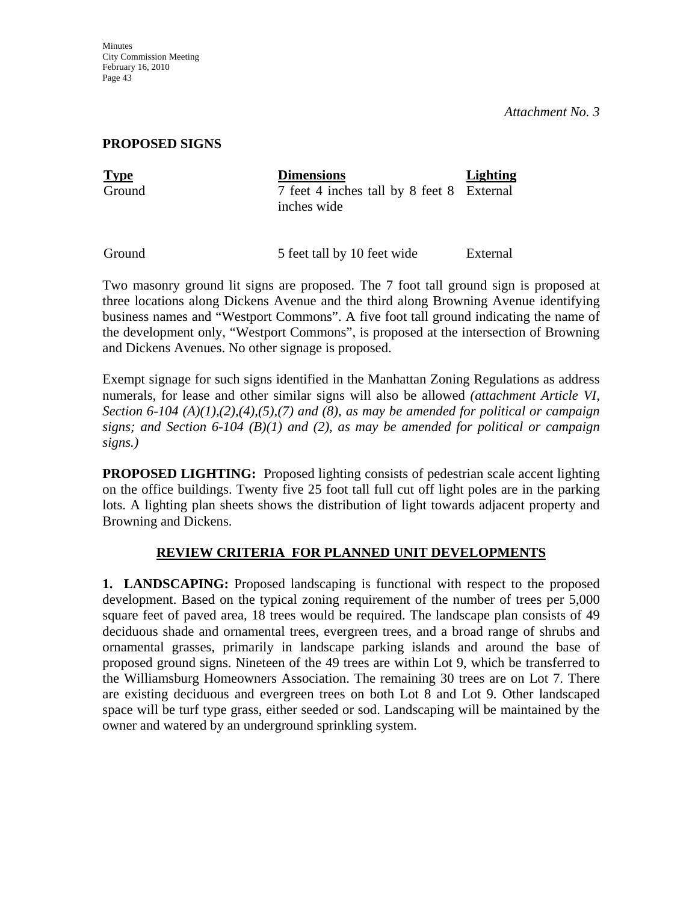*Attachment No. 3*

**PROPOSED SIGNS**

| Type | Dimensions | Lighting |
|---|---|---|
| Ground | 7 feet 4 inches tall by 8 feet 8 inches wide | External |
| Ground | 5 feet tall by 10 feet wide | External |

Two masonry ground lit signs are proposed. The 7 foot tall ground sign is proposed at three locations along Dickens Avenue and the third along Browning Avenue identifying business names and "Westport Commons". A five foot tall ground indicating the name of the development only, "Westport Commons", is proposed at the intersection of Browning and Dickens Avenues. No other signage is proposed.

Exempt signage for such signs identified in the Manhattan Zoning Regulations as address numerals, for lease and other similar signs will also be allowed *(attachment Article VI, Section 6-104 (A)(1),(2),(4),(5),(7) and (8), as may be amended for political or campaign signs; and Section 6-104 (B)(1) and (2), as may be amended for political or campaign signs.)*

**PROPOSED LIGHTING:** Proposed lighting consists of pedestrian scale accent lighting on the office buildings. Twenty five 25 foot tall full cut off light poles are in the parking lots. A lighting plan sheets shows the distribution of light towards adjacent property and Browning and Dickens.

## REVIEW CRITERIA FOR PLANNED UNIT DEVELOPMENTS

**1. LANDSCAPING:** Proposed landscaping is functional with respect to the proposed development. Based on the typical zoning requirement of the number of trees per 5,000 square feet of paved area, 18 trees would be required. The landscape plan consists of 49 deciduous shade and ornamental trees, evergreen trees, and a broad range of shrubs and ornamental grasses, primarily in landscape parking islands and around the base of proposed ground signs. Nineteen of the 49 trees are within Lot 9, which be transferred to the Williamsburg Homeowners Association. The remaining 30 trees are on Lot 7. There are existing deciduous and evergreen trees on both Lot 8 and Lot 9. Other landscaped space will be turf type grass, either seeded or sod. Landscaping will be maintained by the owner and watered by an underground sprinkling system.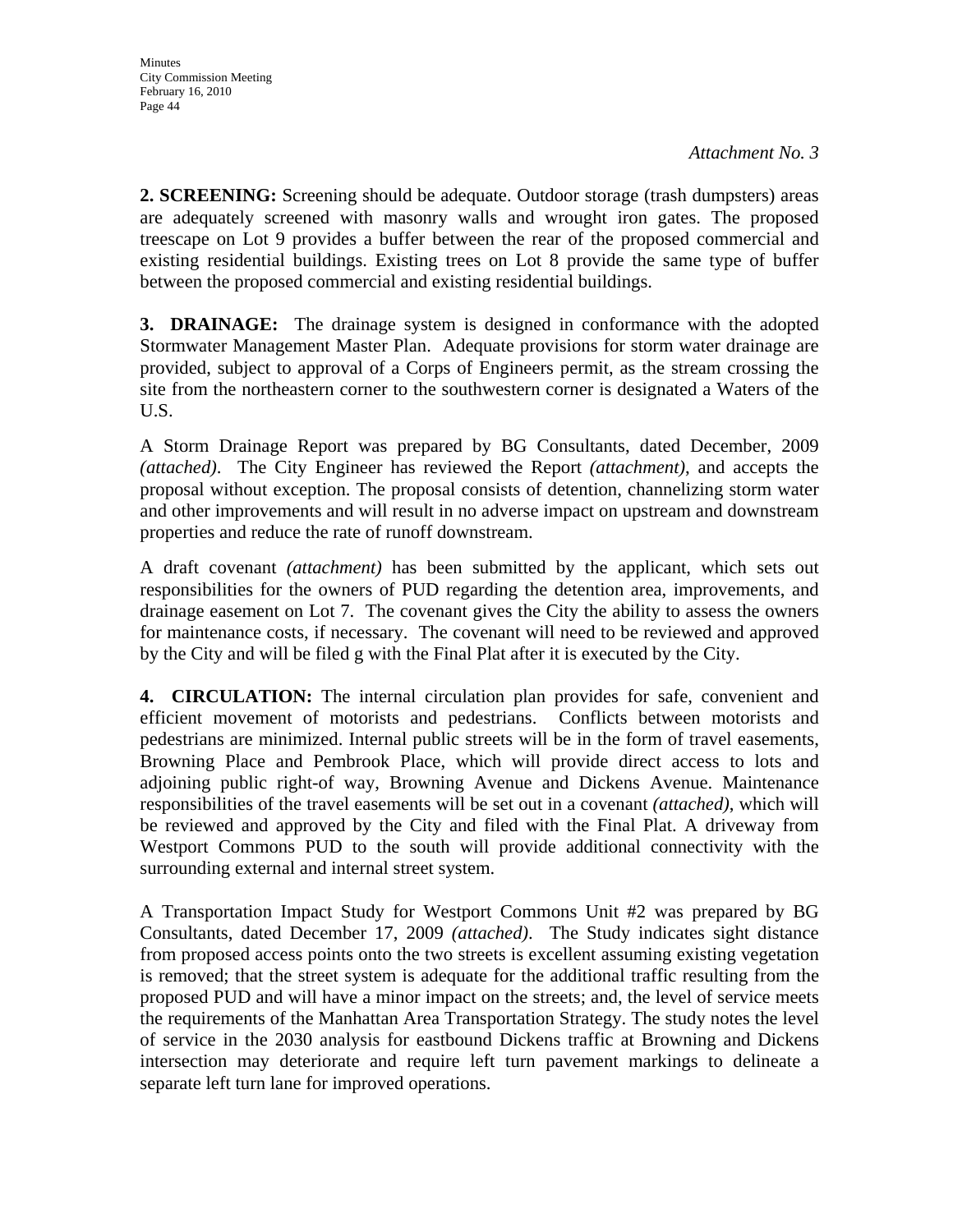*Attachment No. 3*

**2. SCREENING:** Screening should be adequate. Outdoor storage (trash dumpsters) areas are adequately screened with masonry walls and wrought iron gates. The proposed treescape on Lot 9 provides a buffer between the rear of the proposed commercial and existing residential buildings. Existing trees on Lot 8 provide the same type of buffer between the proposed commercial and existing residential buildings.

**3. DRAINAGE:** The drainage system is designed in conformance with the adopted Stormwater Management Master Plan. Adequate provisions for storm water drainage are provided, subject to approval of a Corps of Engineers permit, as the stream crossing the site from the northeastern corner to the southwestern corner is designated a Waters of the U.S.

A Storm Drainage Report was prepared by BG Consultants, dated December, 2009 *(attached)*. The City Engineer has reviewed the Report *(attachment)*, and accepts the proposal without exception. The proposal consists of detention, channelizing storm water and other improvements and will result in no adverse impact on upstream and downstream properties and reduce the rate of runoff downstream.

A draft covenant *(attachment)* has been submitted by the applicant, which sets out responsibilities for the owners of PUD regarding the detention area, improvements, and drainage easement on Lot 7. The covenant gives the City the ability to assess the owners for maintenance costs, if necessary. The covenant will need to be reviewed and approved by the City and will be filed g with the Final Plat after it is executed by the City.

**4. CIRCULATION:** The internal circulation plan provides for safe, convenient and efficient movement of motorists and pedestrians. Conflicts between motorists and pedestrians are minimized. Internal public streets will be in the form of travel easements, Browning Place and Pembrook Place, which will provide direct access to lots and adjoining public right-of way, Browning Avenue and Dickens Avenue. Maintenance responsibilities of the travel easements will be set out in a covenant *(attached)*, which will be reviewed and approved by the City and filed with the Final Plat. A driveway from Westport Commons PUD to the south will provide additional connectivity with the surrounding external and internal street system.

A Transportation Impact Study for Westport Commons Unit #2 was prepared by BG Consultants, dated December 17, 2009 *(attached)*. The Study indicates sight distance from proposed access points onto the two streets is excellent assuming existing vegetation is removed; that the street system is adequate for the additional traffic resulting from the proposed PUD and will have a minor impact on the streets; and, the level of service meets the requirements of the Manhattan Area Transportation Strategy. The study notes the level of service in the 2030 analysis for eastbound Dickens traffic at Browning and Dickens intersection may deteriorate and require left turn pavement markings to delineate a separate left turn lane for improved operations.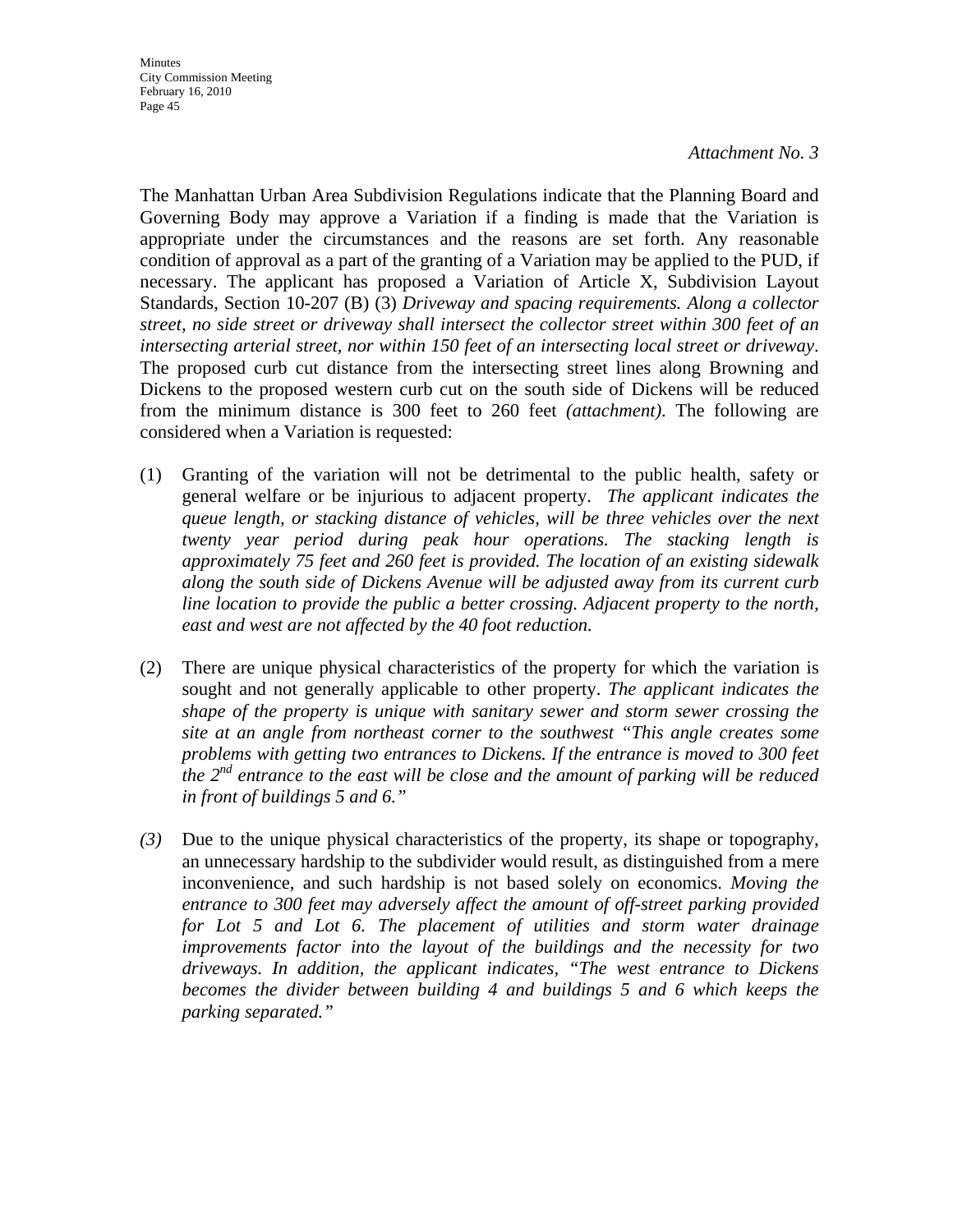*Attachment No. 3*

The Manhattan Urban Area Subdivision Regulations indicate that the Planning Board and Governing Body may approve a Variation if a finding is made that the Variation is appropriate under the circumstances and the reasons are set forth. Any reasonable condition of approval as a part of the granting of a Variation may be applied to the PUD, if necessary. The applicant has proposed a Variation of Article X, Subdivision Layout Standards, Section 10-207 (B) (3) *Driveway and spacing requirements. Along a collector street, no side street or driveway shall intersect the collector street within 300 feet of an intersecting arterial street, nor within 150 feet of an intersecting local street or driveway*. The proposed curb cut distance from the intersecting street lines along Browning and Dickens to the proposed western curb cut on the south side of Dickens will be reduced from the minimum distance is 300 feet to 260 feet *(attachment)*. The following are considered when a Variation is requested:

(1) Granting of the variation will not be detrimental to the public health, safety or general welfare or be injurious to adjacent property. *The applicant indicates the queue length, or stacking distance of vehicles, will be three vehicles over the next twenty year period during peak hour operations. The stacking length is approximately 75 feet and 260 feet is provided. The location of an existing sidewalk along the south side of Dickens Avenue will be adjusted away from its current curb line location to provide the public a better crossing. Adjacent property to the north, east and west are not affected by the 40 foot reduction.*

(2) There are unique physical characteristics of the property for which the variation is sought and not generally applicable to other property. *The applicant indicates the shape of the property is unique with sanitary sewer and storm sewer crossing the site at an angle from northeast corner to the southwest "This angle creates some problems with getting two entrances to Dickens. If the entrance is moved to 300 feet the 2nd entrance to the east will be close and the amount of parking will be reduced in front of buildings 5 and 6."*

*(3)* Due to the unique physical characteristics of the property, its shape or topography, an unnecessary hardship to the subdivider would result, as distinguished from a mere inconvenience, and such hardship is not based solely on economics. *Moving the entrance to 300 feet may adversely affect the amount of off-street parking provided for Lot 5 and Lot 6. The placement of utilities and storm water drainage improvements factor into the layout of the buildings and the necessity for two driveways. In addition, the applicant indicates, "The west entrance to Dickens becomes the divider between building 4 and buildings 5 and 6 which keeps the parking separated."*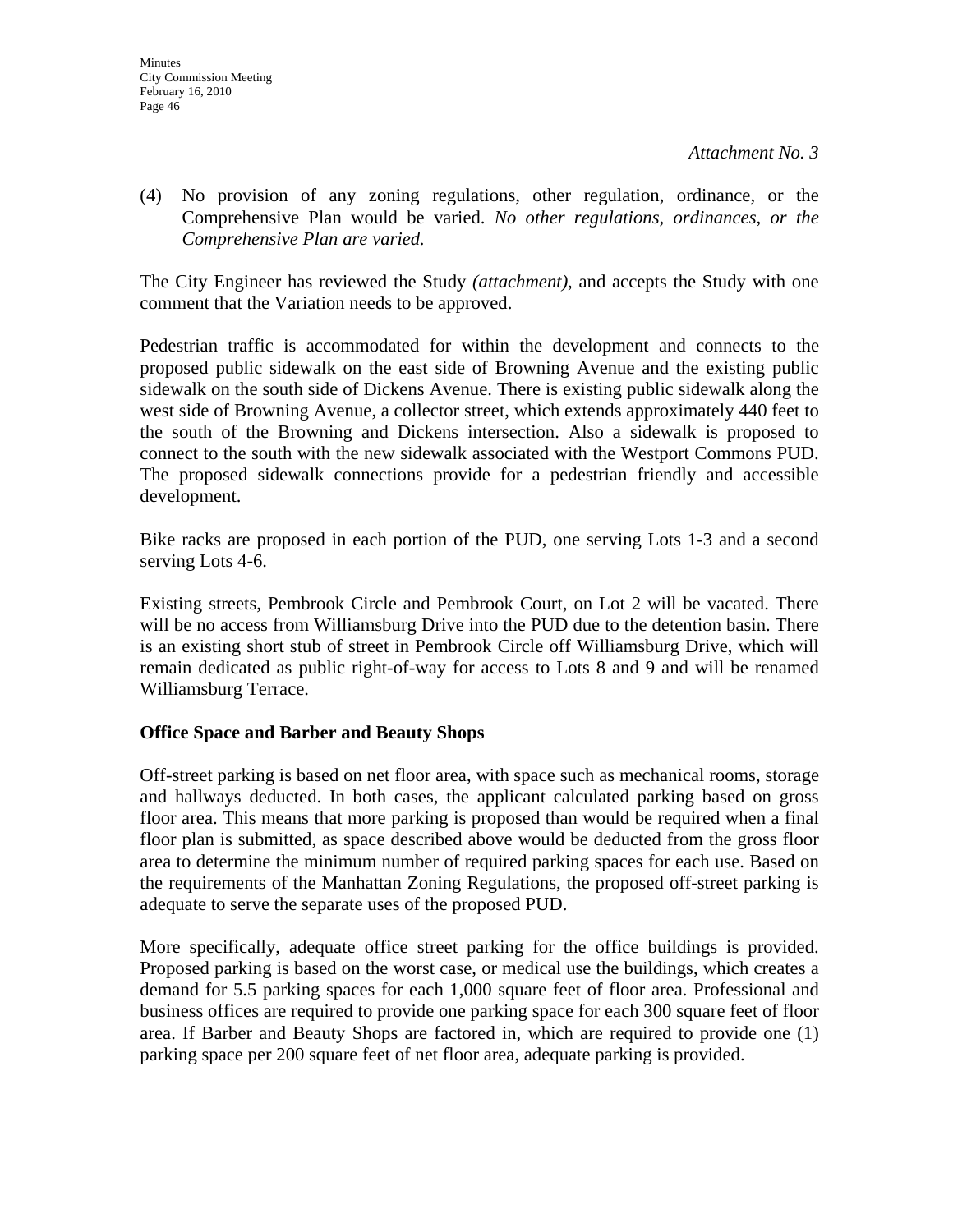*Attachment No. 3*

(4) No provision of any zoning regulations, other regulation, ordinance, or the Comprehensive Plan would be varied. *No other regulations, ordinances, or the Comprehensive Plan are varied.*

The City Engineer has reviewed the Study *(attachment)*, and accepts the Study with one comment that the Variation needs to be approved.

Pedestrian traffic is accommodated for within the development and connects to the proposed public sidewalk on the east side of Browning Avenue and the existing public sidewalk on the south side of Dickens Avenue. There is existing public sidewalk along the west side of Browning Avenue, a collector street, which extends approximately 440 feet to the south of the Browning and Dickens intersection. Also a sidewalk is proposed to connect to the south with the new sidewalk associated with the Westport Commons PUD. The proposed sidewalk connections provide for a pedestrian friendly and accessible development.

Bike racks are proposed in each portion of the PUD, one serving Lots 1-3 and a second serving Lots 4-6.

Existing streets, Pembrook Circle and Pembrook Court, on Lot 2 will be vacated. There will be no access from Williamsburg Drive into the PUD due to the detention basin. There is an existing short stub of street in Pembrook Circle off Williamsburg Drive, which will remain dedicated as public right-of-way for access to Lots 8 and 9 and will be renamed Williamsburg Terrace.

**Office Space and Barber and Beauty Shops**

Off-street parking is based on net floor area, with space such as mechanical rooms, storage and hallways deducted. In both cases, the applicant calculated parking based on gross floor area. This means that more parking is proposed than would be required when a final floor plan is submitted, as space described above would be deducted from the gross floor area to determine the minimum number of required parking spaces for each use. Based on the requirements of the Manhattan Zoning Regulations, the proposed off-street parking is adequate to serve the separate uses of the proposed PUD.

More specifically, adequate office street parking for the office buildings is provided. Proposed parking is based on the worst case, or medical use the buildings, which creates a demand for 5.5 parking spaces for each 1,000 square feet of floor area. Professional and business offices are required to provide one parking space for each 300 square feet of floor area. If Barber and Beauty Shops are factored in, which are required to provide one (1) parking space per 200 square feet of net floor area, adequate parking is provided.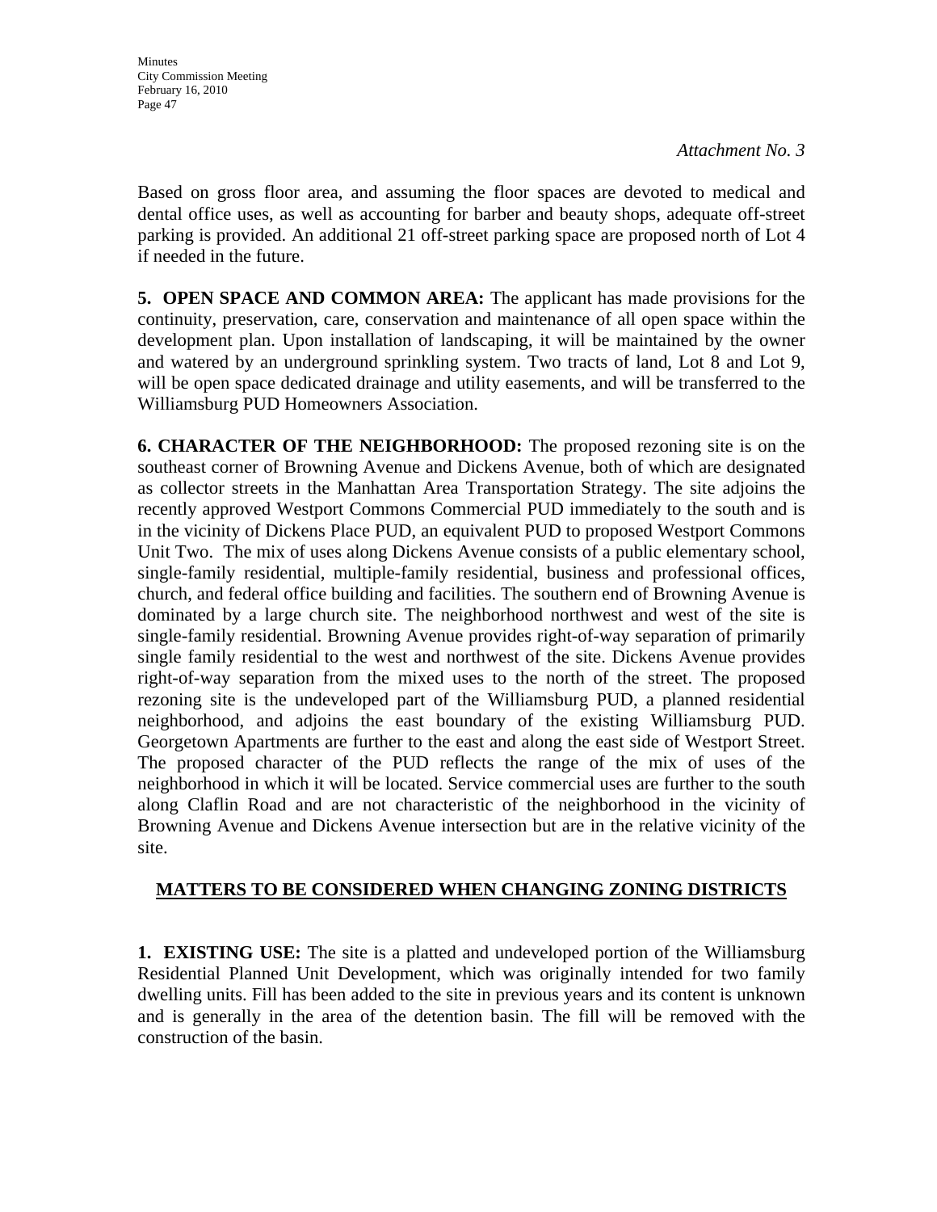*Attachment No. 3*

Based on gross floor area, and assuming the floor spaces are devoted to medical and dental office uses, as well as accounting for barber and beauty shops, adequate off-street parking is provided. An additional 21 off-street parking space are proposed north of Lot 4 if needed in the future.

**5. OPEN SPACE AND COMMON AREA:** The applicant has made provisions for the continuity, preservation, care, conservation and maintenance of all open space within the development plan. Upon installation of landscaping, it will be maintained by the owner and watered by an underground sprinkling system. Two tracts of land, Lot 8 and Lot 9, will be open space dedicated drainage and utility easements, and will be transferred to the Williamsburg PUD Homeowners Association.

**6. CHARACTER OF THE NEIGHBORHOOD:** The proposed rezoning site is on the southeast corner of Browning Avenue and Dickens Avenue, both of which are designated as collector streets in the Manhattan Area Transportation Strategy. The site adjoins the recently approved Westport Commons Commercial PUD immediately to the south and is in the vicinity of Dickens Place PUD, an equivalent PUD to proposed Westport Commons Unit Two. The mix of uses along Dickens Avenue consists of a public elementary school, single-family residential, multiple-family residential, business and professional offices, church, and federal office building and facilities. The southern end of Browning Avenue is dominated by a large church site. The neighborhood northwest and west of the site is single-family residential. Browning Avenue provides right-of-way separation of primarily single family residential to the west and northwest of the site. Dickens Avenue provides right-of-way separation from the mixed uses to the north of the street. The proposed rezoning site is the undeveloped part of the Williamsburg PUD, a planned residential neighborhood, and adjoins the east boundary of the existing Williamsburg PUD. Georgetown Apartments are further to the east and along the east side of Westport Street. The proposed character of the PUD reflects the range of the mix of uses of the neighborhood in which it will be located. Service commercial uses are further to the south along Claflin Road and are not characteristic of the neighborhood in the vicinity of Browning Avenue and Dickens Avenue intersection but are in the relative vicinity of the site.

## MATTERS TO BE CONSIDERED WHEN CHANGING ZONING DISTRICTS

**1. EXISTING USE:** The site is a platted and undeveloped portion of the Williamsburg Residential Planned Unit Development, which was originally intended for two family dwelling units. Fill has been added to the site in previous years and its content is unknown and is generally in the area of the detention basin. The fill will be removed with the construction of the basin.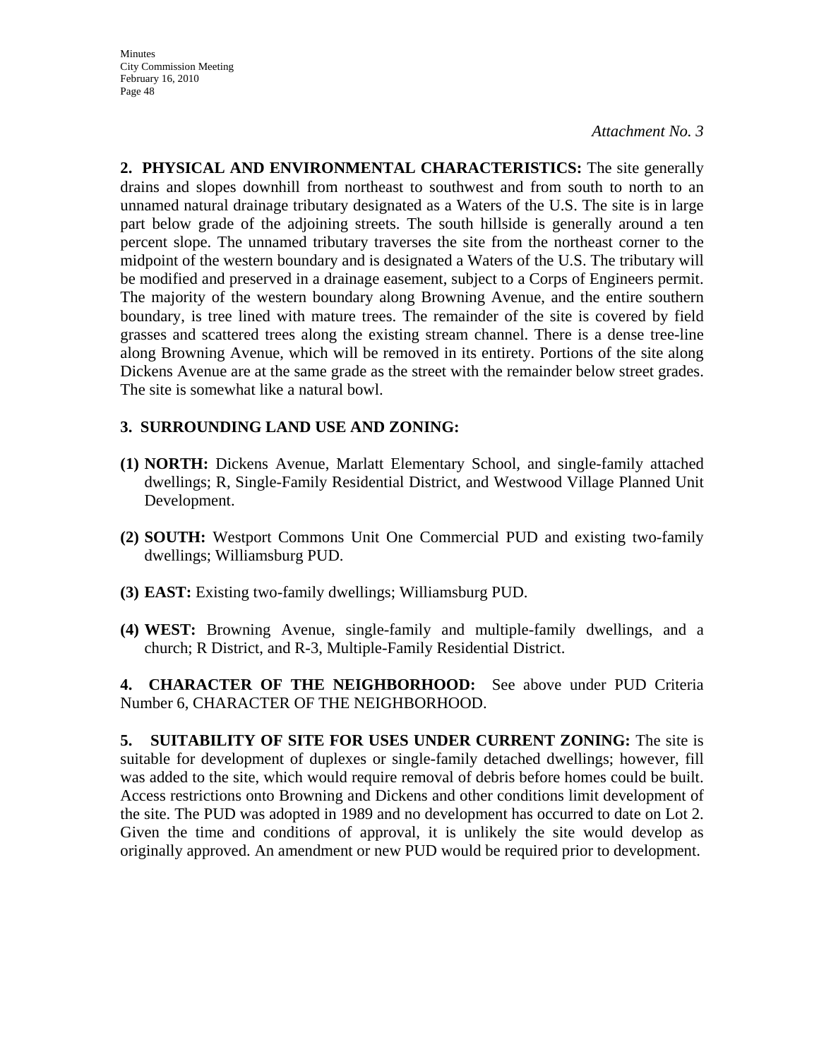*Attachment No. 3*

**2. PHYSICAL AND ENVIRONMENTAL CHARACTERISTICS:** The site generally drains and slopes downhill from northeast to southwest and from south to north to an unnamed natural drainage tributary designated as a Waters of the U.S. The site is in large part below grade of the adjoining streets. The south hillside is generally around a ten percent slope. The unnamed tributary traverses the site from the northeast corner to the midpoint of the western boundary and is designated a Waters of the U.S. The tributary will be modified and preserved in a drainage easement, subject to a Corps of Engineers permit. The majority of the western boundary along Browning Avenue, and the entire southern boundary, is tree lined with mature trees. The remainder of the site is covered by field grasses and scattered trees along the existing stream channel. There is a dense tree-line along Browning Avenue, which will be removed in its entirety. Portions of the site along Dickens Avenue are at the same grade as the street with the remainder below street grades. The site is somewhat like a natural bowl.

**3. SURROUNDING LAND USE AND ZONING:**

**(1) NORTH:** Dickens Avenue, Marlatt Elementary School, and single-family attached dwellings; R, Single-Family Residential District, and Westwood Village Planned Unit Development.

**(2) SOUTH:** Westport Commons Unit One Commercial PUD and existing two-family dwellings; Williamsburg PUD.

**(3) EAST:** Existing two-family dwellings; Williamsburg PUD.

**(4) WEST:** Browning Avenue, single-family and multiple-family dwellings, and a church; R District, and R-3, Multiple-Family Residential District.

**4. CHARACTER OF THE NEIGHBORHOOD:** See above under PUD Criteria Number 6, CHARACTER OF THE NEIGHBORHOOD.

**5. SUITABILITY OF SITE FOR USES UNDER CURRENT ZONING:** The site is suitable for development of duplexes or single-family detached dwellings; however, fill was added to the site, which would require removal of debris before homes could be built. Access restrictions onto Browning and Dickens and other conditions limit development of the site. The PUD was adopted in 1989 and no development has occurred to date on Lot 2. Given the time and conditions of approval, it is unlikely the site would develop as originally approved. An amendment or new PUD would be required prior to development.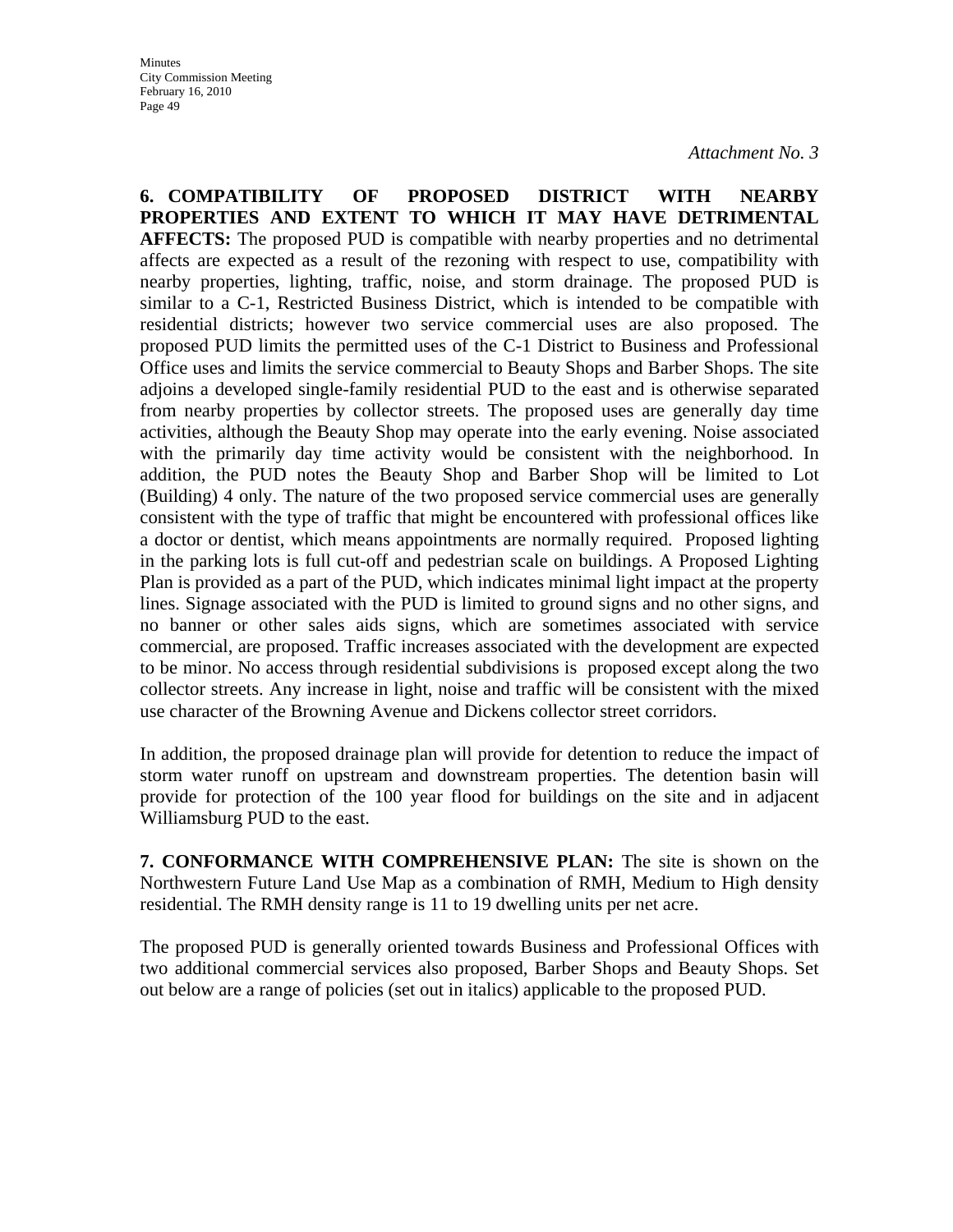*Attachment No. 3*

**6. COMPATIBILITY OF PROPOSED DISTRICT WITH NEARBY PROPERTIES AND EXTENT TO WHICH IT MAY HAVE DETRIMENTAL AFFECTS:** The proposed PUD is compatible with nearby properties and no detrimental affects are expected as a result of the rezoning with respect to use, compatibility with nearby properties, lighting, traffic, noise, and storm drainage. The proposed PUD is similar to a C-1, Restricted Business District, which is intended to be compatible with residential districts; however two service commercial uses are also proposed. The proposed PUD limits the permitted uses of the C-1 District to Business and Professional Office uses and limits the service commercial to Beauty Shops and Barber Shops. The site adjoins a developed single-family residential PUD to the east and is otherwise separated from nearby properties by collector streets. The proposed uses are generally day time activities, although the Beauty Shop may operate into the early evening. Noise associated with the primarily day time activity would be consistent with the neighborhood. In addition, the PUD notes the Beauty Shop and Barber Shop will be limited to Lot (Building) 4 only. The nature of the two proposed service commercial uses are generally consistent with the type of traffic that might be encountered with professional offices like a doctor or dentist, which means appointments are normally required. Proposed lighting in the parking lots is full cut-off and pedestrian scale on buildings. A Proposed Lighting Plan is provided as a part of the PUD, which indicates minimal light impact at the property lines. Signage associated with the PUD is limited to ground signs and no other signs, and no banner or other sales aids signs, which are sometimes associated with service commercial, are proposed. Traffic increases associated with the development are expected to be minor. No access through residential subdivisions is proposed except along the two collector streets. Any increase in light, noise and traffic will be consistent with the mixed use character of the Browning Avenue and Dickens collector street corridors.

In addition, the proposed drainage plan will provide for detention to reduce the impact of storm water runoff on upstream and downstream properties. The detention basin will provide for protection of the 100 year flood for buildings on the site and in adjacent Williamsburg PUD to the east.

**7. CONFORMANCE WITH COMPREHENSIVE PLAN:** The site is shown on the Northwestern Future Land Use Map as a combination of RMH, Medium to High density residential. The RMH density range is 11 to 19 dwelling units per net acre.

The proposed PUD is generally oriented towards Business and Professional Offices with two additional commercial services also proposed, Barber Shops and Beauty Shops. Set out below are a range of policies (set out in italics) applicable to the proposed PUD.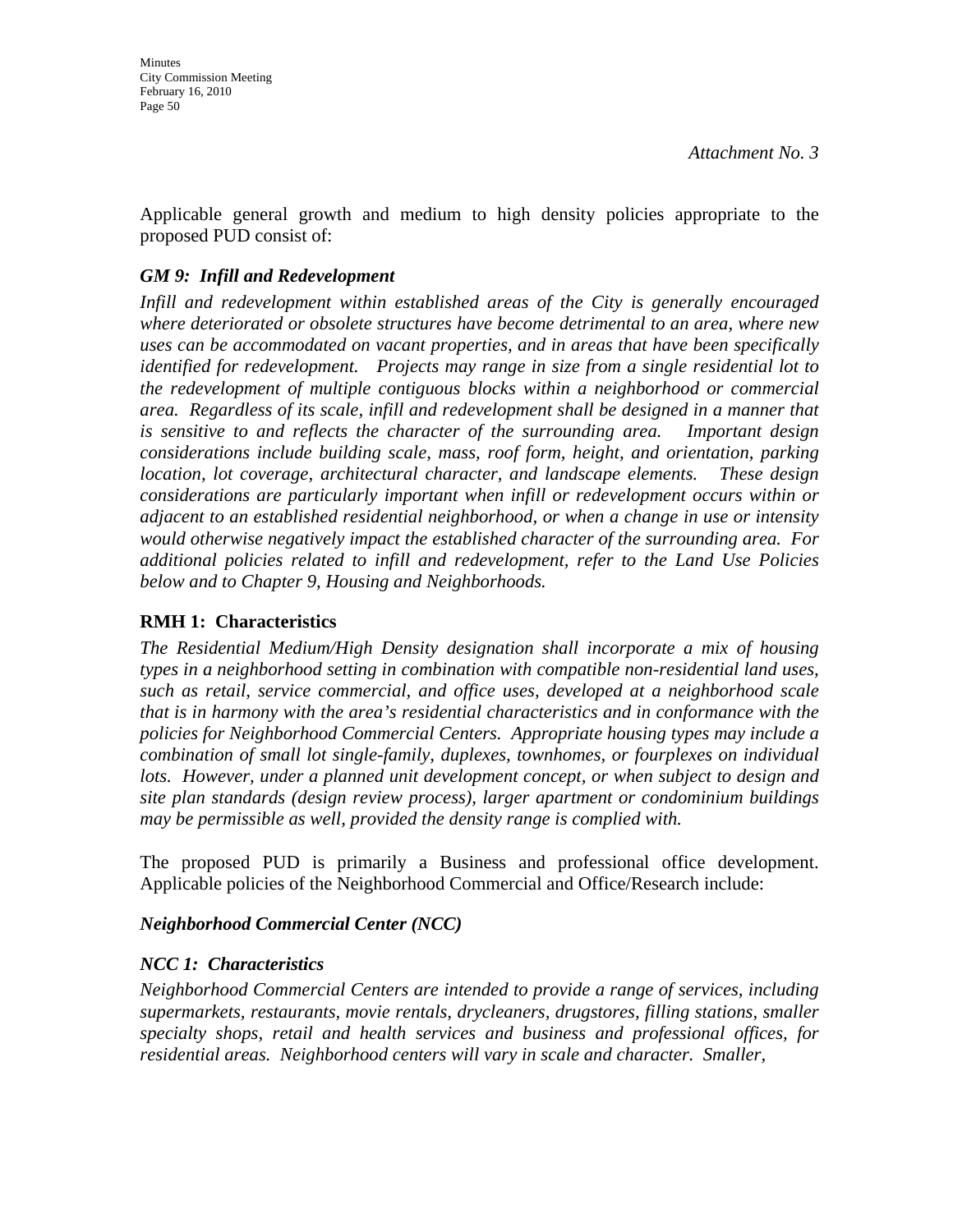*Attachment No. 3*

Applicable general growth and medium to high density policies appropriate to the proposed PUD consist of:

***GM 9: Infill and Redevelopment***

*Infill and redevelopment within established areas of the City is generally encouraged where deteriorated or obsolete structures have become detrimental to an area, where new uses can be accommodated on vacant properties, and in areas that have been specifically identified for redevelopment. Projects may range in size from a single residential lot to the redevelopment of multiple contiguous blocks within a neighborhood or commercial area. Regardless of its scale, infill and redevelopment shall be designed in a manner that is sensitive to and reflects the character of the surrounding area. Important design considerations include building scale, mass, roof form, height, and orientation, parking location, lot coverage, architectural character, and landscape elements. These design considerations are particularly important when infill or redevelopment occurs within or adjacent to an established residential neighborhood, or when a change in use or intensity would otherwise negatively impact the established character of the surrounding area. For additional policies related to infill and redevelopment, refer to the Land Use Policies below and to Chapter 9, Housing and Neighborhoods.*

**RMH 1: Characteristics**

*The Residential Medium/High Density designation shall incorporate a mix of housing types in a neighborhood setting in combination with compatible non-residential land uses, such as retail, service commercial, and office uses, developed at a neighborhood scale that is in harmony with the area's residential characteristics and in conformance with the policies for Neighborhood Commercial Centers. Appropriate housing types may include a combination of small lot single-family, duplexes, townhomes, or fourplexes on individual lots. However, under a planned unit development concept, or when subject to design and site plan standards (design review process), larger apartment or condominium buildings may be permissible as well, provided the density range is complied with.*

The proposed PUD is primarily a Business and professional office development. Applicable policies of the Neighborhood Commercial and Office/Research include:

***Neighborhood Commercial Center (NCC)***

***NCC 1: Characteristics***

*Neighborhood Commercial Centers are intended to provide a range of services, including supermarkets, restaurants, movie rentals, drycleaners, drugstores, filling stations, smaller specialty shops, retail and health services and business and professional offices, for residential areas. Neighborhood centers will vary in scale and character. Smaller,*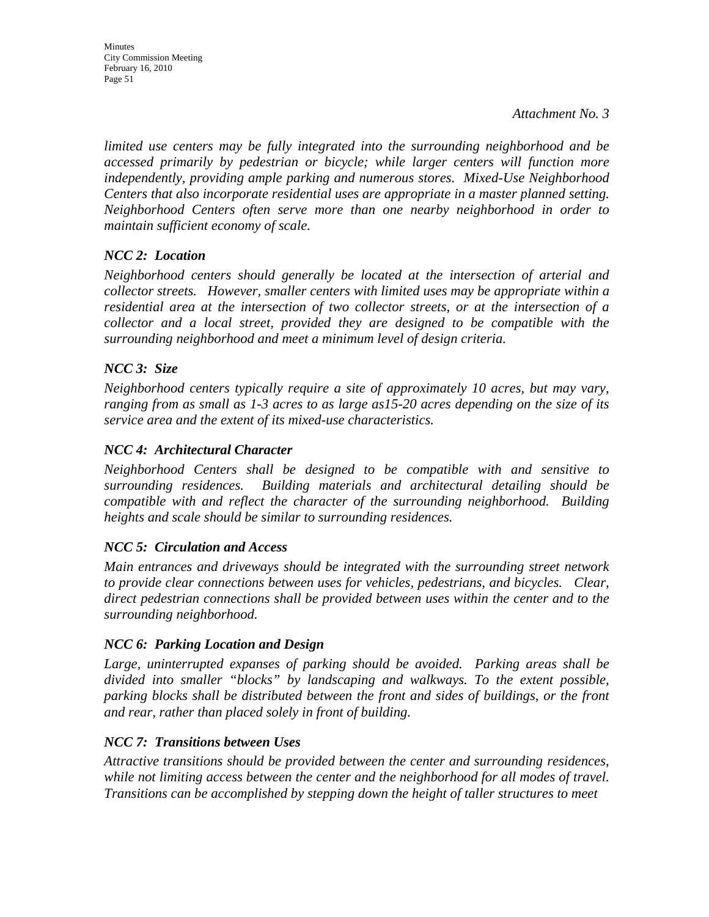*Attachment No. 3*

*limited use centers may be fully integrated into the surrounding neighborhood and be accessed primarily by pedestrian or bicycle; while larger centers will function more independently, providing ample parking and numerous stores. Mixed-Use Neighborhood Centers that also incorporate residential uses are appropriate in a master planned setting. Neighborhood Centers often serve more than one nearby neighborhood in order to maintain sufficient economy of scale.*

***NCC 2: Location***

*Neighborhood centers should generally be located at the intersection of arterial and collector streets. However, smaller centers with limited uses may be appropriate within a residential area at the intersection of two collector streets, or at the intersection of a collector and a local street, provided they are designed to be compatible with the surrounding neighborhood and meet a minimum level of design criteria.*

***NCC 3: Size***

*Neighborhood centers typically require a site of approximately 10 acres, but may vary, ranging from as small as 1-3 acres to as large as15-20 acres depending on the size of its service area and the extent of its mixed-use characteristics.*

***NCC 4: Architectural Character***

*Neighborhood Centers shall be designed to be compatible with and sensitive to surrounding residences. Building materials and architectural detailing should be compatible with and reflect the character of the surrounding neighborhood. Building heights and scale should be similar to surrounding residences.*

***NCC 5: Circulation and Access***

*Main entrances and driveways should be integrated with the surrounding street network to provide clear connections between uses for vehicles, pedestrians, and bicycles. Clear, direct pedestrian connections shall be provided between uses within the center and to the surrounding neighborhood.*

***NCC 6: Parking Location and Design***

*Large, uninterrupted expanses of parking should be avoided. Parking areas shall be divided into smaller "blocks" by landscaping and walkways. To the extent possible, parking blocks shall be distributed between the front and sides of buildings, or the front and rear, rather than placed solely in front of building.*

***NCC 7: Transitions between Uses***

*Attractive transitions should be provided between the center and surrounding residences, while not limiting access between the center and the neighborhood for all modes of travel. Transitions can be accomplished by stepping down the height of taller structures to meet*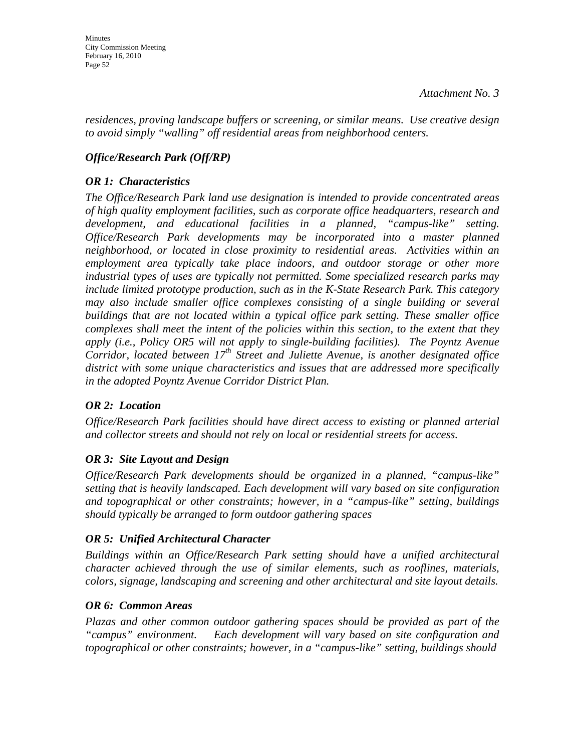*Attachment No. 3*

*residences, proving landscape buffers or screening, or similar means. Use creative design to avoid simply "walling" off residential areas from neighborhood centers.*

### *Office/Research Park (Off/RP)*

#### *OR 1: Characteristics*

*The Office/Research Park land use designation is intended to provide concentrated areas of high quality employment facilities, such as corporate office headquarters, research and development, and educational facilities in a planned, "campus-like" setting. Office/Research Park developments may be incorporated into a master planned neighborhood, or located in close proximity to residential areas. Activities within an employment area typically take place indoors, and outdoor storage or other more industrial types of uses are typically not permitted. Some specialized research parks may include limited prototype production, such as in the K-State Research Park. This category may also include smaller office complexes consisting of a single building or several buildings that are not located within a typical office park setting. These smaller office complexes shall meet the intent of the policies within this section, to the extent that they apply (i.e., Policy OR5 will not apply to single-building facilities). The Poyntz Avenue Corridor, located between 17th Street and Juliette Avenue, is another designated office district with some unique characteristics and issues that are addressed more specifically in the adopted Poyntz Avenue Corridor District Plan.*

#### *OR 2: Location*

*Office/Research Park facilities should have direct access to existing or planned arterial and collector streets and should not rely on local or residential streets for access.*

#### *OR 3: Site Layout and Design*

*Office/Research Park developments should be organized in a planned, "campus-like" setting that is heavily landscaped. Each development will vary based on site configuration and topographical or other constraints; however, in a "campus-like" setting, buildings should typically be arranged to form outdoor gathering spaces*

#### *OR 5: Unified Architectural Character*

*Buildings within an Office/Research Park setting should have a unified architectural character achieved through the use of similar elements, such as rooflines, materials, colors, signage, landscaping and screening and other architectural and site layout details.*

#### *OR 6: Common Areas*

*Plazas and other common outdoor gathering spaces should be provided as part of the "campus" environment. Each development will vary based on site configuration and topographical or other constraints; however, in a "campus-like" setting, buildings should*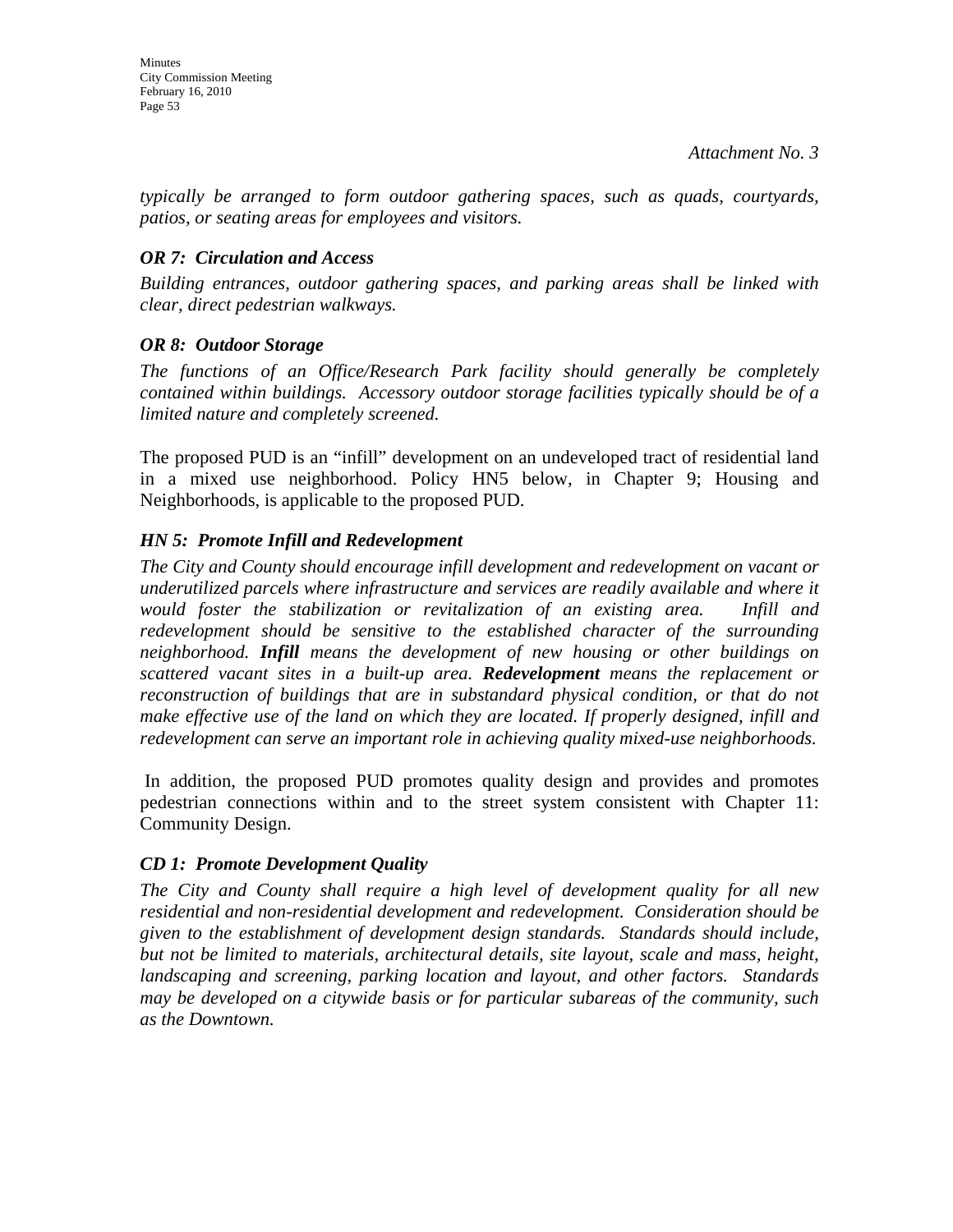*Attachment No. 3*

*typically be arranged to form outdoor gathering spaces, such as quads, courtyards, patios, or seating areas for employees and visitors.*

***OR 7: Circulation and Access***

*Building entrances, outdoor gathering spaces, and parking areas shall be linked with clear, direct pedestrian walkways.*

***OR 8: Outdoor Storage***

*The functions of an Office/Research Park facility should generally be completely contained within buildings. Accessory outdoor storage facilities typically should be of a limited nature and completely screened.*

The proposed PUD is an "infill" development on an undeveloped tract of residential land in a mixed use neighborhood. Policy HN5 below, in Chapter 9; Housing and Neighborhoods, is applicable to the proposed PUD.

***HN 5: Promote Infill and Redevelopment***

*The City and County should encourage infill development and redevelopment on vacant or underutilized parcels where infrastructure and services are readily available and where it would foster the stabilization or revitalization of an existing area. Infill and redevelopment should be sensitive to the established character of the surrounding neighborhood.* ***Infill*** *means the development of new housing or other buildings on scattered vacant sites in a built-up area.* ***Redevelopment*** *means the replacement or reconstruction of buildings that are in substandard physical condition, or that do not make effective use of the land on which they are located. If properly designed, infill and redevelopment can serve an important role in achieving quality mixed-use neighborhoods.*

In addition, the proposed PUD promotes quality design and provides and promotes pedestrian connections within and to the street system consistent with Chapter 11: Community Design.

***CD 1: Promote Development Quality***

*The City and County shall require a high level of development quality for all new residential and non-residential development and redevelopment. Consideration should be given to the establishment of development design standards. Standards should include, but not be limited to materials, architectural details, site layout, scale and mass, height, landscaping and screening, parking location and layout, and other factors. Standards may be developed on a citywide basis or for particular subareas of the community, such as the Downtown.*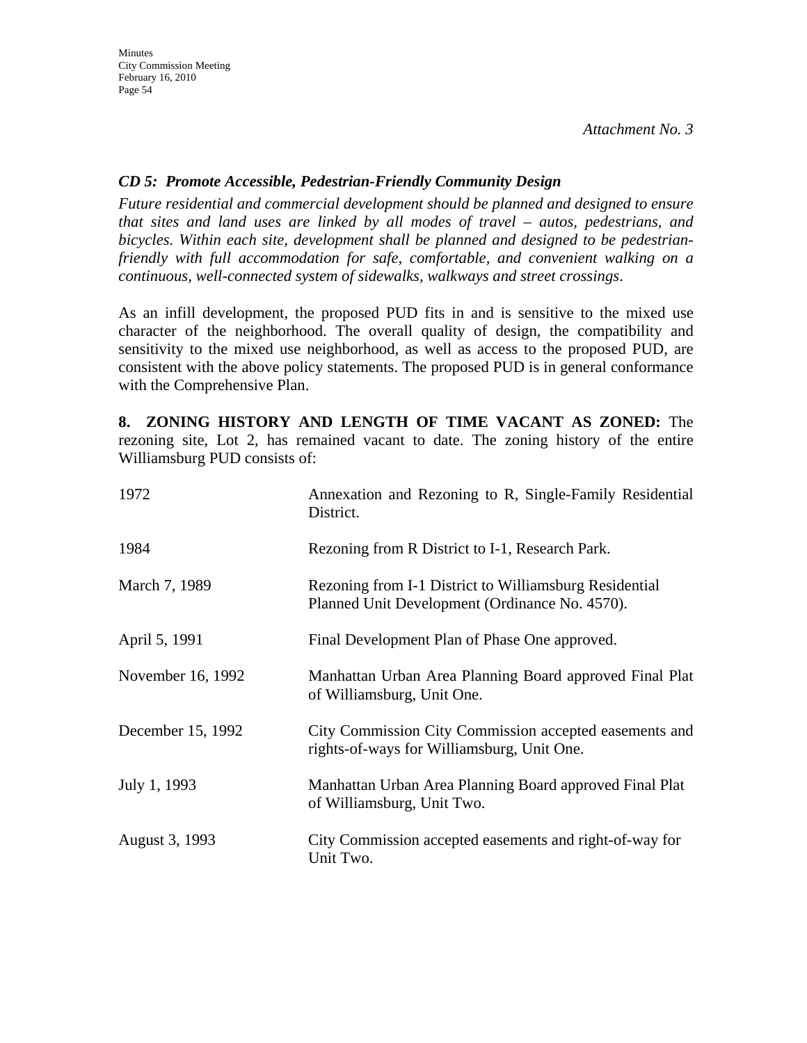*Attachment No. 3*

***CD 5: Promote Accessible, Pedestrian-Friendly Community Design***

*Future residential and commercial development should be planned and designed to ensure that sites and land uses are linked by all modes of travel – autos, pedestrians, and bicycles. Within each site, development shall be planned and designed to be pedestrian-friendly with full accommodation for safe, comfortable, and convenient walking on a continuous, well-connected system of sidewalks, walkways and street crossings*.

As an infill development, the proposed PUD fits in and is sensitive to the mixed use character of the neighborhood. The overall quality of design, the compatibility and sensitivity to the mixed use neighborhood, as well as access to the proposed PUD, are consistent with the above policy statements. The proposed PUD is in general conformance with the Comprehensive Plan.

**8. ZONING HISTORY AND LENGTH OF TIME VACANT AS ZONED:** The rezoning site, Lot 2, has remained vacant to date. The zoning history of the entire Williamsburg PUD consists of:

| | |
|---|---|
| 1972 | Annexation and Rezoning to R, Single-Family Residential District. |
| 1984 | Rezoning from R District to I-1, Research Park. |
| March 7, 1989 | Rezoning from I-1 District to Williamsburg Residential Planned Unit Development (Ordinance No. 4570). |
| April 5, 1991 | Final Development Plan of Phase One approved. |
| November 16, 1992 | Manhattan Urban Area Planning Board approved Final Plat of Williamsburg, Unit One. |
| December 15, 1992 | City Commission City Commission accepted easements and rights-of-ways for Williamsburg, Unit One. |
| July 1, 1993 | Manhattan Urban Area Planning Board approved Final Plat of Williamsburg, Unit Two. |
| August 3, 1993 | City Commission accepted easements and right-of-way for Unit Two. |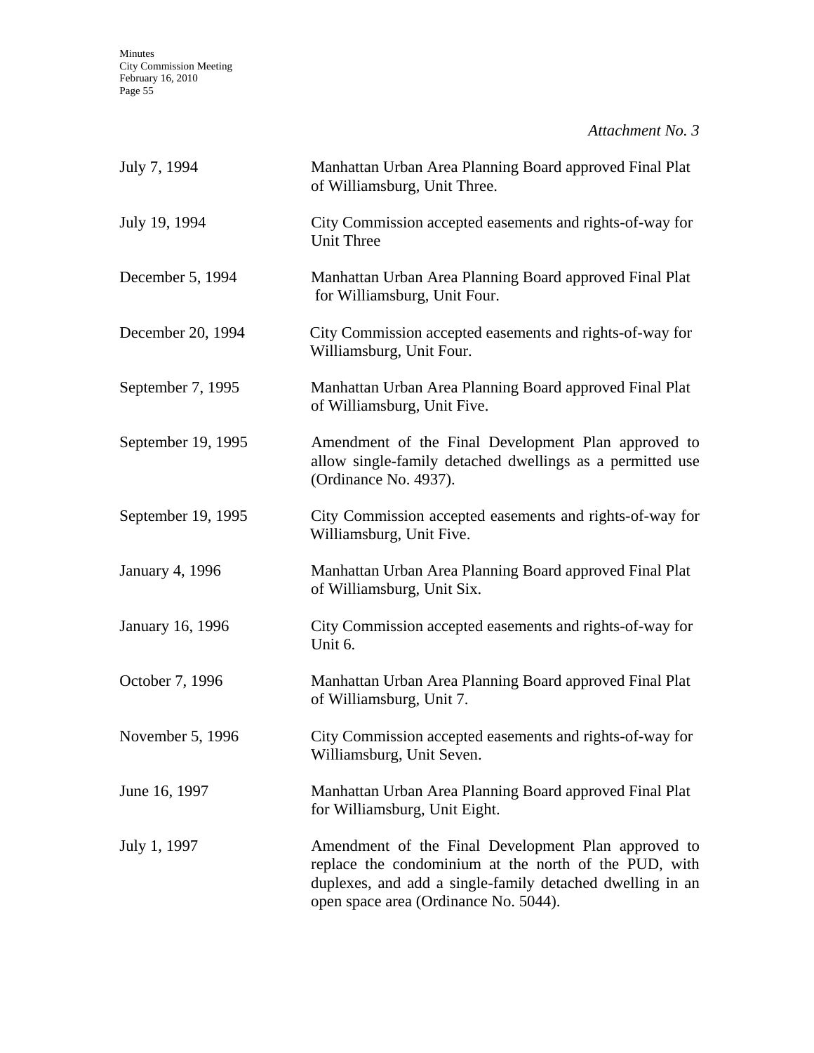*Attachment No. 3*

| | |
|---|---|
| July 7, 1994 | Manhattan Urban Area Planning Board approved Final Plat of Williamsburg, Unit Three. |
| July 19, 1994 | City Commission accepted easements and rights-of-way for Unit Three |
| December 5, 1994 | Manhattan Urban Area Planning Board approved Final Plat for Williamsburg, Unit Four. |
| December 20, 1994 | City Commission accepted easements and rights-of-way for Williamsburg, Unit Four. |
| September 7, 1995 | Manhattan Urban Area Planning Board approved Final Plat of Williamsburg, Unit Five. |
| September 19, 1995 | Amendment of the Final Development Plan approved to allow single-family detached dwellings as a permitted use (Ordinance No. 4937). |
| September 19, 1995 | City Commission accepted easements and rights-of-way for Williamsburg, Unit Five. |
| January 4, 1996 | Manhattan Urban Area Planning Board approved Final Plat of Williamsburg, Unit Six. |
| January 16, 1996 | City Commission accepted easements and rights-of-way for Unit 6. |
| October 7, 1996 | Manhattan Urban Area Planning Board approved Final Plat of Williamsburg, Unit 7. |
| November 5, 1996 | City Commission accepted easements and rights-of-way for Williamsburg, Unit Seven. |
| June 16, 1997 | Manhattan Urban Area Planning Board approved Final Plat for Williamsburg, Unit Eight. |
| July 1, 1997 | Amendment of the Final Development Plan approved to replace the condominium at the north of the PUD, with duplexes, and add a single-family detached dwelling in an open space area (Ordinance No. 5044). |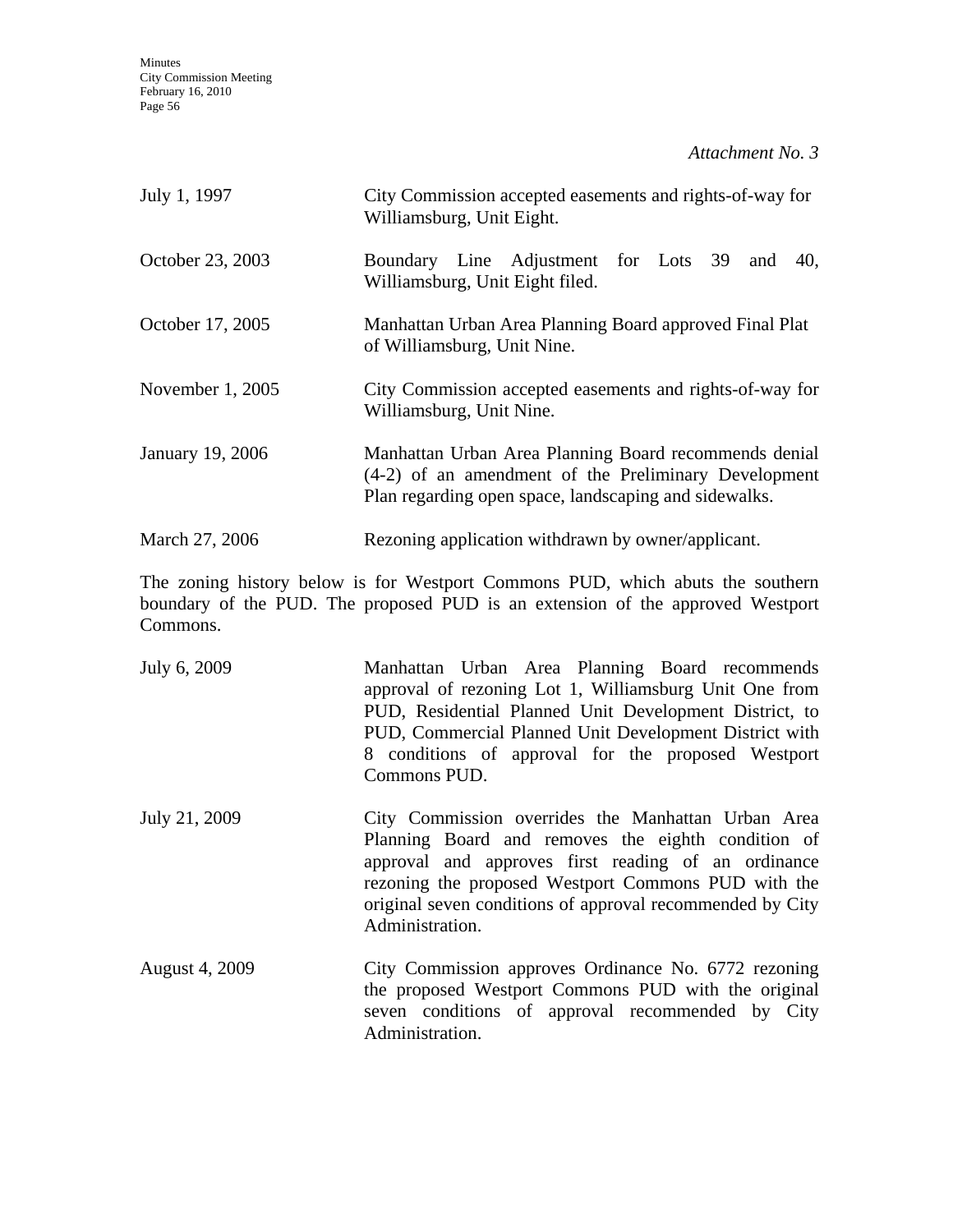*Attachment No. 3*

| | |
|---|---|
| July 1, 1997 | City Commission accepted easements and rights-of-way for Williamsburg, Unit Eight. |
| October 23, 2003 | Boundary Line Adjustment for Lots 39 and 40, Williamsburg, Unit Eight filed. |
| October 17, 2005 | Manhattan Urban Area Planning Board approved Final Plat of Williamsburg, Unit Nine. |
| November 1, 2005 | City Commission accepted easements and rights-of-way for Williamsburg, Unit Nine. |
| January 19, 2006 | Manhattan Urban Area Planning Board recommends denial (4-2) of an amendment of the Preliminary Development Plan regarding open space, landscaping and sidewalks. |
| March 27, 2006 | Rezoning application withdrawn by owner/applicant. |

The zoning history below is for Westport Commons PUD, which abuts the southern boundary of the PUD. The proposed PUD is an extension of the approved Westport Commons.

| | |
|---|---|
| July 6, 2009 | Manhattan Urban Area Planning Board recommends approval of rezoning Lot 1, Williamsburg Unit One from PUD, Residential Planned Unit Development District, to PUD, Commercial Planned Unit Development District with 8 conditions of approval for the proposed Westport Commons PUD. |
| July 21, 2009 | City Commission overrides the Manhattan Urban Area Planning Board and removes the eighth condition of approval and approves first reading of an ordinance rezoning the proposed Westport Commons PUD with the original seven conditions of approval recommended by City Administration. |
| August 4, 2009 | City Commission approves Ordinance No. 6772 rezoning the proposed Westport Commons PUD with the original seven conditions of approval recommended by City Administration. |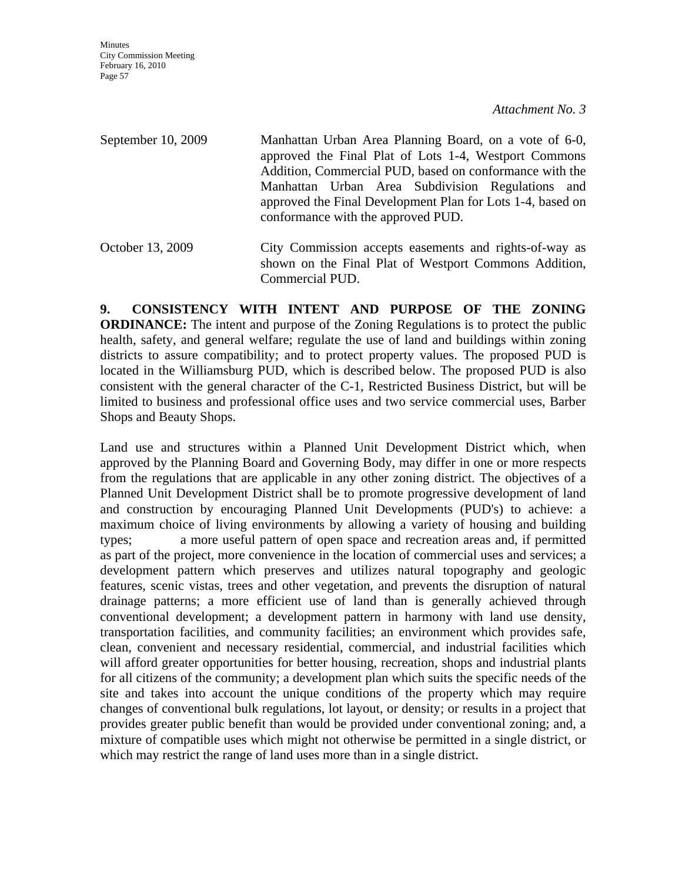*Attachment No. 3*

September 10, 2009 — Manhattan Urban Area Planning Board, on a vote of 6-0, approved the Final Plat of Lots 1-4, Westport Commons Addition, Commercial PUD, based on conformance with the Manhattan Urban Area Subdivision Regulations and approved the Final Development Plan for Lots 1-4, based on conformance with the approved PUD.

October 13, 2009 — City Commission accepts easements and rights-of-way as shown on the Final Plat of Westport Commons Addition, Commercial PUD.

**9. CONSISTENCY WITH INTENT AND PURPOSE OF THE ZONING ORDINANCE:** The intent and purpose of the Zoning Regulations is to protect the public health, safety, and general welfare; regulate the use of land and buildings within zoning districts to assure compatibility; and to protect property values. The proposed PUD is located in the Williamsburg PUD, which is described below. The proposed PUD is also consistent with the general character of the C-1, Restricted Business District, but will be limited to business and professional office uses and two service commercial uses, Barber Shops and Beauty Shops.

Land use and structures within a Planned Unit Development District which, when approved by the Planning Board and Governing Body, may differ in one or more respects from the regulations that are applicable in any other zoning district. The objectives of a Planned Unit Development District shall be to promote progressive development of land and construction by encouraging Planned Unit Developments (PUD's) to achieve: a maximum choice of living environments by allowing a variety of housing and building types; a more useful pattern of open space and recreation areas and, if permitted as part of the project, more convenience in the location of commercial uses and services; a development pattern which preserves and utilizes natural topography and geologic features, scenic vistas, trees and other vegetation, and prevents the disruption of natural drainage patterns; a more efficient use of land than is generally achieved through conventional development; a development pattern in harmony with land use density, transportation facilities, and community facilities; an environment which provides safe, clean, convenient and necessary residential, commercial, and industrial facilities which will afford greater opportunities for better housing, recreation, shops and industrial plants for all citizens of the community; a development plan which suits the specific needs of the site and takes into account the unique conditions of the property which may require changes of conventional bulk regulations, lot layout, or density; or results in a project that provides greater public benefit than would be provided under conventional zoning; and, a mixture of compatible uses which might not otherwise be permitted in a single district, or which may restrict the range of land uses more than in a single district.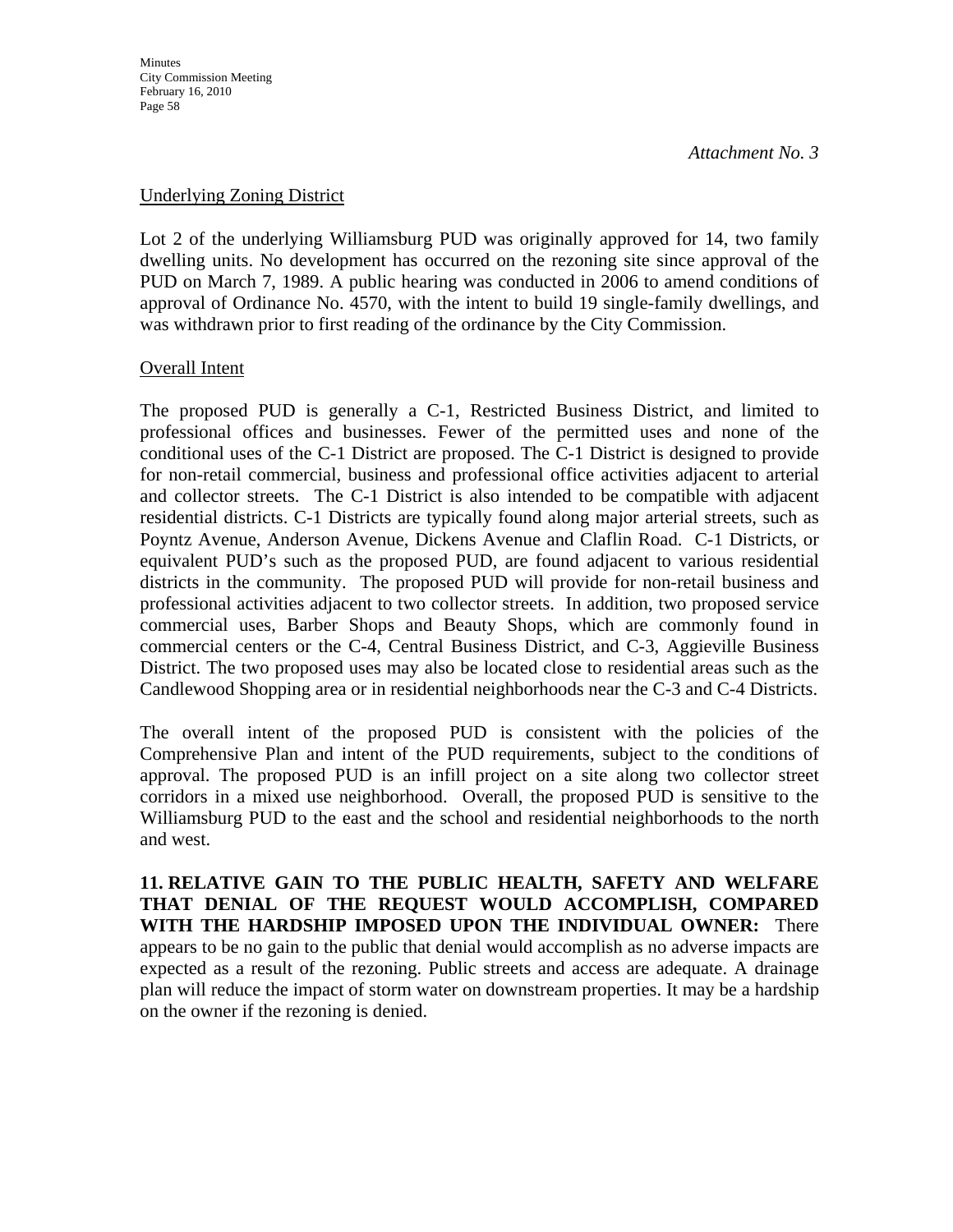*Attachment No. 3*

Underlying Zoning District

Lot 2 of the underlying Williamsburg PUD was originally approved for 14, two family dwelling units. No development has occurred on the rezoning site since approval of the PUD on March 7, 1989. A public hearing was conducted in 2006 to amend conditions of approval of Ordinance No. 4570, with the intent to build 19 single-family dwellings, and was withdrawn prior to first reading of the ordinance by the City Commission.

Overall Intent

The proposed PUD is generally a C-1, Restricted Business District, and limited to professional offices and businesses. Fewer of the permitted uses and none of the conditional uses of the C-1 District are proposed. The C-1 District is designed to provide for non-retail commercial, business and professional office activities adjacent to arterial and collector streets. The C-1 District is also intended to be compatible with adjacent residential districts. C-1 Districts are typically found along major arterial streets, such as Poyntz Avenue, Anderson Avenue, Dickens Avenue and Claflin Road. C-1 Districts, or equivalent PUD's such as the proposed PUD, are found adjacent to various residential districts in the community. The proposed PUD will provide for non-retail business and professional activities adjacent to two collector streets. In addition, two proposed service commercial uses, Barber Shops and Beauty Shops, which are commonly found in commercial centers or the C-4, Central Business District, and C-3, Aggieville Business District. The two proposed uses may also be located close to residential areas such as the Candlewood Shopping area or in residential neighborhoods near the C-3 and C-4 Districts.

The overall intent of the proposed PUD is consistent with the policies of the Comprehensive Plan and intent of the PUD requirements, subject to the conditions of approval. The proposed PUD is an infill project on a site along two collector street corridors in a mixed use neighborhood. Overall, the proposed PUD is sensitive to the Williamsburg PUD to the east and the school and residential neighborhoods to the north and west.

**11. RELATIVE GAIN TO THE PUBLIC HEALTH, SAFETY AND WELFARE THAT DENIAL OF THE REQUEST WOULD ACCOMPLISH, COMPARED WITH THE HARDSHIP IMPOSED UPON THE INDIVIDUAL OWNER:** There appears to be no gain to the public that denial would accomplish as no adverse impacts are expected as a result of the rezoning. Public streets and access are adequate. A drainage plan will reduce the impact of storm water on downstream properties. It may be a hardship on the owner if the rezoning is denied.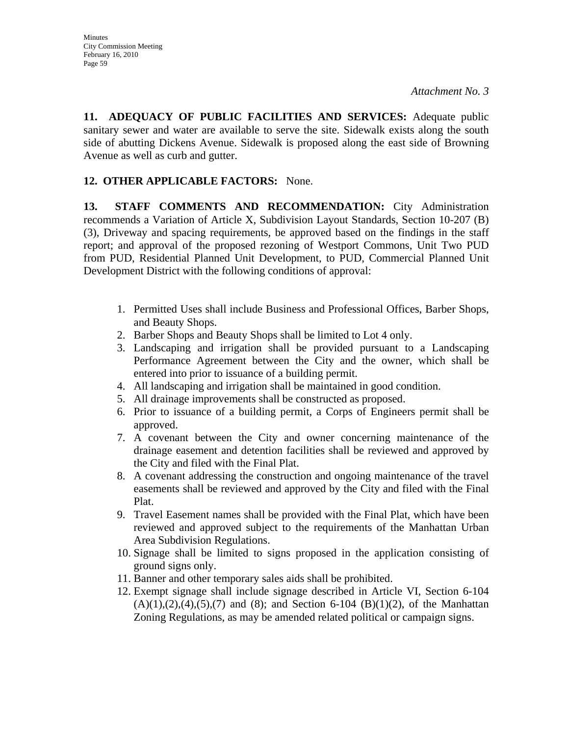*Attachment No. 3*

**11. ADEQUACY OF PUBLIC FACILITIES AND SERVICES:** Adequate public sanitary sewer and water are available to serve the site. Sidewalk exists along the south side of abutting Dickens Avenue. Sidewalk is proposed along the east side of Browning Avenue as well as curb and gutter.

**12. OTHER APPLICABLE FACTORS:** None.

**13. STAFF COMMENTS AND RECOMMENDATION:** City Administration recommends a Variation of Article X, Subdivision Layout Standards, Section 10-207 (B) (3), Driveway and spacing requirements, be approved based on the findings in the staff report; and approval of the proposed rezoning of Westport Commons, Unit Two PUD from PUD, Residential Planned Unit Development, to PUD, Commercial Planned Unit Development District with the following conditions of approval:

1. Permitted Uses shall include Business and Professional Offices, Barber Shops, and Beauty Shops.
2. Barber Shops and Beauty Shops shall be limited to Lot 4 only.
3. Landscaping and irrigation shall be provided pursuant to a Landscaping Performance Agreement between the City and the owner, which shall be entered into prior to issuance of a building permit.
4. All landscaping and irrigation shall be maintained in good condition.
5. All drainage improvements shall be constructed as proposed.
6. Prior to issuance of a building permit, a Corps of Engineers permit shall be approved.
7. A covenant between the City and owner concerning maintenance of the drainage easement and detention facilities shall be reviewed and approved by the City and filed with the Final Plat.
8. A covenant addressing the construction and ongoing maintenance of the travel easements shall be reviewed and approved by the City and filed with the Final Plat.
9. Travel Easement names shall be provided with the Final Plat, which have been reviewed and approved subject to the requirements of the Manhattan Urban Area Subdivision Regulations.
10. Signage shall be limited to signs proposed in the application consisting of ground signs only.
11. Banner and other temporary sales aids shall be prohibited.
12. Exempt signage shall include signage described in Article VI, Section 6-104 (A)(1),(2),(4),(5),(7) and (8); and Section 6-104 (B)(1)(2), of the Manhattan Zoning Regulations, as may be amended related political or campaign signs.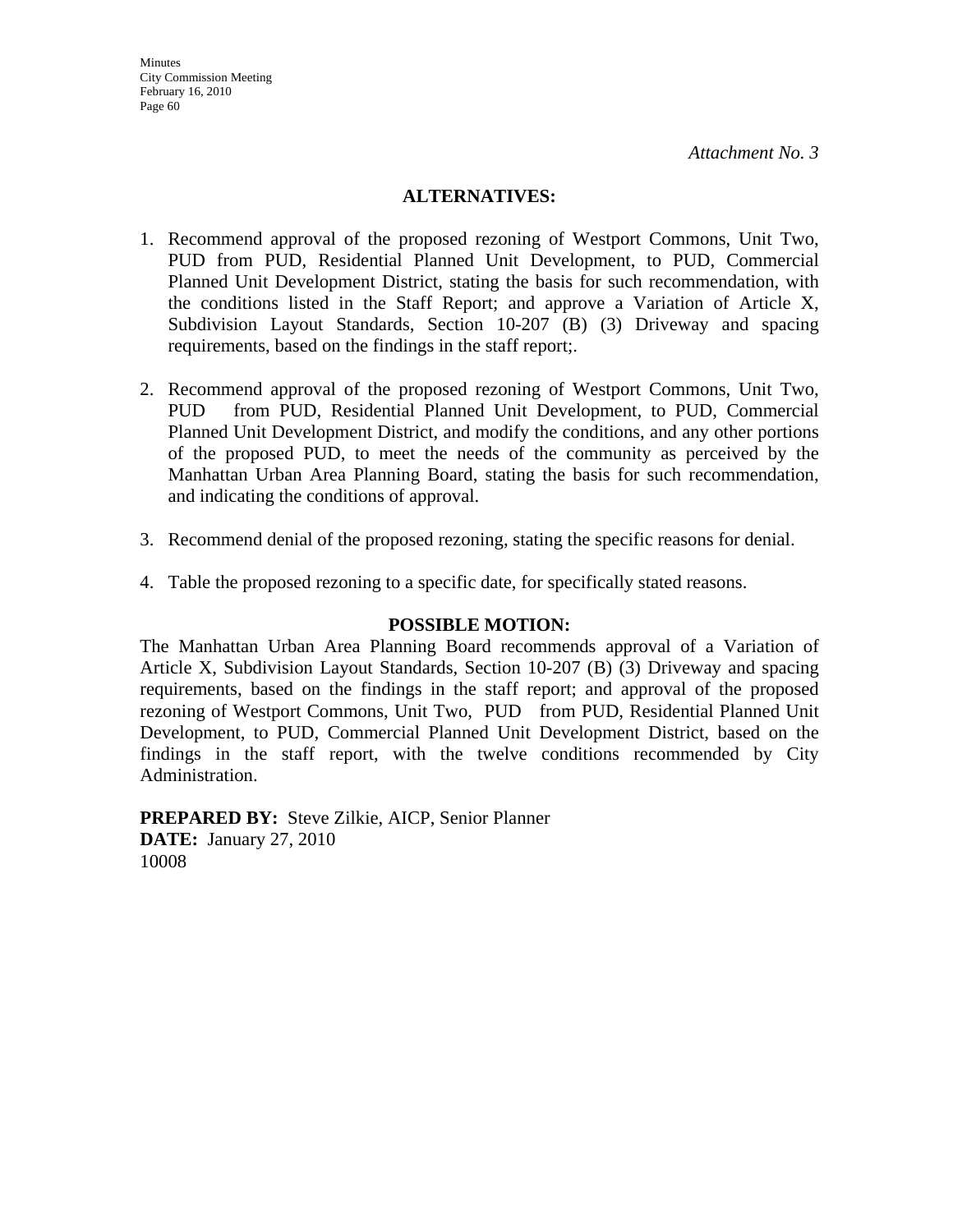*Attachment No. 3*

## ALTERNATIVES:

1. Recommend approval of the proposed rezoning of Westport Commons, Unit Two, PUD from PUD, Residential Planned Unit Development, to PUD, Commercial Planned Unit Development District, stating the basis for such recommendation, with the conditions listed in the Staff Report; and approve a Variation of Article X, Subdivision Layout Standards, Section 10-207 (B) (3) Driveway and spacing requirements, based on the findings in the staff report;.

2. Recommend approval of the proposed rezoning of Westport Commons, Unit Two, PUD from PUD, Residential Planned Unit Development, to PUD, Commercial Planned Unit Development District, and modify the conditions, and any other portions of the proposed PUD, to meet the needs of the community as perceived by the Manhattan Urban Area Planning Board, stating the basis for such recommendation, and indicating the conditions of approval.

3. Recommend denial of the proposed rezoning, stating the specific reasons for denial.

4. Table the proposed rezoning to a specific date, for specifically stated reasons.

## POSSIBLE MOTION:

The Manhattan Urban Area Planning Board recommends approval of a Variation of Article X, Subdivision Layout Standards, Section 10-207 (B) (3) Driveway and spacing requirements, based on the findings in the staff report; and approval of the proposed rezoning of Westport Commons, Unit Two, PUD from PUD, Residential Planned Unit Development, to PUD, Commercial Planned Unit Development District, based on the findings in the staff report, with the twelve conditions recommended by City Administration.

**PREPARED BY:** Steve Zilkie, AICP, Senior Planner
**DATE:** January 27, 2010
10008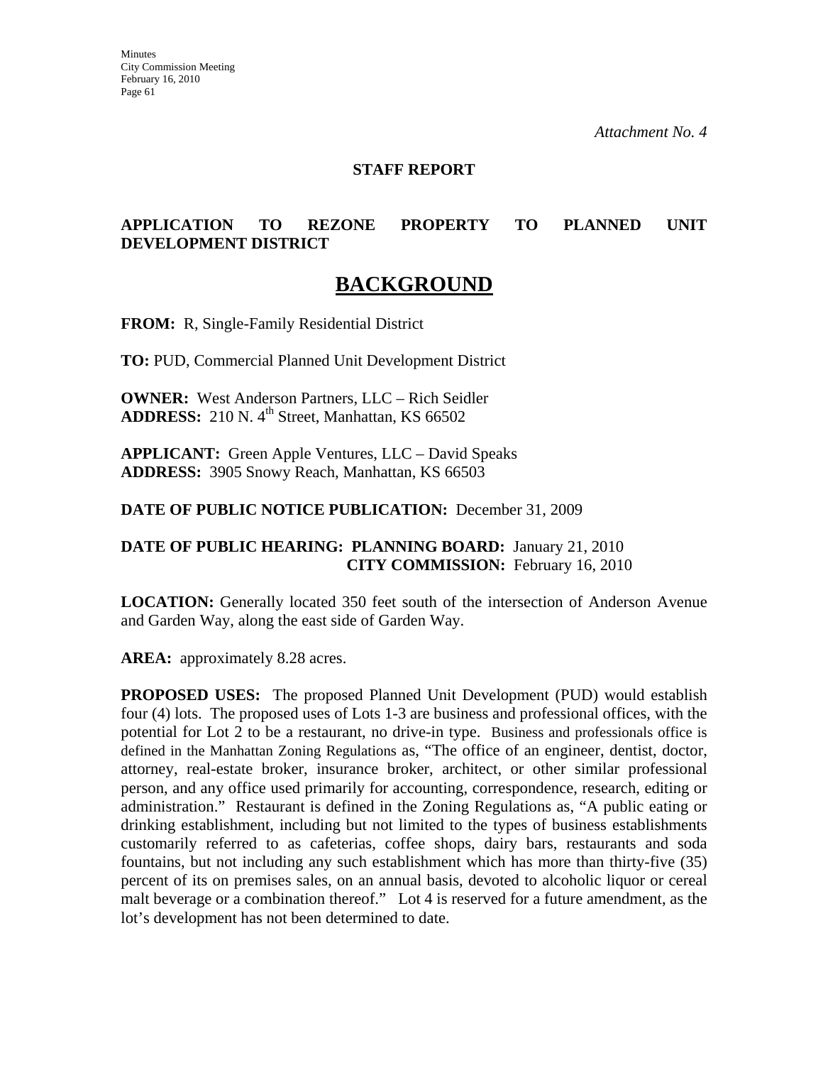*Attachment No. 4*

**STAFF REPORT**

**APPLICATION TO REZONE PROPERTY TO PLANNED UNIT DEVELOPMENT DISTRICT**

# BACKGROUND

**FROM:** R, Single-Family Residential District

**TO:** PUD, Commercial Planned Unit Development District

**OWNER:** West Anderson Partners, LLC – Rich Seidler
**ADDRESS:** 210 N. 4th Street, Manhattan, KS 66502

**APPLICANT:** Green Apple Ventures, LLC – David Speaks
**ADDRESS:** 3905 Snowy Reach, Manhattan, KS 66503

**DATE OF PUBLIC NOTICE PUBLICATION:** December 31, 2009

**DATE OF PUBLIC HEARING: PLANNING BOARD:** January 21, 2010
**CITY COMMISSION:** February 16, 2010

**LOCATION:** Generally located 350 feet south of the intersection of Anderson Avenue and Garden Way, along the east side of Garden Way.

**AREA:** approximately 8.28 acres.

**PROPOSED USES:** The proposed Planned Unit Development (PUD) would establish four (4) lots. The proposed uses of Lots 1-3 are business and professional offices, with the potential for Lot 2 to be a restaurant, no drive-in type. Business and professionals office is defined in the Manhattan Zoning Regulations as, "The office of an engineer, dentist, doctor, attorney, real-estate broker, insurance broker, architect, or other similar professional person, and any office used primarily for accounting, correspondence, research, editing or administration." Restaurant is defined in the Zoning Regulations as, "A public eating or drinking establishment, including but not limited to the types of business establishments customarily referred to as cafeterias, coffee shops, dairy bars, restaurants and soda fountains, but not including any such establishment which has more than thirty-five (35) percent of its on premises sales, on an annual basis, devoted to alcoholic liquor or cereal malt beverage or a combination thereof." Lot 4 is reserved for a future amendment, as the lot's development has not been determined to date.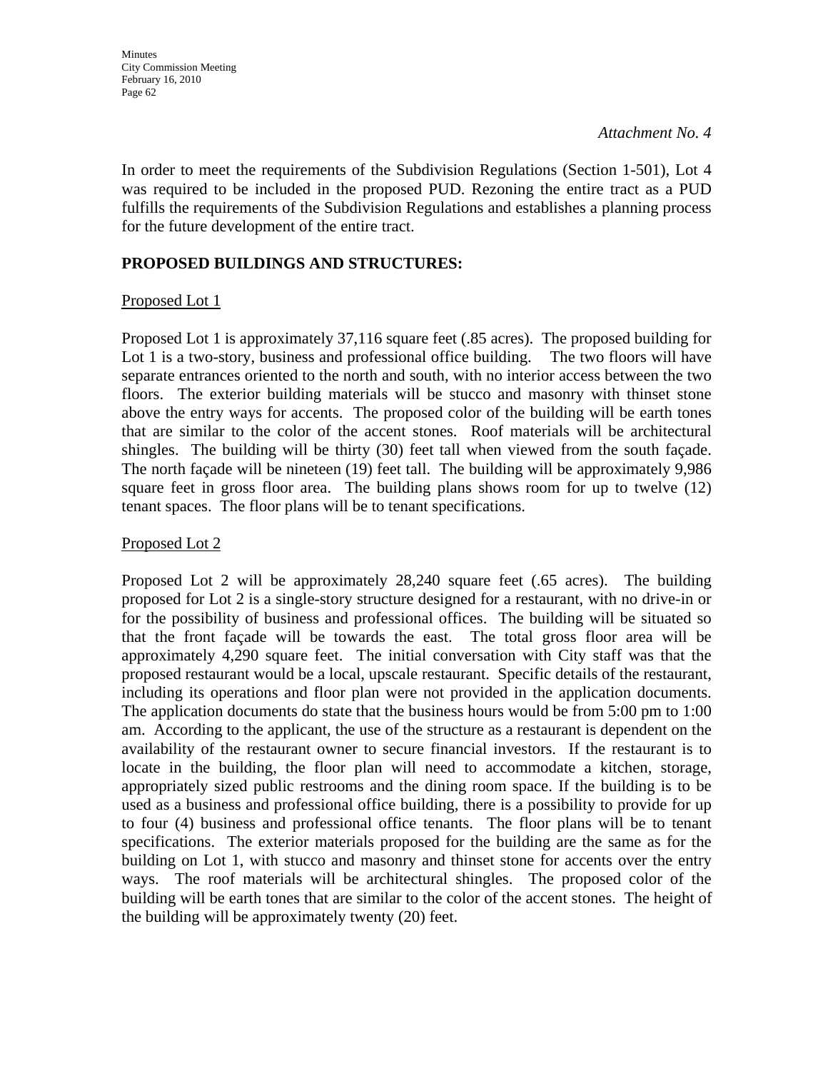*Attachment No. 4*

In order to meet the requirements of the Subdivision Regulations (Section 1-501), Lot 4 was required to be included in the proposed PUD. Rezoning the entire tract as a PUD fulfills the requirements of the Subdivision Regulations and establishes a planning process for the future development of the entire tract.

**PROPOSED BUILDINGS AND STRUCTURES:**

Proposed Lot 1

Proposed Lot 1 is approximately 37,116 square feet (.85 acres). The proposed building for Lot 1 is a two-story, business and professional office building. The two floors will have separate entrances oriented to the north and south, with no interior access between the two floors. The exterior building materials will be stucco and masonry with thinset stone above the entry ways for accents. The proposed color of the building will be earth tones that are similar to the color of the accent stones. Roof materials will be architectural shingles. The building will be thirty (30) feet tall when viewed from the south façade. The north façade will be nineteen (19) feet tall. The building will be approximately 9,986 square feet in gross floor area. The building plans shows room for up to twelve (12) tenant spaces. The floor plans will be to tenant specifications.

Proposed Lot 2

Proposed Lot 2 will be approximately 28,240 square feet (.65 acres). The building proposed for Lot 2 is a single-story structure designed for a restaurant, with no drive-in or for the possibility of business and professional offices. The building will be situated so that the front façade will be towards the east. The total gross floor area will be approximately 4,290 square feet. The initial conversation with City staff was that the proposed restaurant would be a local, upscale restaurant. Specific details of the restaurant, including its operations and floor plan were not provided in the application documents. The application documents do state that the business hours would be from 5:00 pm to 1:00 am. According to the applicant, the use of the structure as a restaurant is dependent on the availability of the restaurant owner to secure financial investors. If the restaurant is to locate in the building, the floor plan will need to accommodate a kitchen, storage, appropriately sized public restrooms and the dining room space. If the building is to be used as a business and professional office building, there is a possibility to provide for up to four (4) business and professional office tenants. The floor plans will be to tenant specifications. The exterior materials proposed for the building are the same as for the building on Lot 1, with stucco and masonry and thinset stone for accents over the entry ways. The roof materials will be architectural shingles. The proposed color of the building will be earth tones that are similar to the color of the accent stones. The height of the building will be approximately twenty (20) feet.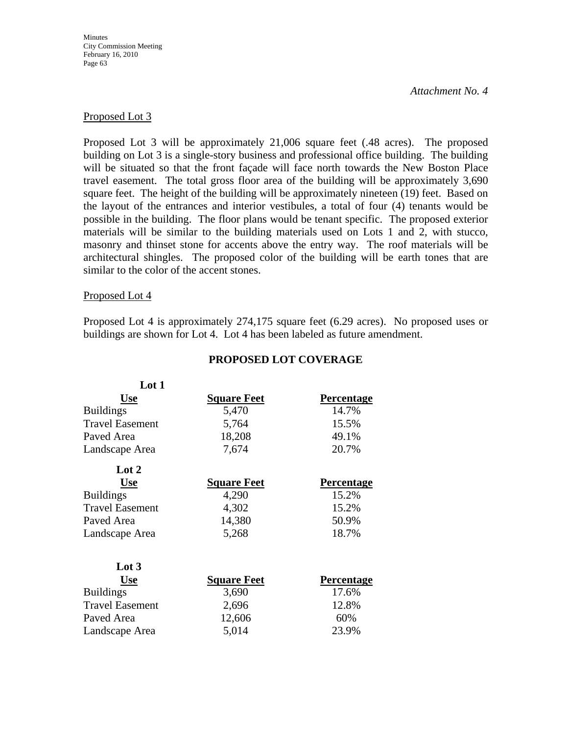*Attachment No. 4*

Proposed Lot 3

Proposed Lot 3 will be approximately 21,006 square feet (.48 acres). The proposed building on Lot 3 is a single-story business and professional office building. The building will be situated so that the front façade will face north towards the New Boston Place travel easement. The total gross floor area of the building will be approximately 3,690 square feet. The height of the building will be approximately nineteen (19) feet. Based on the layout of the entrances and interior vestibules, a total of four (4) tenants would be possible in the building. The floor plans would be tenant specific. The proposed exterior materials will be similar to the building materials used on Lots 1 and 2, with stucco, masonry and thinset stone for accents above the entry way. The roof materials will be architectural shingles. The proposed color of the building will be earth tones that are similar to the color of the accent stones.

Proposed Lot 4

Proposed Lot 4 is approximately 274,175 square feet (6.29 acres). No proposed uses or buildings are shown for Lot 4. Lot 4 has been labeled as future amendment.

**PROPOSED LOT COVERAGE**

**Lot 1**

| Use | Square Feet | Percentage |
|---|---|---|
| Buildings | 5,470 | 14.7% |
| Travel Easement | 5,764 | 15.5% |
| Paved Area | 18,208 | 49.1% |
| Landscape Area | 7,674 | 20.7% |

**Lot 2**

| Use | Square Feet | Percentage |
|---|---|---|
| Buildings | 4,290 | 15.2% |
| Travel Easement | 4,302 | 15.2% |
| Paved Area | 14,380 | 50.9% |
| Landscape Area | 5,268 | 18.7% |

**Lot 3**

| Use | Square Feet | Percentage |
|---|---|---|
| Buildings | 3,690 | 17.6% |
| Travel Easement | 2,696 | 12.8% |
| Paved Area | 12,606 | 60% |
| Landscape Area | 5,014 | 23.9% |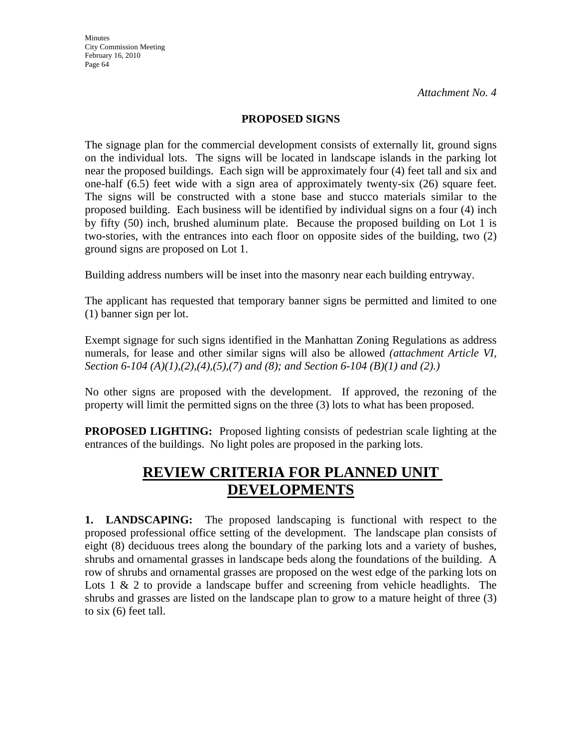*Attachment No. 4*

**PROPOSED SIGNS**

The signage plan for the commercial development consists of externally lit, ground signs on the individual lots. The signs will be located in landscape islands in the parking lot near the proposed buildings. Each sign will be approximately four (4) feet tall and six and one-half (6.5) feet wide with a sign area of approximately twenty-six (26) square feet. The signs will be constructed with a stone base and stucco materials similar to the proposed building. Each business will be identified by individual signs on a four (4) inch by fifty (50) inch, brushed aluminum plate. Because the proposed building on Lot 1 is two-stories, with the entrances into each floor on opposite sides of the building, two (2) ground signs are proposed on Lot 1.

Building address numbers will be inset into the masonry near each building entryway.

The applicant has requested that temporary banner signs be permitted and limited to one (1) banner sign per lot.

Exempt signage for such signs identified in the Manhattan Zoning Regulations as address numerals, for lease and other similar signs will also be allowed *(attachment Article VI, Section 6-104 (A)(1),(2),(4),(5),(7) and (8); and Section 6-104 (B)(1) and (2).)*

No other signs are proposed with the development. If approved, the rezoning of the property will limit the permitted signs on the three (3) lots to what has been proposed.

**PROPOSED LIGHTING:** Proposed lighting consists of pedestrian scale lighting at the entrances of the buildings. No light poles are proposed in the parking lots.

# REVIEW CRITERIA FOR PLANNED UNIT DEVELOPMENTS

**1. LANDSCAPING:** The proposed landscaping is functional with respect to the proposed professional office setting of the development. The landscape plan consists of eight (8) deciduous trees along the boundary of the parking lots and a variety of bushes, shrubs and ornamental grasses in landscape beds along the foundations of the building. A row of shrubs and ornamental grasses are proposed on the west edge of the parking lots on Lots 1 & 2 to provide a landscape buffer and screening from vehicle headlights. The shrubs and grasses are listed on the landscape plan to grow to a mature height of three (3) to six (6) feet tall.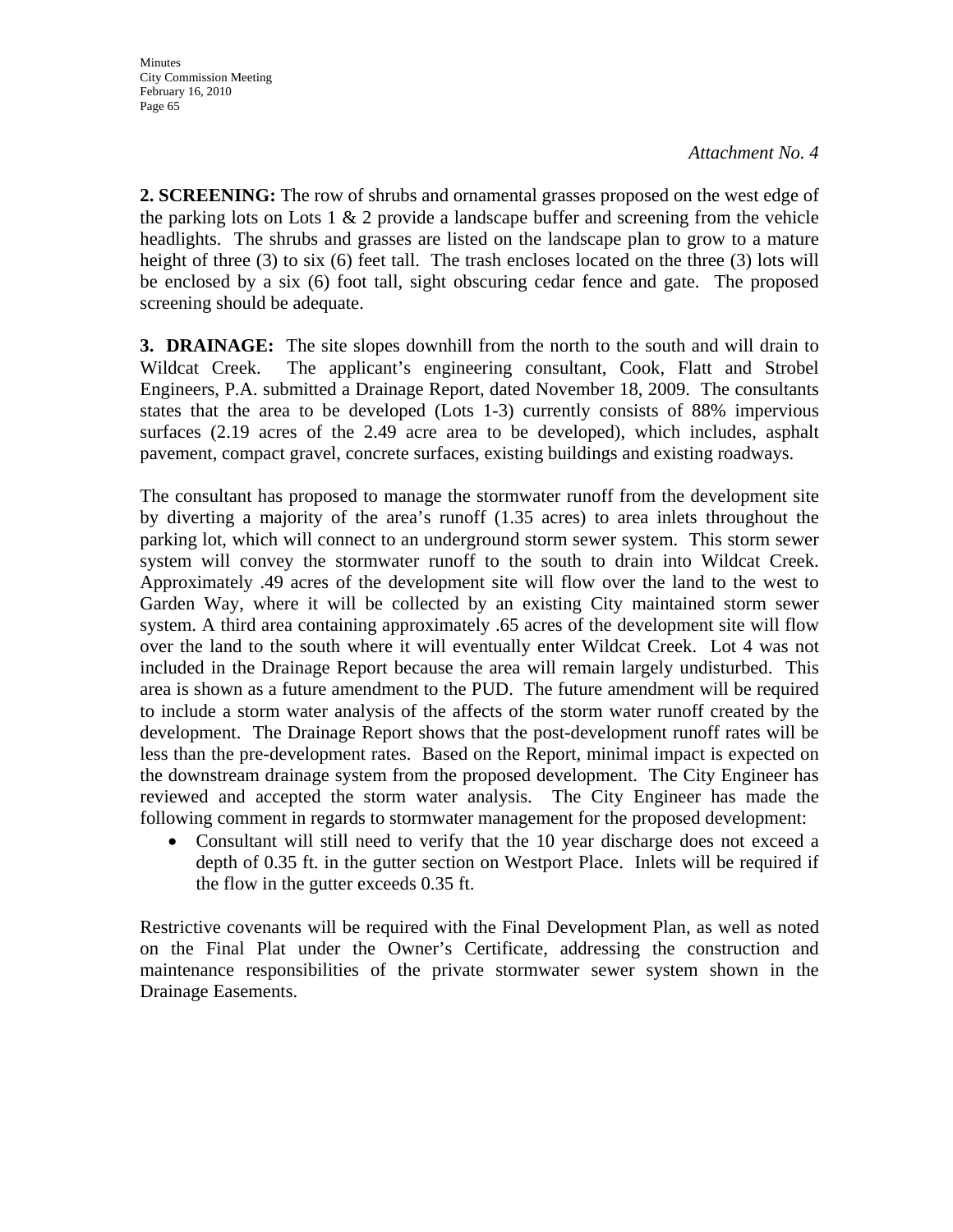*Attachment No. 4*

**2. SCREENING:** The row of shrubs and ornamental grasses proposed on the west edge of the parking lots on Lots 1 & 2 provide a landscape buffer and screening from the vehicle headlights. The shrubs and grasses are listed on the landscape plan to grow to a mature height of three (3) to six (6) feet tall. The trash encloses located on the three (3) lots will be enclosed by a six (6) foot tall, sight obscuring cedar fence and gate. The proposed screening should be adequate.

**3. DRAINAGE:** The site slopes downhill from the north to the south and will drain to Wildcat Creek. The applicant's engineering consultant, Cook, Flatt and Strobel Engineers, P.A. submitted a Drainage Report, dated November 18, 2009. The consultants states that the area to be developed (Lots 1-3) currently consists of 88% impervious surfaces (2.19 acres of the 2.49 acre area to be developed), which includes, asphalt pavement, compact gravel, concrete surfaces, existing buildings and existing roadways.

The consultant has proposed to manage the stormwater runoff from the development site by diverting a majority of the area's runoff (1.35 acres) to area inlets throughout the parking lot, which will connect to an underground storm sewer system. This storm sewer system will convey the stormwater runoff to the south to drain into Wildcat Creek. Approximately .49 acres of the development site will flow over the land to the west to Garden Way, where it will be collected by an existing City maintained storm sewer system. A third area containing approximately .65 acres of the development site will flow over the land to the south where it will eventually enter Wildcat Creek. Lot 4 was not included in the Drainage Report because the area will remain largely undisturbed. This area is shown as a future amendment to the PUD. The future amendment will be required to include a storm water analysis of the affects of the storm water runoff created by the development. The Drainage Report shows that the post-development runoff rates will be less than the pre-development rates. Based on the Report, minimal impact is expected on the downstream drainage system from the proposed development. The City Engineer has reviewed and accepted the storm water analysis. The City Engineer has made the following comment in regards to stormwater management for the proposed development:

- Consultant will still need to verify that the 10 year discharge does not exceed a depth of 0.35 ft. in the gutter section on Westport Place. Inlets will be required if the flow in the gutter exceeds 0.35 ft.

Restrictive covenants will be required with the Final Development Plan, as well as noted on the Final Plat under the Owner's Certificate, addressing the construction and maintenance responsibilities of the private stormwater sewer system shown in the Drainage Easements.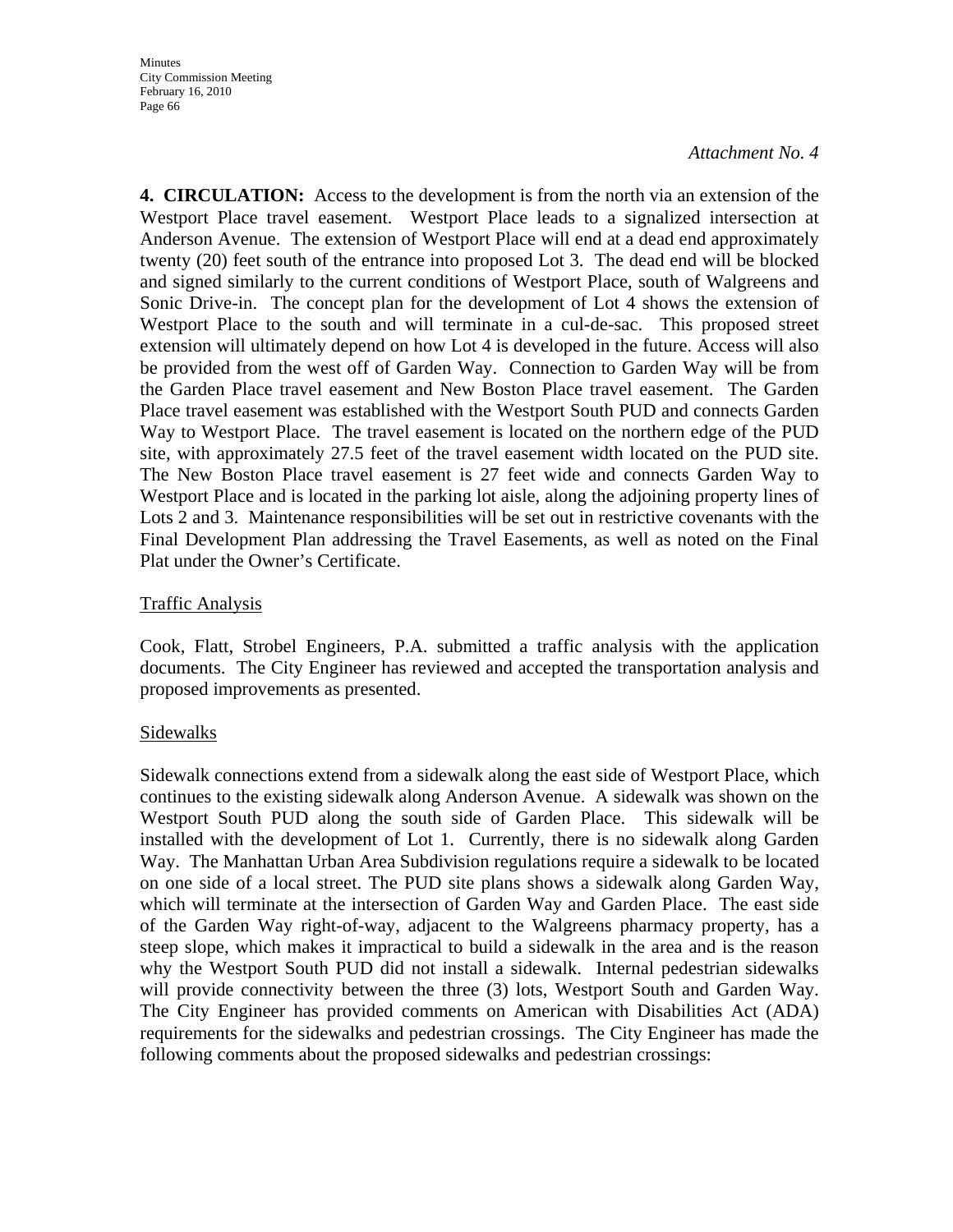*Attachment No. 4*

**4. CIRCULATION:** Access to the development is from the north via an extension of the Westport Place travel easement. Westport Place leads to a signalized intersection at Anderson Avenue. The extension of Westport Place will end at a dead end approximately twenty (20) feet south of the entrance into proposed Lot 3. The dead end will be blocked and signed similarly to the current conditions of Westport Place, south of Walgreens and Sonic Drive-in. The concept plan for the development of Lot 4 shows the extension of Westport Place to the south and will terminate in a cul-de-sac. This proposed street extension will ultimately depend on how Lot 4 is developed in the future. Access will also be provided from the west off of Garden Way. Connection to Garden Way will be from the Garden Place travel easement and New Boston Place travel easement. The Garden Place travel easement was established with the Westport South PUD and connects Garden Way to Westport Place. The travel easement is located on the northern edge of the PUD site, with approximately 27.5 feet of the travel easement width located on the PUD site. The New Boston Place travel easement is 27 feet wide and connects Garden Way to Westport Place and is located in the parking lot aisle, along the adjoining property lines of Lots 2 and 3. Maintenance responsibilities will be set out in restrictive covenants with the Final Development Plan addressing the Travel Easements, as well as noted on the Final Plat under the Owner's Certificate.

Traffic Analysis

Cook, Flatt, Strobel Engineers, P.A. submitted a traffic analysis with the application documents. The City Engineer has reviewed and accepted the transportation analysis and proposed improvements as presented.

Sidewalks

Sidewalk connections extend from a sidewalk along the east side of Westport Place, which continues to the existing sidewalk along Anderson Avenue. A sidewalk was shown on the Westport South PUD along the south side of Garden Place. This sidewalk will be installed with the development of Lot 1. Currently, there is no sidewalk along Garden Way. The Manhattan Urban Area Subdivision regulations require a sidewalk to be located on one side of a local street. The PUD site plans shows a sidewalk along Garden Way, which will terminate at the intersection of Garden Way and Garden Place. The east side of the Garden Way right-of-way, adjacent to the Walgreens pharmacy property, has a steep slope, which makes it impractical to build a sidewalk in the area and is the reason why the Westport South PUD did not install a sidewalk. Internal pedestrian sidewalks will provide connectivity between the three (3) lots, Westport South and Garden Way. The City Engineer has provided comments on American with Disabilities Act (ADA) requirements for the sidewalks and pedestrian crossings. The City Engineer has made the following comments about the proposed sidewalks and pedestrian crossings: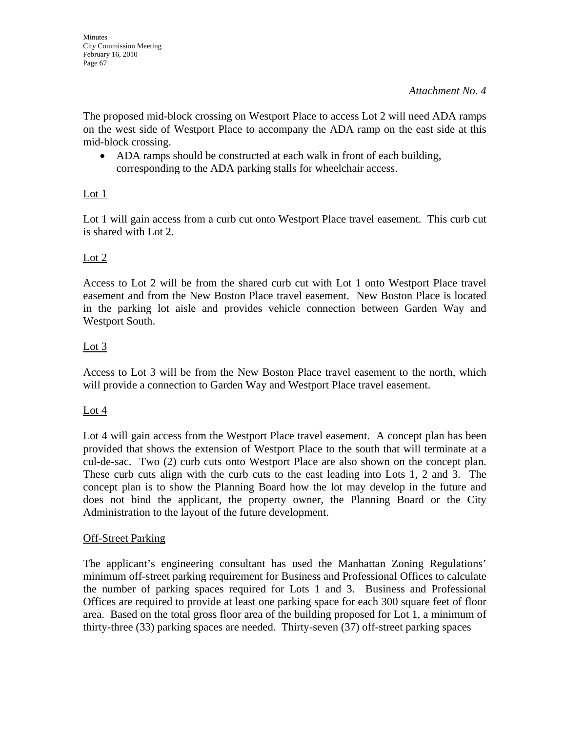*Attachment No. 4*

The proposed mid-block crossing on Westport Place to access Lot 2 will need ADA ramps on the west side of Westport Place to accompany the ADA ramp on the east side at this mid-block crossing.

- ADA ramps should be constructed at each walk in front of each building, corresponding to the ADA parking stalls for wheelchair access.

Lot 1

Lot 1 will gain access from a curb cut onto Westport Place travel easement. This curb cut is shared with Lot 2.

Lot 2

Access to Lot 2 will be from the shared curb cut with Lot 1 onto Westport Place travel easement and from the New Boston Place travel easement. New Boston Place is located in the parking lot aisle and provides vehicle connection between Garden Way and Westport South.

Lot 3

Access to Lot 3 will be from the New Boston Place travel easement to the north, which will provide a connection to Garden Way and Westport Place travel easement.

Lot 4

Lot 4 will gain access from the Westport Place travel easement. A concept plan has been provided that shows the extension of Westport Place to the south that will terminate at a cul-de-sac. Two (2) curb cuts onto Westport Place are also shown on the concept plan. These curb cuts align with the curb cuts to the east leading into Lots 1, 2 and 3. The concept plan is to show the Planning Board how the lot may develop in the future and does not bind the applicant, the property owner, the Planning Board or the City Administration to the layout of the future development.

Off-Street Parking

The applicant's engineering consultant has used the Manhattan Zoning Regulations' minimum off-street parking requirement for Business and Professional Offices to calculate the number of parking spaces required for Lots 1 and 3. Business and Professional Offices are required to provide at least one parking space for each 300 square feet of floor area. Based on the total gross floor area of the building proposed for Lot 1, a minimum of thirty-three (33) parking spaces are needed. Thirty-seven (37) off-street parking spaces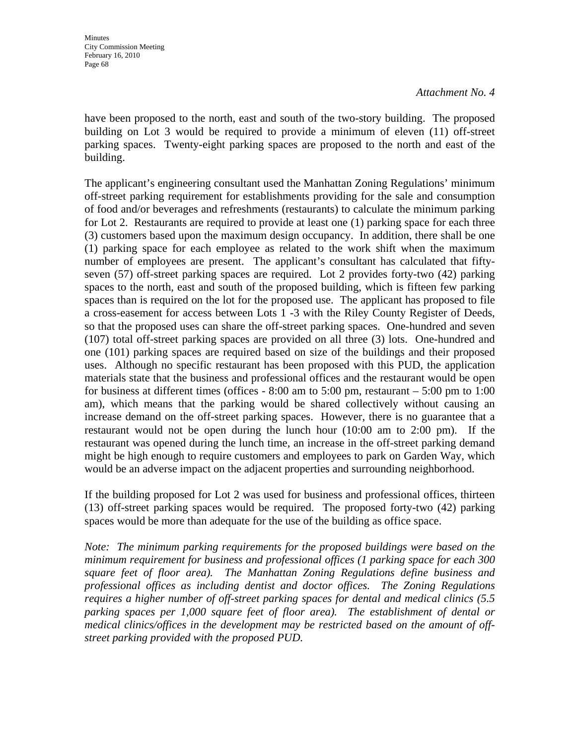*Attachment No. 4*

have been proposed to the north, east and south of the two-story building. The proposed building on Lot 3 would be required to provide a minimum of eleven (11) off-street parking spaces. Twenty-eight parking spaces are proposed to the north and east of the building.

The applicant's engineering consultant used the Manhattan Zoning Regulations' minimum off-street parking requirement for establishments providing for the sale and consumption of food and/or beverages and refreshments (restaurants) to calculate the minimum parking for Lot 2. Restaurants are required to provide at least one (1) parking space for each three (3) customers based upon the maximum design occupancy. In addition, there shall be one (1) parking space for each employee as related to the work shift when the maximum number of employees are present. The applicant's consultant has calculated that fifty-seven (57) off-street parking spaces are required. Lot 2 provides forty-two (42) parking spaces to the north, east and south of the proposed building, which is fifteen few parking spaces than is required on the lot for the proposed use. The applicant has proposed to file a cross-easement for access between Lots 1 -3 with the Riley County Register of Deeds, so that the proposed uses can share the off-street parking spaces. One-hundred and seven (107) total off-street parking spaces are provided on all three (3) lots. One-hundred and one (101) parking spaces are required based on size of the buildings and their proposed uses. Although no specific restaurant has been proposed with this PUD, the application materials state that the business and professional offices and the restaurant would be open for business at different times (offices - 8:00 am to 5:00 pm, restaurant – 5:00 pm to 1:00 am), which means that the parking would be shared collectively without causing an increase demand on the off-street parking spaces. However, there is no guarantee that a restaurant would not be open during the lunch hour (10:00 am to 2:00 pm). If the restaurant was opened during the lunch time, an increase in the off-street parking demand might be high enough to require customers and employees to park on Garden Way, which would be an adverse impact on the adjacent properties and surrounding neighborhood.

If the building proposed for Lot 2 was used for business and professional offices, thirteen (13) off-street parking spaces would be required. The proposed forty-two (42) parking spaces would be more than adequate for the use of the building as office space.

*Note: The minimum parking requirements for the proposed buildings were based on the minimum requirement for business and professional offices (1 parking space for each 300 square feet of floor area). The Manhattan Zoning Regulations define business and professional offices as including dentist and doctor offices. The Zoning Regulations requires a higher number of off-street parking spaces for dental and medical clinics (5.5 parking spaces per 1,000 square feet of floor area). The establishment of dental or medical clinics/offices in the development may be restricted based on the amount of off-street parking provided with the proposed PUD.*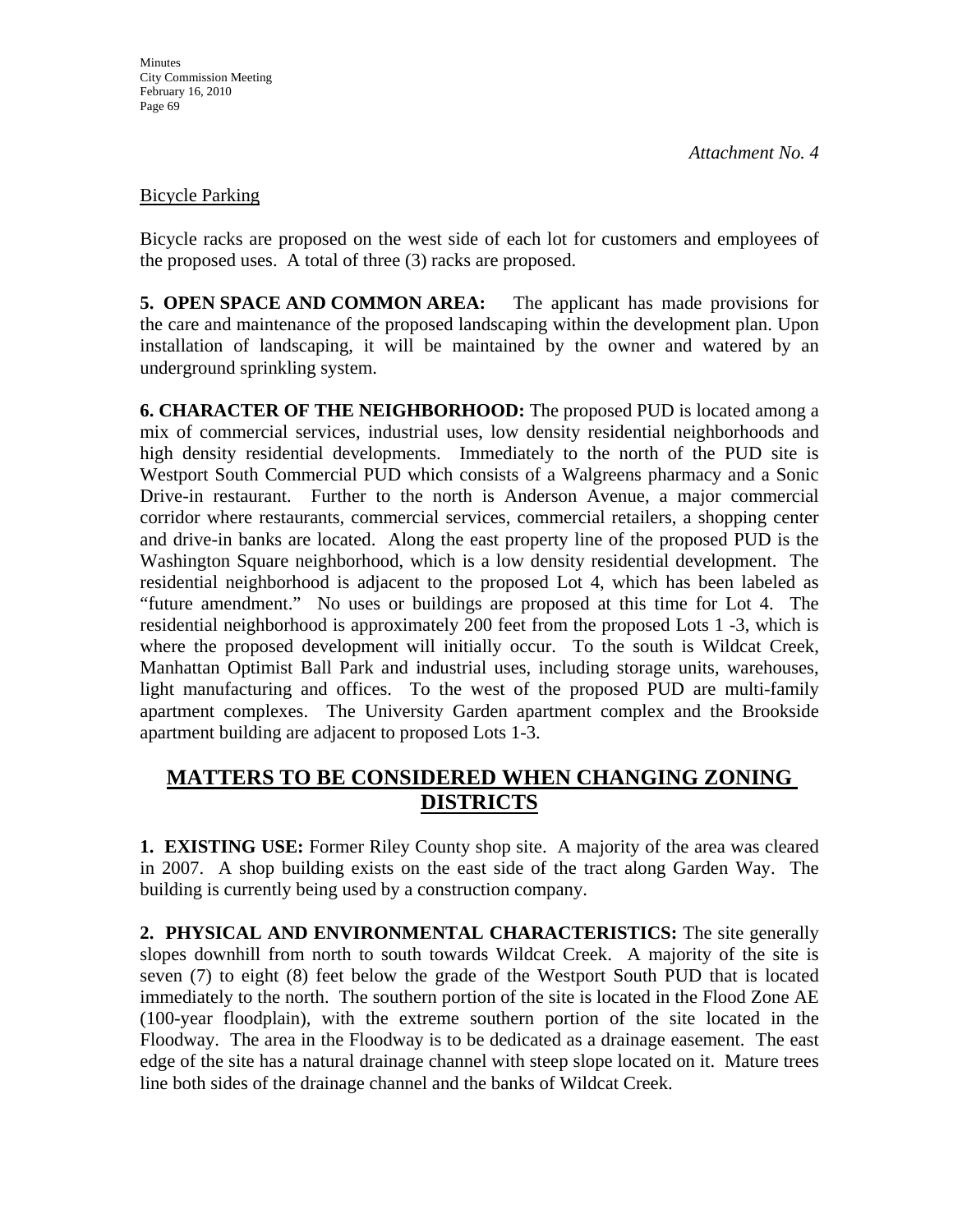*Attachment No. 4*

Bicycle Parking

Bicycle racks are proposed on the west side of each lot for customers and employees of the proposed uses. A total of three (3) racks are proposed.

**5. OPEN SPACE AND COMMON AREA:** The applicant has made provisions for the care and maintenance of the proposed landscaping within the development plan. Upon installation of landscaping, it will be maintained by the owner and watered by an underground sprinkling system.

**6. CHARACTER OF THE NEIGHBORHOOD:** The proposed PUD is located among a mix of commercial services, industrial uses, low density residential neighborhoods and high density residential developments. Immediately to the north of the PUD site is Westport South Commercial PUD which consists of a Walgreens pharmacy and a Sonic Drive-in restaurant. Further to the north is Anderson Avenue, a major commercial corridor where restaurants, commercial services, commercial retailers, a shopping center and drive-in banks are located. Along the east property line of the proposed PUD is the Washington Square neighborhood, which is a low density residential development. The residential neighborhood is adjacent to the proposed Lot 4, which has been labeled as "future amendment." No uses or buildings are proposed at this time for Lot 4. The residential neighborhood is approximately 200 feet from the proposed Lots 1 -3, which is where the proposed development will initially occur. To the south is Wildcat Creek, Manhattan Optimist Ball Park and industrial uses, including storage units, warehouses, light manufacturing and offices. To the west of the proposed PUD are multi-family apartment complexes. The University Garden apartment complex and the Brookside apartment building are adjacent to proposed Lots 1-3.

## MATTERS TO BE CONSIDERED WHEN CHANGING ZONING DISTRICTS

**1. EXISTING USE:** Former Riley County shop site. A majority of the area was cleared in 2007. A shop building exists on the east side of the tract along Garden Way. The building is currently being used by a construction company.

**2. PHYSICAL AND ENVIRONMENTAL CHARACTERISTICS:** The site generally slopes downhill from north to south towards Wildcat Creek. A majority of the site is seven (7) to eight (8) feet below the grade of the Westport South PUD that is located immediately to the north. The southern portion of the site is located in the Flood Zone AE (100-year floodplain), with the extreme southern portion of the site located in the Floodway. The area in the Floodway is to be dedicated as a drainage easement. The east edge of the site has a natural drainage channel with steep slope located on it. Mature trees line both sides of the drainage channel and the banks of Wildcat Creek.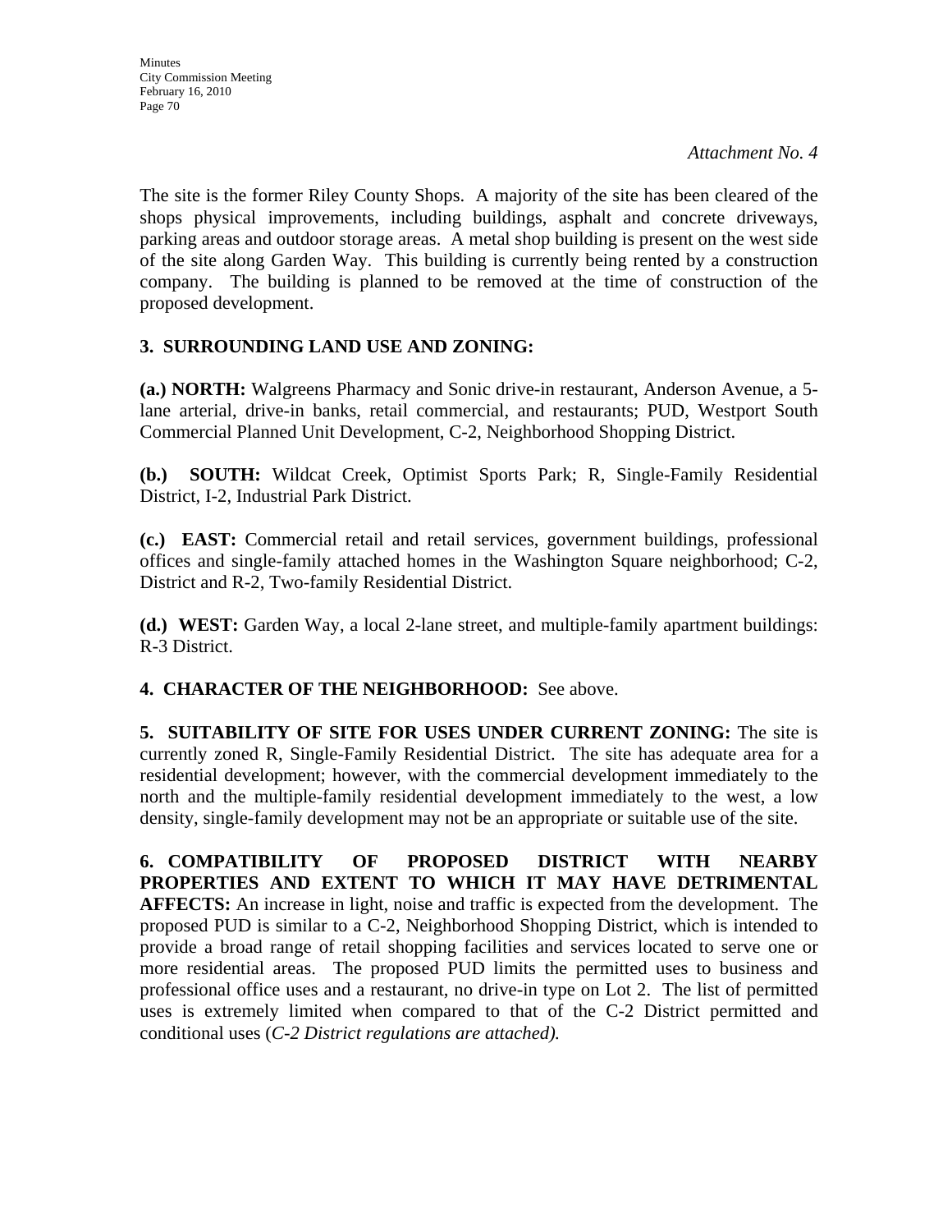*Attachment No. 4*

The site is the former Riley County Shops. A majority of the site has been cleared of the shops physical improvements, including buildings, asphalt and concrete driveways, parking areas and outdoor storage areas. A metal shop building is present on the west side of the site along Garden Way. This building is currently being rented by a construction company. The building is planned to be removed at the time of construction of the proposed development.

**3. SURROUNDING LAND USE AND ZONING:**

**(a.) NORTH:** Walgreens Pharmacy and Sonic drive-in restaurant, Anderson Avenue, a 5-lane arterial, drive-in banks, retail commercial, and restaurants; PUD, Westport South Commercial Planned Unit Development, C-2, Neighborhood Shopping District.

**(b.) SOUTH:** Wildcat Creek, Optimist Sports Park; R, Single-Family Residential District, I-2, Industrial Park District.

**(c.) EAST:** Commercial retail and retail services, government buildings, professional offices and single-family attached homes in the Washington Square neighborhood; C-2, District and R-2, Two-family Residential District.

**(d.) WEST:** Garden Way, a local 2-lane street, and multiple-family apartment buildings: R-3 District.

**4. CHARACTER OF THE NEIGHBORHOOD:** See above.

**5. SUITABILITY OF SITE FOR USES UNDER CURRENT ZONING:** The site is currently zoned R, Single-Family Residential District. The site has adequate area for a residential development; however, with the commercial development immediately to the north and the multiple-family residential development immediately to the west, a low density, single-family development may not be an appropriate or suitable use of the site.

**6. COMPATIBILITY OF PROPOSED DISTRICT WITH NEARBY PROPERTIES AND EXTENT TO WHICH IT MAY HAVE DETRIMENTAL AFFECTS:** An increase in light, noise and traffic is expected from the development. The proposed PUD is similar to a C-2, Neighborhood Shopping District, which is intended to provide a broad range of retail shopping facilities and services located to serve one or more residential areas. The proposed PUD limits the permitted uses to business and professional office uses and a restaurant, no drive-in type on Lot 2. The list of permitted uses is extremely limited when compared to that of the C-2 District permitted and conditional uses (*C-2 District regulations are attached).*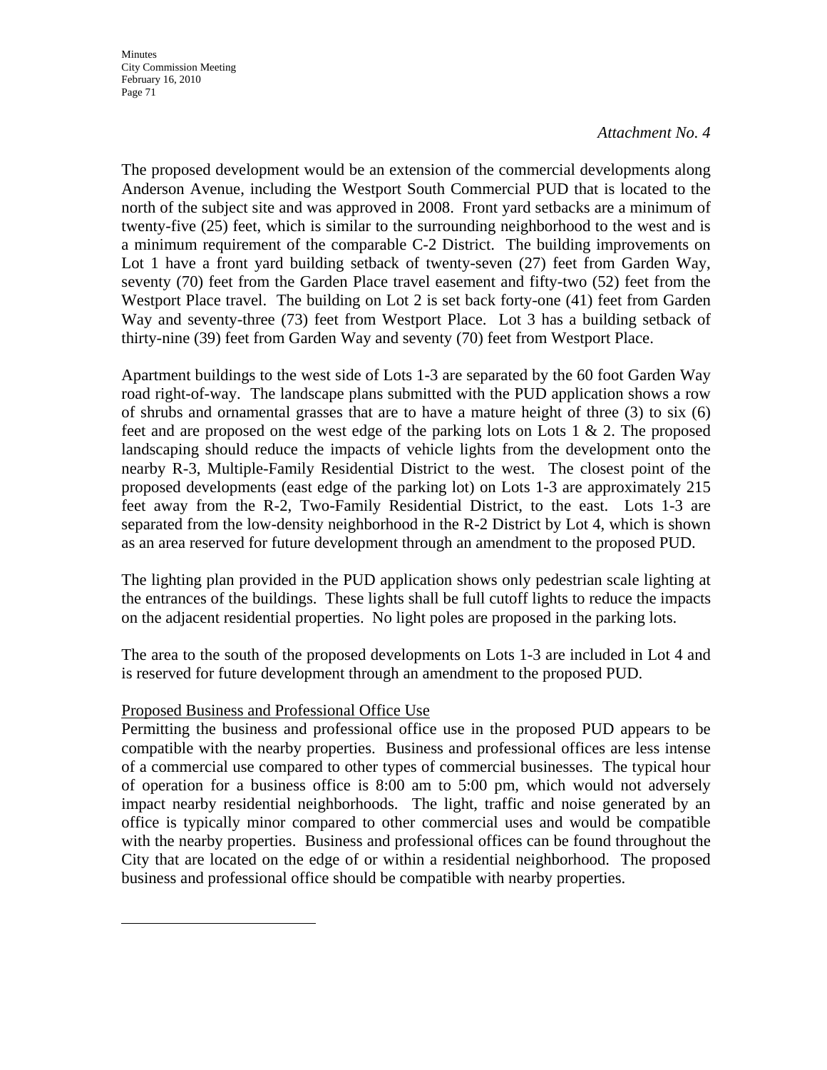*Attachment No. 4*

The proposed development would be an extension of the commercial developments along Anderson Avenue, including the Westport South Commercial PUD that is located to the north of the subject site and was approved in 2008. Front yard setbacks are a minimum of twenty-five (25) feet, which is similar to the surrounding neighborhood to the west and is a minimum requirement of the comparable C-2 District. The building improvements on Lot 1 have a front yard building setback of twenty-seven (27) feet from Garden Way, seventy (70) feet from the Garden Place travel easement and fifty-two (52) feet from the Westport Place travel. The building on Lot 2 is set back forty-one (41) feet from Garden Way and seventy-three (73) feet from Westport Place. Lot 3 has a building setback of thirty-nine (39) feet from Garden Way and seventy (70) feet from Westport Place.

Apartment buildings to the west side of Lots 1-3 are separated by the 60 foot Garden Way road right-of-way. The landscape plans submitted with the PUD application shows a row of shrubs and ornamental grasses that are to have a mature height of three (3) to six (6) feet and are proposed on the west edge of the parking lots on Lots 1 & 2. The proposed landscaping should reduce the impacts of vehicle lights from the development onto the nearby R-3, Multiple-Family Residential District to the west. The closest point of the proposed developments (east edge of the parking lot) on Lots 1-3 are approximately 215 feet away from the R-2, Two-Family Residential District, to the east. Lots 1-3 are separated from the low-density neighborhood in the R-2 District by Lot 4, which is shown as an area reserved for future development through an amendment to the proposed PUD.

The lighting plan provided in the PUD application shows only pedestrian scale lighting at the entrances of the buildings. These lights shall be full cutoff lights to reduce the impacts on the adjacent residential properties. No light poles are proposed in the parking lots.

The area to the south of the proposed developments on Lots 1-3 are included in Lot 4 and is reserved for future development through an amendment to the proposed PUD.

Proposed Business and Professional Office Use

Permitting the business and professional office use in the proposed PUD appears to be compatible with the nearby properties. Business and professional offices are less intense of a commercial use compared to other types of commercial businesses. The typical hour of operation for a business office is 8:00 am to 5:00 pm, which would not adversely impact nearby residential neighborhoods. The light, traffic and noise generated by an office is typically minor compared to other commercial uses and would be compatible with the nearby properties. Business and professional offices can be found throughout the City that are located on the edge of or within a residential neighborhood. The proposed business and professional office should be compatible with nearby properties.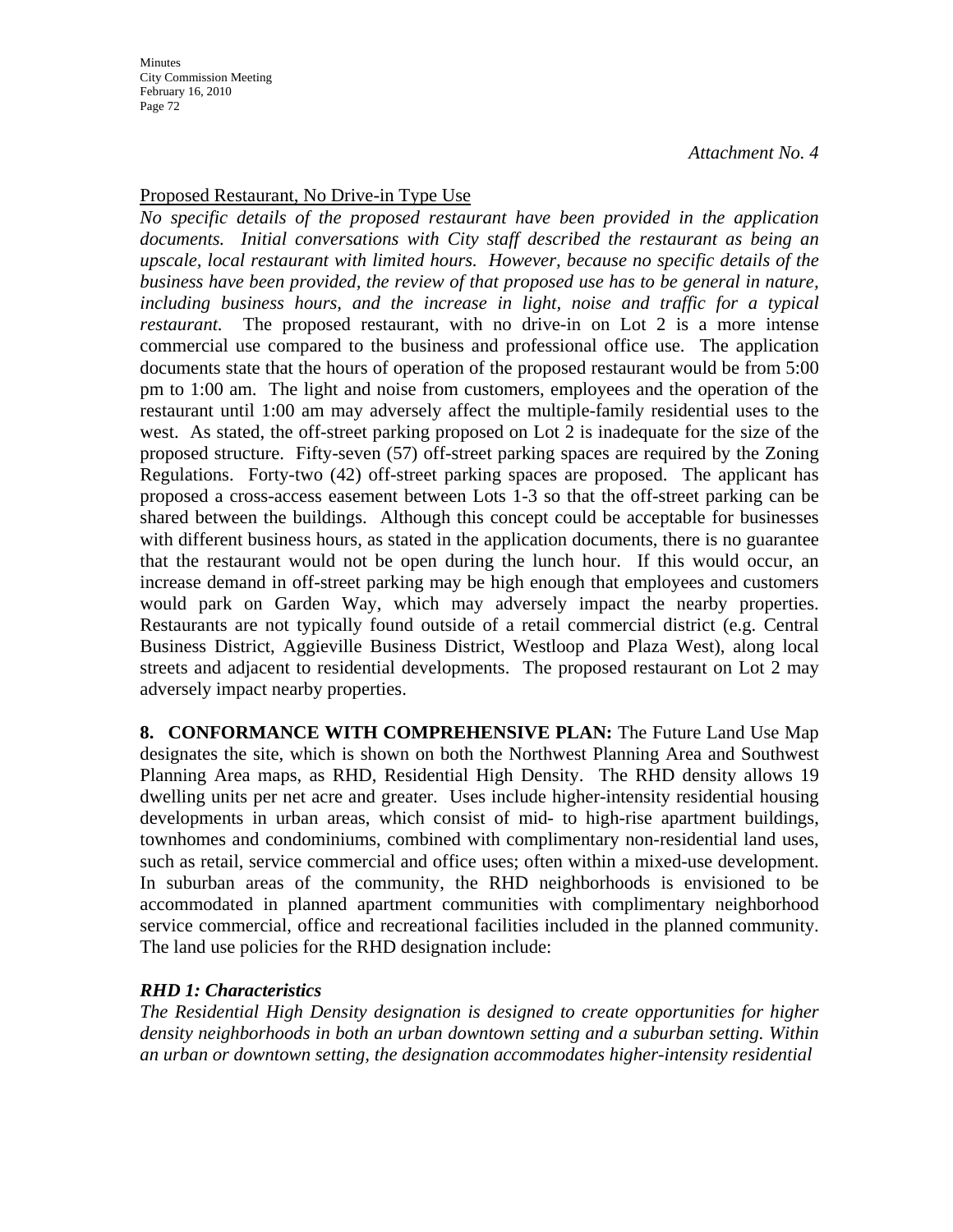*Attachment No. 4*

Proposed Restaurant, No Drive-in Type Use

*No specific details of the proposed restaurant have been provided in the application documents. Initial conversations with City staff described the restaurant as being an upscale, local restaurant with limited hours. However, because no specific details of the business have been provided, the review of that proposed use has to be general in nature, including business hours, and the increase in light, noise and traffic for a typical restaurant.* The proposed restaurant, with no drive-in on Lot 2 is a more intense commercial use compared to the business and professional office use. The application documents state that the hours of operation of the proposed restaurant would be from 5:00 pm to 1:00 am. The light and noise from customers, employees and the operation of the restaurant until 1:00 am may adversely affect the multiple-family residential uses to the west. As stated, the off-street parking proposed on Lot 2 is inadequate for the size of the proposed structure. Fifty-seven (57) off-street parking spaces are required by the Zoning Regulations. Forty-two (42) off-street parking spaces are proposed. The applicant has proposed a cross-access easement between Lots 1-3 so that the off-street parking can be shared between the buildings. Although this concept could be acceptable for businesses with different business hours, as stated in the application documents, there is no guarantee that the restaurant would not be open during the lunch hour. If this would occur, an increase demand in off-street parking may be high enough that employees and customers would park on Garden Way, which may adversely impact the nearby properties. Restaurants are not typically found outside of a retail commercial district (e.g. Central Business District, Aggieville Business District, Westloop and Plaza West), along local streets and adjacent to residential developments. The proposed restaurant on Lot 2 may adversely impact nearby properties.

**8. CONFORMANCE WITH COMPREHENSIVE PLAN:** The Future Land Use Map designates the site, which is shown on both the Northwest Planning Area and Southwest Planning Area maps, as RHD, Residential High Density. The RHD density allows 19 dwelling units per net acre and greater. Uses include higher-intensity residential housing developments in urban areas, which consist of mid- to high-rise apartment buildings, townhomes and condominiums, combined with complimentary non-residential land uses, such as retail, service commercial and office uses; often within a mixed-use development. In suburban areas of the community, the RHD neighborhoods is envisioned to be accommodated in planned apartment communities with complimentary neighborhood service commercial, office and recreational facilities included in the planned community. The land use policies for the RHD designation include:

***RHD 1: Characteristics***

*The Residential High Density designation is designed to create opportunities for higher density neighborhoods in both an urban downtown setting and a suburban setting. Within an urban or downtown setting, the designation accommodates higher-intensity residential*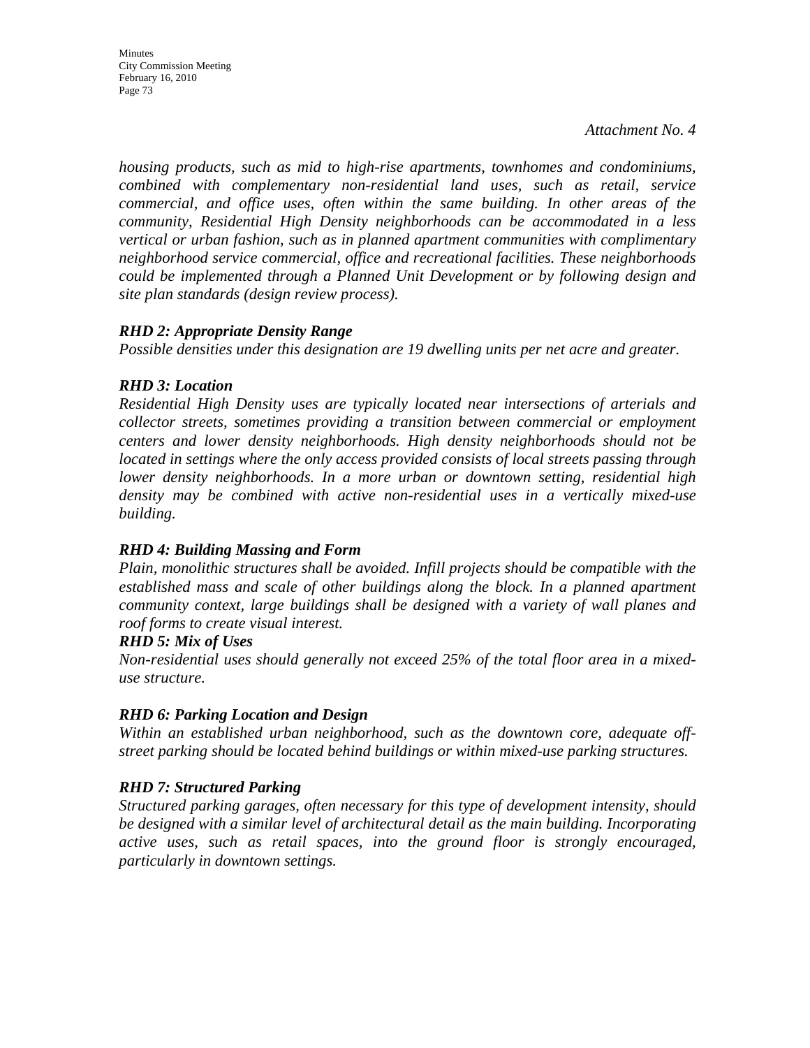*Attachment No. 4*

*housing products, such as mid to high-rise apartments, townhomes and condominiums, combined with complementary non-residential land uses, such as retail, service commercial, and office uses, often within the same building. In other areas of the community, Residential High Density neighborhoods can be accommodated in a less vertical or urban fashion, such as in planned apartment communities with complimentary neighborhood service commercial, office and recreational facilities. These neighborhoods could be implemented through a Planned Unit Development or by following design and site plan standards (design review process).*

***RHD 2: Appropriate Density Range***

*Possible densities under this designation are 19 dwelling units per net acre and greater.*

***RHD 3: Location***

*Residential High Density uses are typically located near intersections of arterials and collector streets, sometimes providing a transition between commercial or employment centers and lower density neighborhoods. High density neighborhoods should not be located in settings where the only access provided consists of local streets passing through lower density neighborhoods. In a more urban or downtown setting, residential high density may be combined with active non-residential uses in a vertically mixed-use building.*

***RHD 4: Building Massing and Form***

*Plain, monolithic structures shall be avoided. Infill projects should be compatible with the established mass and scale of other buildings along the block. In a planned apartment community context, large buildings shall be designed with a variety of wall planes and roof forms to create visual interest.*

***RHD 5: Mix of Uses***

*Non-residential uses should generally not exceed 25% of the total floor area in a mixed-use structure.*

***RHD 6: Parking Location and Design***

*Within an established urban neighborhood, such as the downtown core, adequate off-street parking should be located behind buildings or within mixed-use parking structures.*

***RHD 7: Structured Parking***

*Structured parking garages, often necessary for this type of development intensity, should be designed with a similar level of architectural detail as the main building. Incorporating active uses, such as retail spaces, into the ground floor is strongly encouraged, particularly in downtown settings.*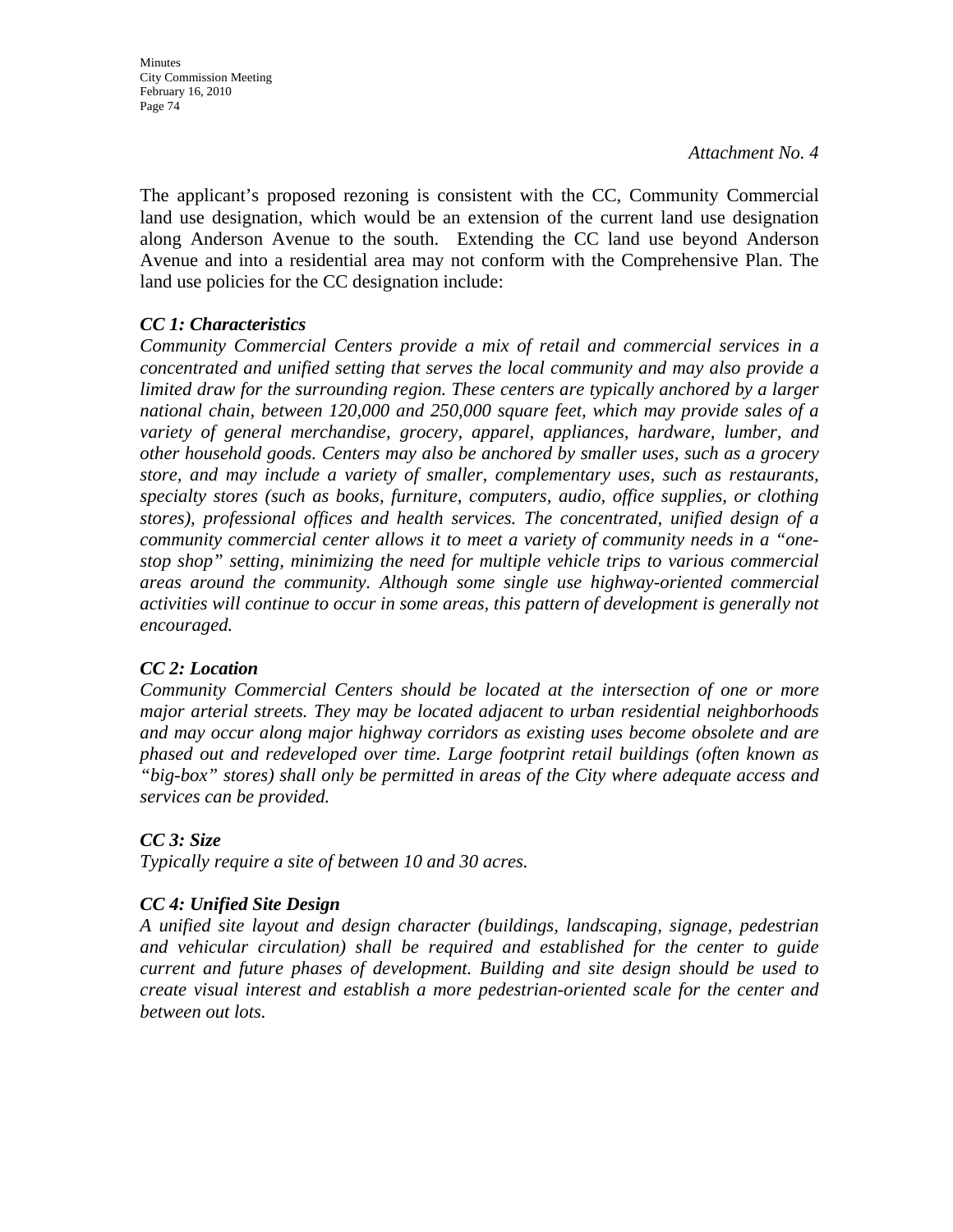*Attachment No. 4*

The applicant's proposed rezoning is consistent with the CC, Community Commercial land use designation, which would be an extension of the current land use designation along Anderson Avenue to the south. Extending the CC land use beyond Anderson Avenue and into a residential area may not conform with the Comprehensive Plan. The land use policies for the CC designation include:

***CC 1: Characteristics***

*Community Commercial Centers provide a mix of retail and commercial services in a concentrated and unified setting that serves the local community and may also provide a limited draw for the surrounding region. These centers are typically anchored by a larger national chain, between 120,000 and 250,000 square feet, which may provide sales of a variety of general merchandise, grocery, apparel, appliances, hardware, lumber, and other household goods. Centers may also be anchored by smaller uses, such as a grocery store, and may include a variety of smaller, complementary uses, such as restaurants, specialty stores (such as books, furniture, computers, audio, office supplies, or clothing stores), professional offices and health services. The concentrated, unified design of a community commercial center allows it to meet a variety of community needs in a "one-stop shop" setting, minimizing the need for multiple vehicle trips to various commercial areas around the community. Although some single use highway-oriented commercial activities will continue to occur in some areas, this pattern of development is generally not encouraged.*

***CC 2: Location***

*Community Commercial Centers should be located at the intersection of one or more major arterial streets. They may be located adjacent to urban residential neighborhoods and may occur along major highway corridors as existing uses become obsolete and are phased out and redeveloped over time. Large footprint retail buildings (often known as "big-box" stores) shall only be permitted in areas of the City where adequate access and services can be provided.*

***CC 3: Size***

*Typically require a site of between 10 and 30 acres.*

***CC 4: Unified Site Design***

*A unified site layout and design character (buildings, landscaping, signage, pedestrian and vehicular circulation) shall be required and established for the center to guide current and future phases of development. Building and site design should be used to create visual interest and establish a more pedestrian-oriented scale for the center and between out lots.*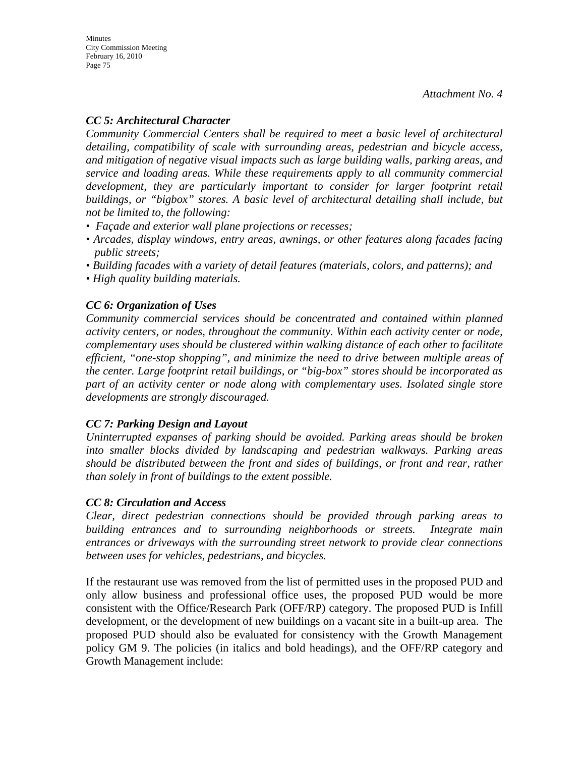*Attachment No. 4*

***CC 5: Architectural Character***

*Community Commercial Centers shall be required to meet a basic level of architectural detailing, compatibility of scale with surrounding areas, pedestrian and bicycle access, and mitigation of negative visual impacts such as large building walls, parking areas, and service and loading areas. While these requirements apply to all community commercial development, they are particularly important to consider for larger footprint retail buildings, or "bigbox" stores. A basic level of architectural detailing shall include, but not be limited to, the following:*

- *Façade and exterior wall plane projections or recesses;*
- *Arcades, display windows, entry areas, awnings, or other features along facades facing public streets;*
- *Building facades with a variety of detail features (materials, colors, and patterns); and*
- *High quality building materials.*

***CC 6: Organization of Uses***

*Community commercial services should be concentrated and contained within planned activity centers, or nodes, throughout the community. Within each activity center or node, complementary uses should be clustered within walking distance of each other to facilitate efficient, "one-stop shopping", and minimize the need to drive between multiple areas of the center. Large footprint retail buildings, or "big-box" stores should be incorporated as part of an activity center or node along with complementary uses. Isolated single store developments are strongly discouraged.*

***CC 7: Parking Design and Layout***

*Uninterrupted expanses of parking should be avoided. Parking areas should be broken into smaller blocks divided by landscaping and pedestrian walkways. Parking areas should be distributed between the front and sides of buildings, or front and rear, rather than solely in front of buildings to the extent possible.*

***CC 8: Circulation and Access***

*Clear, direct pedestrian connections should be provided through parking areas to building entrances and to surrounding neighborhoods or streets. Integrate main entrances or driveways with the surrounding street network to provide clear connections between uses for vehicles, pedestrians, and bicycles.*

If the restaurant use was removed from the list of permitted uses in the proposed PUD and only allow business and professional office uses, the proposed PUD would be more consistent with the Office/Research Park (OFF/RP) category. The proposed PUD is Infill development, or the development of new buildings on a vacant site in a built-up area. The proposed PUD should also be evaluated for consistency with the Growth Management policy GM 9. The policies (in italics and bold headings), and the OFF/RP category and Growth Management include: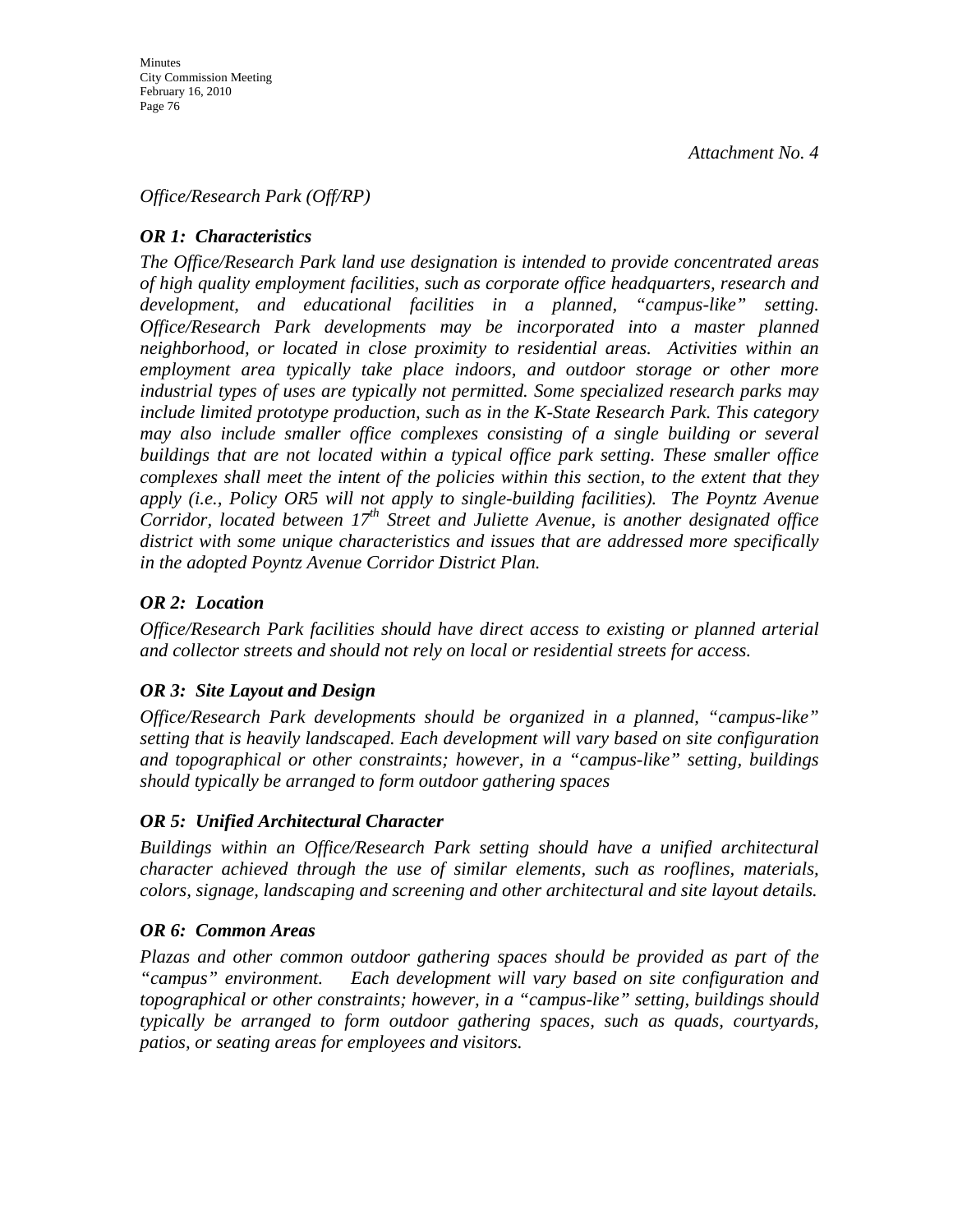*Attachment No. 4*

*Office/Research Park (Off/RP)*

***OR 1: Characteristics***

*The Office/Research Park land use designation is intended to provide concentrated areas of high quality employment facilities, such as corporate office headquarters, research and development, and educational facilities in a planned, "campus-like" setting. Office/Research Park developments may be incorporated into a master planned neighborhood, or located in close proximity to residential areas. Activities within an employment area typically take place indoors, and outdoor storage or other more industrial types of uses are typically not permitted. Some specialized research parks may include limited prototype production, such as in the K-State Research Park. This category may also include smaller office complexes consisting of a single building or several buildings that are not located within a typical office park setting. These smaller office complexes shall meet the intent of the policies within this section, to the extent that they apply (i.e., Policy OR5 will not apply to single-building facilities). The Poyntz Avenue Corridor, located between 17th Street and Juliette Avenue, is another designated office district with some unique characteristics and issues that are addressed more specifically in the adopted Poyntz Avenue Corridor District Plan.*

***OR 2: Location***

*Office/Research Park facilities should have direct access to existing or planned arterial and collector streets and should not rely on local or residential streets for access.*

***OR 3: Site Layout and Design***

*Office/Research Park developments should be organized in a planned, "campus-like" setting that is heavily landscaped. Each development will vary based on site configuration and topographical or other constraints; however, in a "campus-like" setting, buildings should typically be arranged to form outdoor gathering spaces*

***OR 5: Unified Architectural Character***

*Buildings within an Office/Research Park setting should have a unified architectural character achieved through the use of similar elements, such as rooflines, materials, colors, signage, landscaping and screening and other architectural and site layout details.*

***OR 6: Common Areas***

*Plazas and other common outdoor gathering spaces should be provided as part of the "campus" environment. Each development will vary based on site configuration and topographical or other constraints; however, in a "campus-like" setting, buildings should typically be arranged to form outdoor gathering spaces, such as quads, courtyards, patios, or seating areas for employees and visitors.*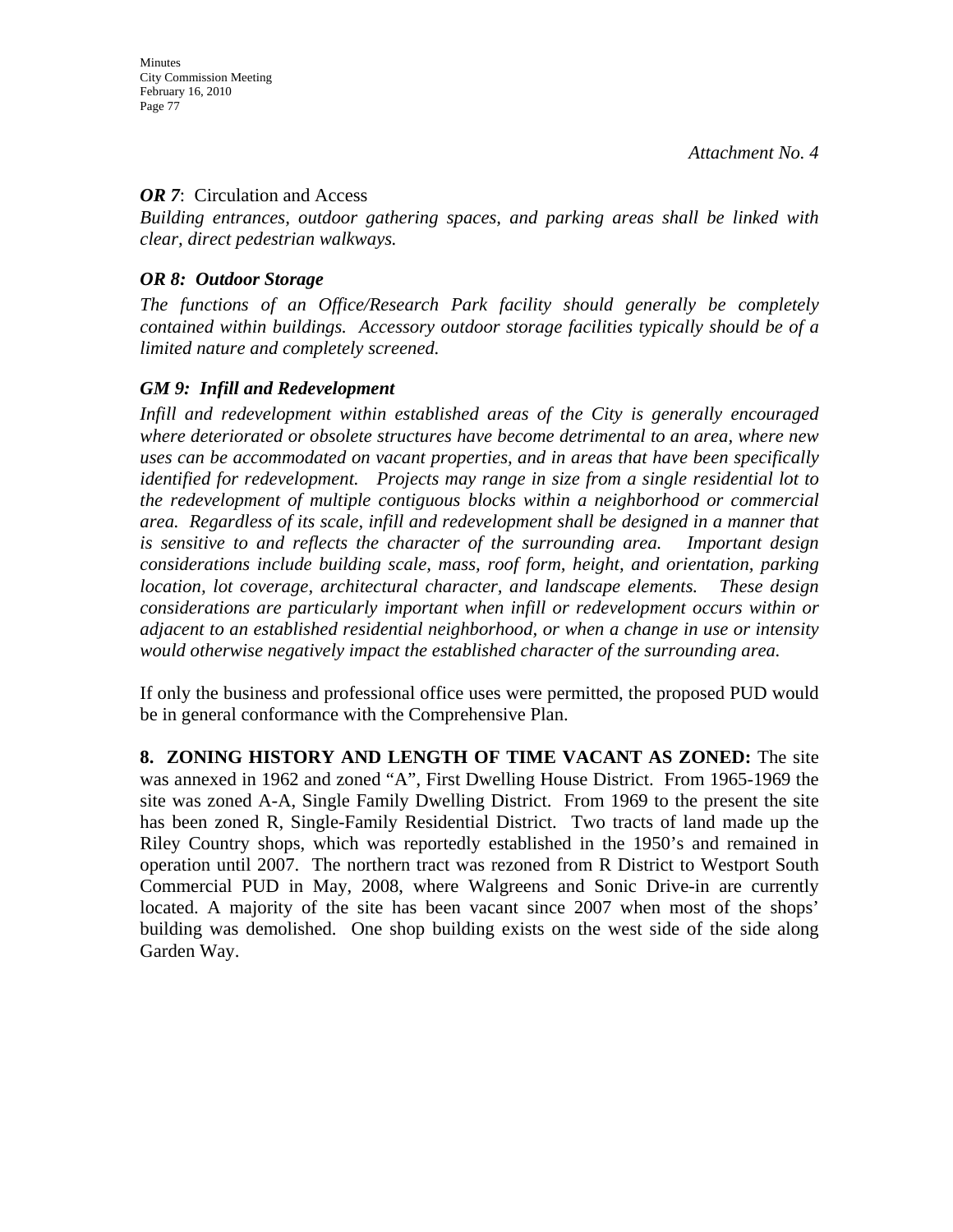*Attachment No. 4*

***OR 7***: Circulation and Access

*Building entrances, outdoor gathering spaces, and parking areas shall be linked with clear, direct pedestrian walkways.*

***OR 8: Outdoor Storage***

*The functions of an Office/Research Park facility should generally be completely contained within buildings. Accessory outdoor storage facilities typically should be of a limited nature and completely screened.*

***GM 9: Infill and Redevelopment***

*Infill and redevelopment within established areas of the City is generally encouraged where deteriorated or obsolete structures have become detrimental to an area, where new uses can be accommodated on vacant properties, and in areas that have been specifically identified for redevelopment. Projects may range in size from a single residential lot to the redevelopment of multiple contiguous blocks within a neighborhood or commercial area. Regardless of its scale, infill and redevelopment shall be designed in a manner that is sensitive to and reflects the character of the surrounding area. Important design considerations include building scale, mass, roof form, height, and orientation, parking location, lot coverage, architectural character, and landscape elements. These design considerations are particularly important when infill or redevelopment occurs within or adjacent to an established residential neighborhood, or when a change in use or intensity would otherwise negatively impact the established character of the surrounding area.*

If only the business and professional office uses were permitted, the proposed PUD would be in general conformance with the Comprehensive Plan.

**8. ZONING HISTORY AND LENGTH OF TIME VACANT AS ZONED:** The site was annexed in 1962 and zoned "A", First Dwelling House District. From 1965-1969 the site was zoned A-A, Single Family Dwelling District. From 1969 to the present the site has been zoned R, Single-Family Residential District. Two tracts of land made up the Riley Country shops, which was reportedly established in the 1950's and remained in operation until 2007. The northern tract was rezoned from R District to Westport South Commercial PUD in May, 2008, where Walgreens and Sonic Drive-in are currently located. A majority of the site has been vacant since 2007 when most of the shops' building was demolished. One shop building exists on the west side of the side along Garden Way.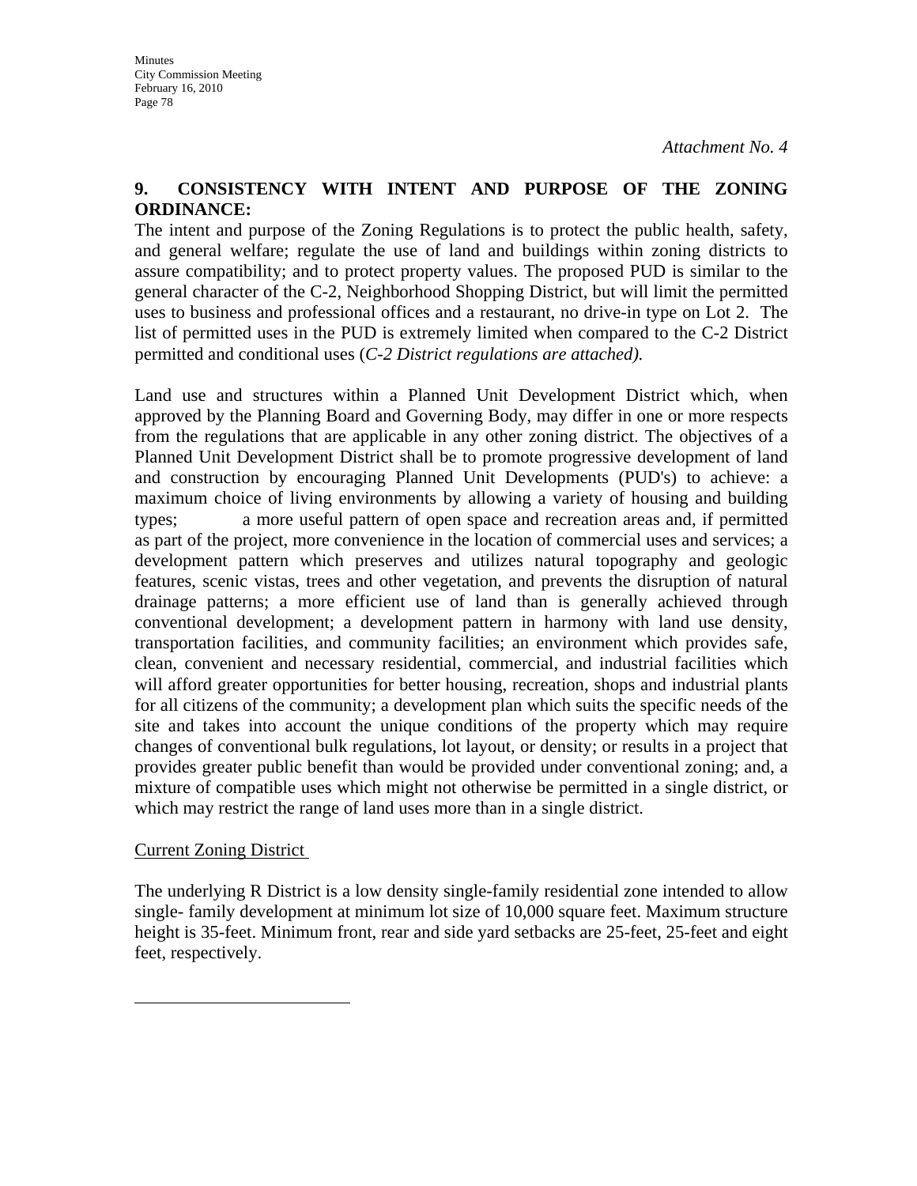*Attachment No. 4*

**9. CONSISTENCY WITH INTENT AND PURPOSE OF THE ZONING ORDINANCE:**

The intent and purpose of the Zoning Regulations is to protect the public health, safety, and general welfare; regulate the use of land and buildings within zoning districts to assure compatibility; and to protect property values. The proposed PUD is similar to the general character of the C-2, Neighborhood Shopping District, but will limit the permitted uses to business and professional offices and a restaurant, no drive-in type on Lot 2. The list of permitted uses in the PUD is extremely limited when compared to the C-2 District permitted and conditional uses (*C-2 District regulations are attached).*

Land use and structures within a Planned Unit Development District which, when approved by the Planning Board and Governing Body, may differ in one or more respects from the regulations that are applicable in any other zoning district. The objectives of a Planned Unit Development District shall be to promote progressive development of land and construction by encouraging Planned Unit Developments (PUD's) to achieve: a maximum choice of living environments by allowing a variety of housing and building types; a more useful pattern of open space and recreation areas and, if permitted as part of the project, more convenience in the location of commercial uses and services; a development pattern which preserves and utilizes natural topography and geologic features, scenic vistas, trees and other vegetation, and prevents the disruption of natural drainage patterns; a more efficient use of land than is generally achieved through conventional development; a development pattern in harmony with land use density, transportation facilities, and community facilities; an environment which provides safe, clean, convenient and necessary residential, commercial, and industrial facilities which will afford greater opportunities for better housing, recreation, shops and industrial plants for all citizens of the community; a development plan which suits the specific needs of the site and takes into account the unique conditions of the property which may require changes of conventional bulk regulations, lot layout, or density; or results in a project that provides greater public benefit than would be provided under conventional zoning; and, a mixture of compatible uses which might not otherwise be permitted in a single district, or which may restrict the range of land uses more than in a single district.

Current Zoning District

The underlying R District is a low density single-family residential zone intended to allow single- family development at minimum lot size of 10,000 square feet. Maximum structure height is 35-feet. Minimum front, rear and side yard setbacks are 25-feet, 25-feet and eight feet, respectively.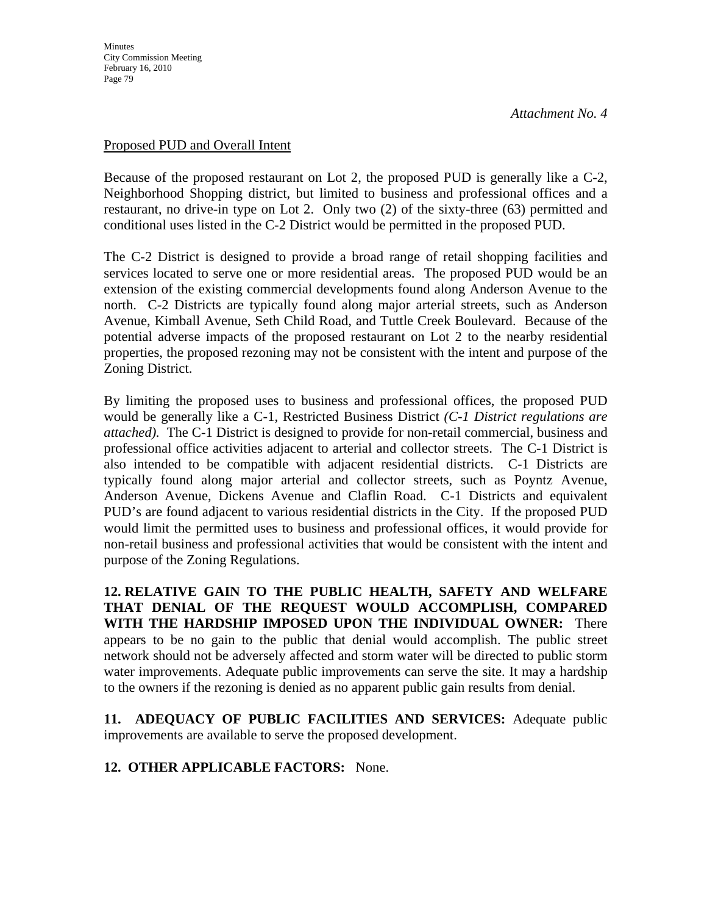*Attachment No. 4*

Proposed PUD and Overall Intent

Because of the proposed restaurant on Lot 2, the proposed PUD is generally like a C-2, Neighborhood Shopping district, but limited to business and professional offices and a restaurant, no drive-in type on Lot 2. Only two (2) of the sixty-three (63) permitted and conditional uses listed in the C-2 District would be permitted in the proposed PUD.

The C-2 District is designed to provide a broad range of retail shopping facilities and services located to serve one or more residential areas. The proposed PUD would be an extension of the existing commercial developments found along Anderson Avenue to the north. C-2 Districts are typically found along major arterial streets, such as Anderson Avenue, Kimball Avenue, Seth Child Road, and Tuttle Creek Boulevard. Because of the potential adverse impacts of the proposed restaurant on Lot 2 to the nearby residential properties, the proposed rezoning may not be consistent with the intent and purpose of the Zoning District.

By limiting the proposed uses to business and professional offices, the proposed PUD would be generally like a C-1, Restricted Business District *(C-1 District regulations are attached).* The C-1 District is designed to provide for non-retail commercial, business and professional office activities adjacent to arterial and collector streets. The C-1 District is also intended to be compatible with adjacent residential districts. C-1 Districts are typically found along major arterial and collector streets, such as Poyntz Avenue, Anderson Avenue, Dickens Avenue and Claflin Road. C-1 Districts and equivalent PUD's are found adjacent to various residential districts in the City. If the proposed PUD would limit the permitted uses to business and professional offices, it would provide for non-retail business and professional activities that would be consistent with the intent and purpose of the Zoning Regulations.

**12. RELATIVE GAIN TO THE PUBLIC HEALTH, SAFETY AND WELFARE THAT DENIAL OF THE REQUEST WOULD ACCOMPLISH, COMPARED WITH THE HARDSHIP IMPOSED UPON THE INDIVIDUAL OWNER:** There appears to be no gain to the public that denial would accomplish. The public street network should not be adversely affected and storm water will be directed to public storm water improvements. Adequate public improvements can serve the site. It may a hardship to the owners if the rezoning is denied as no apparent public gain results from denial.

**11. ADEQUACY OF PUBLIC FACILITIES AND SERVICES:** Adequate public improvements are available to serve the proposed development.

**12. OTHER APPLICABLE FACTORS:** None.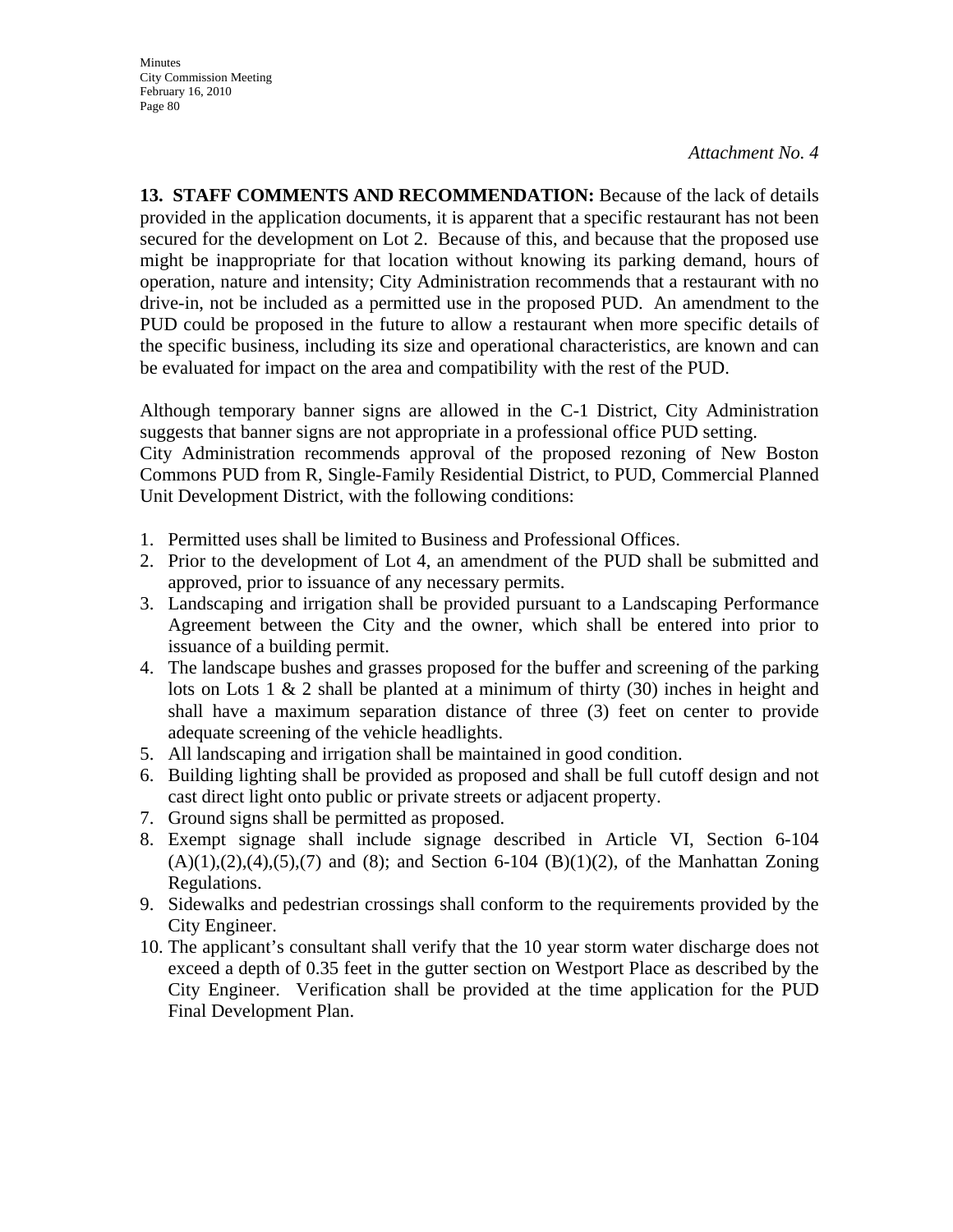*Attachment No. 4*

**13. STAFF COMMENTS AND RECOMMENDATION:** Because of the lack of details provided in the application documents, it is apparent that a specific restaurant has not been secured for the development on Lot 2. Because of this, and because that the proposed use might be inappropriate for that location without knowing its parking demand, hours of operation, nature and intensity; City Administration recommends that a restaurant with no drive-in, not be included as a permitted use in the proposed PUD. An amendment to the PUD could be proposed in the future to allow a restaurant when more specific details of the specific business, including its size and operational characteristics, are known and can be evaluated for impact on the area and compatibility with the rest of the PUD.

Although temporary banner signs are allowed in the C-1 District, City Administration suggests that banner signs are not appropriate in a professional office PUD setting.
City Administration recommends approval of the proposed rezoning of New Boston Commons PUD from R, Single-Family Residential District, to PUD, Commercial Planned Unit Development District, with the following conditions:

1. Permitted uses shall be limited to Business and Professional Offices.
2. Prior to the development of Lot 4, an amendment of the PUD shall be submitted and approved, prior to issuance of any necessary permits.
3. Landscaping and irrigation shall be provided pursuant to a Landscaping Performance Agreement between the City and the owner, which shall be entered into prior to issuance of a building permit.
4. The landscape bushes and grasses proposed for the buffer and screening of the parking lots on Lots 1 & 2 shall be planted at a minimum of thirty (30) inches in height and shall have a maximum separation distance of three (3) feet on center to provide adequate screening of the vehicle headlights.
5. All landscaping and irrigation shall be maintained in good condition.
6. Building lighting shall be provided as proposed and shall be full cutoff design and not cast direct light onto public or private streets or adjacent property.
7. Ground signs shall be permitted as proposed.
8. Exempt signage shall include signage described in Article VI, Section 6-104 (A)(1),(2),(4),(5),(7) and (8); and Section 6-104 (B)(1)(2), of the Manhattan Zoning Regulations.
9. Sidewalks and pedestrian crossings shall conform to the requirements provided by the City Engineer.
10. The applicant's consultant shall verify that the 10 year storm water discharge does not exceed a depth of 0.35 feet in the gutter section on Westport Place as described by the City Engineer. Verification shall be provided at the time application for the PUD Final Development Plan.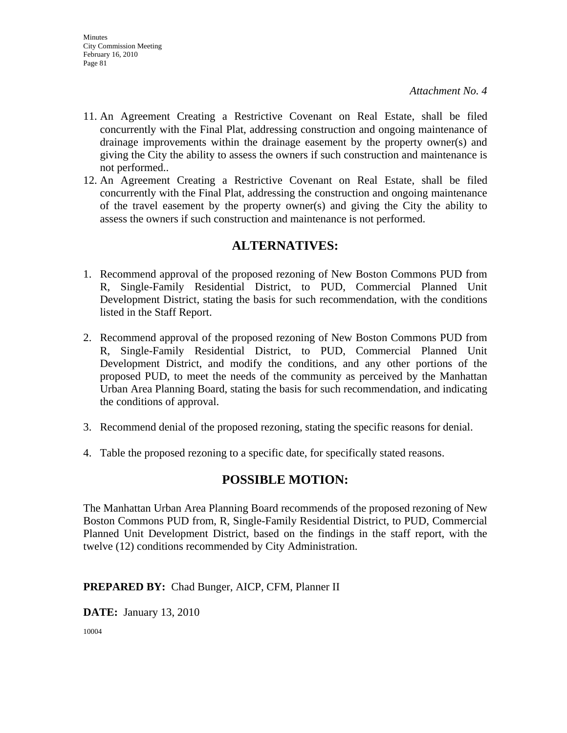*Attachment No. 4*

11. An Agreement Creating a Restrictive Covenant on Real Estate, shall be filed concurrently with the Final Plat, addressing construction and ongoing maintenance of drainage improvements within the drainage easement by the property owner(s) and giving the City the ability to assess the owners if such construction and maintenance is not performed..
12. An Agreement Creating a Restrictive Covenant on Real Estate, shall be filed concurrently with the Final Plat, addressing the construction and ongoing maintenance of the travel easement by the property owner(s) and giving the City the ability to assess the owners if such construction and maintenance is not performed.

## ALTERNATIVES:

1. Recommend approval of the proposed rezoning of New Boston Commons PUD from R, Single-Family Residential District, to PUD, Commercial Planned Unit Development District, stating the basis for such recommendation, with the conditions listed in the Staff Report.

2. Recommend approval of the proposed rezoning of New Boston Commons PUD from R, Single-Family Residential District, to PUD, Commercial Planned Unit Development District, and modify the conditions, and any other portions of the proposed PUD, to meet the needs of the community as perceived by the Manhattan Urban Area Planning Board, stating the basis for such recommendation, and indicating the conditions of approval.

3. Recommend denial of the proposed rezoning, stating the specific reasons for denial.

4. Table the proposed rezoning to a specific date, for specifically stated reasons.

## POSSIBLE MOTION:

The Manhattan Urban Area Planning Board recommends of the proposed rezoning of New Boston Commons PUD from, R, Single-Family Residential District, to PUD, Commercial Planned Unit Development District, based on the findings in the staff report, with the twelve (12) conditions recommended by City Administration.

**PREPARED BY:** Chad Bunger, AICP, CFM, Planner II

**DATE:** January 13, 2010

10004